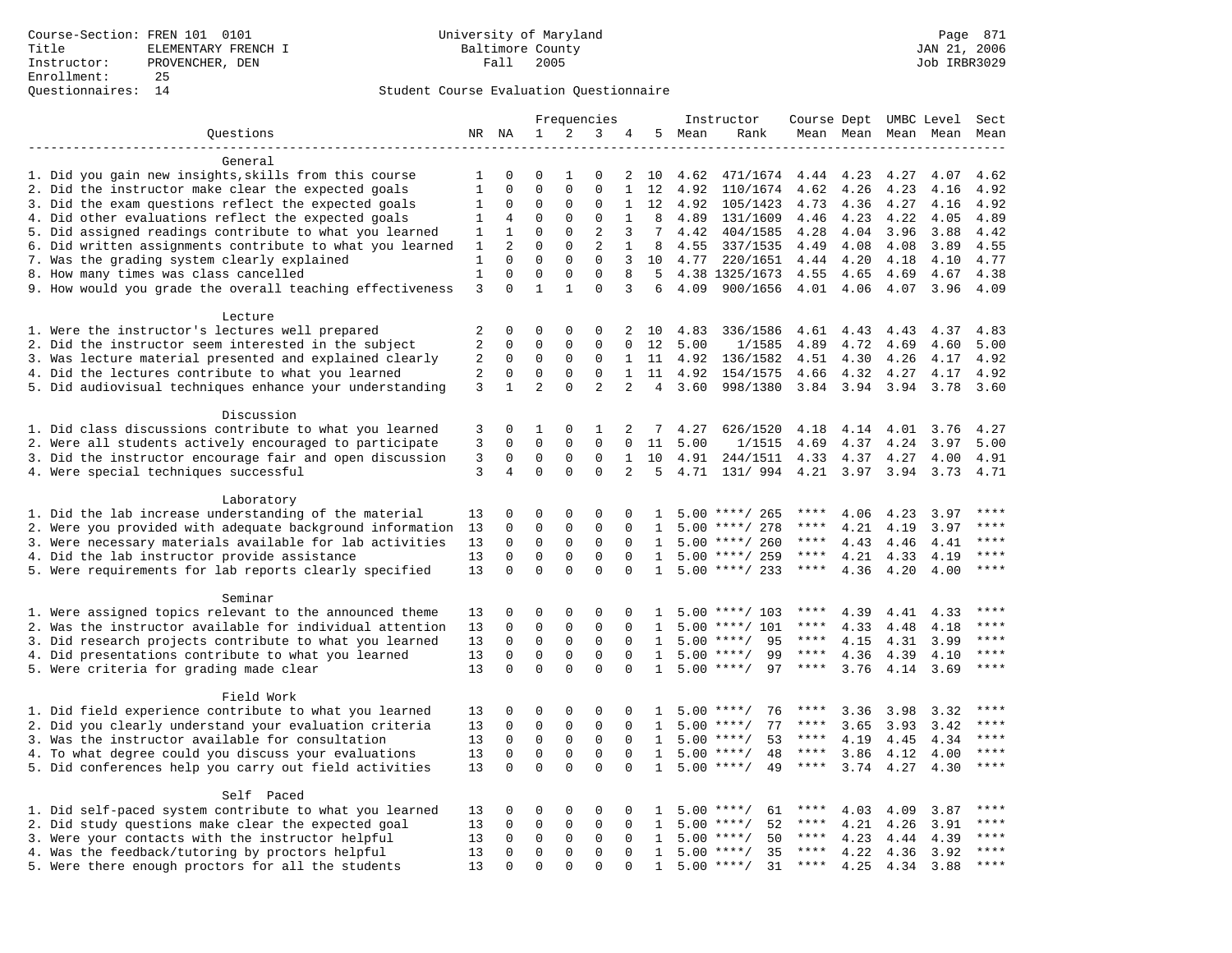Course-Section: FREN 101 0101
Title: ELEMENTARY FRENCH I
Instructor: PROVENCHER, DEN
Enrollment: 25
Questionnaires: 14

University of Maryland
Baltimore County
Fall 2005

JAN 21, 2006
Job IRBR3029

Student Course Evaluation Questionnaire

| Questions | NR | NA | 1 | 2 | 3 | 4 | 5 | Instructor Mean | Rank | Course Mean | Dept Mean | UMBC Mean | Level Mean | Sect Mean |
|---|---|---|---|---|---|---|---|---|---|---|---|---|---|---|
| **General** | | | | | | | | | | | | | | |
| 1. Did you gain new insights,skills from this course | 1 | 0 | 0 | 1 | 0 | 2 | 10 | 4.62 | 471/1674 | 4.44 | 4.23 | 4.27 | 4.07 | 4.62 |
| 2. Did the instructor make clear the expected goals | 1 | 0 | 0 | 0 | 0 | 1 | 12 | 4.92 | 110/1674 | 4.62 | 4.26 | 4.23 | 4.16 | 4.92 |
| 3. Did the exam questions reflect the expected goals | 1 | 0 | 0 | 0 | 0 | 1 | 12 | 4.92 | 105/1423 | 4.73 | 4.36 | 4.27 | 4.16 | 4.92 |
| 4. Did other evaluations reflect the expected goals | 1 | 4 | 0 | 0 | 0 | 1 | 8 | 4.89 | 131/1609 | 4.46 | 4.23 | 4.22 | 4.05 | 4.89 |
| 5. Did assigned readings contribute to what you learned | 1 | 1 | 0 | 0 | 2 | 3 | 7 | 4.42 | 404/1585 | 4.28 | 4.04 | 3.96 | 3.88 | 4.42 |
| 6. Did written assignments contribute to what you learned | 1 | 2 | 0 | 0 | 2 | 1 | 8 | 4.55 | 337/1535 | 4.49 | 4.08 | 4.08 | 3.89 | 4.55 |
| 7. Was the grading system clearly explained | 1 | 0 | 0 | 0 | 0 | 3 | 10 | 4.77 | 220/1651 | 4.44 | 4.20 | 4.18 | 4.10 | 4.77 |
| 8. How many times was class cancelled | 1 | 0 | 0 | 0 | 0 | 8 | 5 | 4.38 | 1325/1673 | 4.55 | 4.65 | 4.69 | 4.67 | 4.38 |
| 9. How would you grade the overall teaching effectiveness | 3 | 0 | 1 | 1 | 0 | 3 | 6 | 4.09 | 900/1656 | 4.01 | 4.06 | 4.07 | 3.96 | 4.09 |
| **Lecture** | | | | | | | | | | | | | | |
| 1. Were the instructor's lectures well prepared | 2 | 0 | 0 | 0 | 0 | 2 | 10 | 4.83 | 336/1586 | 4.61 | 4.43 | 4.43 | 4.37 | 4.83 |
| 2. Did the instructor seem interested in the subject | 2 | 0 | 0 | 0 | 0 | 0 | 12 | 5.00 | 1/1585 | 4.89 | 4.72 | 4.69 | 4.60 | 5.00 |
| 3. Was lecture material presented and explained clearly | 2 | 0 | 0 | 0 | 0 | 1 | 11 | 4.92 | 136/1582 | 4.51 | 4.30 | 4.26 | 4.17 | 4.92 |
| 4. Did the lectures contribute to what you learned | 2 | 0 | 0 | 0 | 0 | 1 | 11 | 4.92 | 154/1575 | 4.66 | 4.32 | 4.27 | 4.17 | 4.92 |
| 5. Did audiovisual techniques enhance your understanding | 3 | 1 | 2 | 0 | 2 | 2 | 4 | 3.60 | 998/1380 | 3.84 | 3.94 | 3.94 | 3.78 | 3.60 |
| **Discussion** | | | | | | | | | | | | | | |
| 1. Did class discussions contribute to what you learned | 3 | 0 | 1 | 0 | 1 | 2 | 7 | 4.27 | 626/1520 | 4.18 | 4.14 | 4.01 | 3.76 | 4.27 |
| 2. Were all students actively encouraged to participate | 3 | 0 | 0 | 0 | 0 | 0 | 11 | 5.00 | 1/1515 | 4.69 | 4.37 | 4.24 | 3.97 | 5.00 |
| 3. Did the instructor encourage fair and open discussion | 3 | 0 | 0 | 0 | 0 | 1 | 10 | 4.91 | 244/1511 | 4.33 | 4.37 | 4.27 | 4.00 | 4.91 |
| 4. Were special techniques successful | 3 | 4 | 0 | 0 | 0 | 2 | 5 | 4.71 | 131/ 994 | 4.21 | 3.97 | 3.94 | 3.73 | 4.71 |
| **Laboratory** | | | | | | | | | | | | | | |
| 1. Did the lab increase understanding of the material | 13 | 0 | 0 | 0 | 0 | 0 | 1 | 5.00 | ****/ 265 | **** | 4.06 | 4.23 | 3.97 | **** |
| 2. Were you provided with adequate background information | 13 | 0 | 0 | 0 | 0 | 0 | 1 | 5.00 | ****/ 278 | **** | 4.21 | 4.19 | 3.97 | **** |
| 3. Were necessary materials available for lab activities | 13 | 0 | 0 | 0 | 0 | 0 | 1 | 5.00 | ****/ 260 | **** | 4.43 | 4.46 | 4.41 | **** |
| 4. Did the lab instructor provide assistance | 13 | 0 | 0 | 0 | 0 | 0 | 1 | 5.00 | ****/ 259 | **** | 4.21 | 4.33 | 4.19 | **** |
| 5. Were requirements for lab reports clearly specified | 13 | 0 | 0 | 0 | 0 | 0 | 1 | 5.00 | ****/ 233 | **** | 4.36 | 4.20 | 4.00 | **** |
| **Seminar** | | | | | | | | | | | | | | |
| 1. Were assigned topics relevant to the announced theme | 13 | 0 | 0 | 0 | 0 | 0 | 1 | 5.00 | ****/ 103 | **** | 4.39 | 4.41 | 4.33 | **** |
| 2. Was the instructor available for individual attention | 13 | 0 | 0 | 0 | 0 | 0 | 1 | 5.00 | ****/ 101 | **** | 4.33 | 4.48 | 4.18 | **** |
| 3. Did research projects contribute to what you learned | 13 | 0 | 0 | 0 | 0 | 0 | 1 | 5.00 | ****/ 95 | **** | 4.15 | 4.31 | 3.99 | **** |
| 4. Did presentations contribute to what you learned | 13 | 0 | 0 | 0 | 0 | 0 | 1 | 5.00 | ****/ 99 | **** | 4.36 | 4.39 | 4.10 | **** |
| 5. Were criteria for grading made clear | 13 | 0 | 0 | 0 | 0 | 0 | 1 | 5.00 | ****/ 97 | **** | 3.76 | 4.14 | 3.69 | **** |
| **Field Work** | | | | | | | | | | | | | | |
| 1. Did field experience contribute to what you learned | 13 | 0 | 0 | 0 | 0 | 0 | 1 | 5.00 | ****/ 76 | **** | 3.36 | 3.98 | 3.32 | **** |
| 2. Did you clearly understand your evaluation criteria | 13 | 0 | 0 | 0 | 0 | 0 | 1 | 5.00 | ****/ 77 | **** | 3.65 | 3.93 | 3.42 | **** |
| 3. Was the instructor available for consultation | 13 | 0 | 0 | 0 | 0 | 0 | 1 | 5.00 | ****/ 53 | **** | 4.19 | 4.45 | 4.34 | **** |
| 4. To what degree could you discuss your evaluations | 13 | 0 | 0 | 0 | 0 | 0 | 1 | 5.00 | ****/ 48 | **** | 3.86 | 4.12 | 4.00 | **** |
| 5. Did conferences help you carry out field activities | 13 | 0 | 0 | 0 | 0 | 0 | 1 | 5.00 | ****/ 49 | **** | 3.74 | 4.27 | 4.30 | **** |
| **Self Paced** | | | | | | | | | | | | | | |
| 1. Did self-paced system contribute to what you learned | 13 | 0 | 0 | 0 | 0 | 0 | 1 | 5.00 | ****/ 61 | **** | 4.03 | 4.09 | 3.87 | **** |
| 2. Did study questions make clear the expected goal | 13 | 0 | 0 | 0 | 0 | 0 | 1 | 5.00 | ****/ 52 | **** | 4.21 | 4.26 | 3.91 | **** |
| 3. Were your contacts with the instructor helpful | 13 | 0 | 0 | 0 | 0 | 0 | 1 | 5.00 | ****/ 50 | **** | 4.23 | 4.44 | 4.39 | **** |
| 4. Was the feedback/tutoring by proctors helpful | 13 | 0 | 0 | 0 | 0 | 0 | 1 | 5.00 | ****/ 35 | **** | 4.22 | 4.36 | 3.92 | **** |
| 5. Were there enough proctors for all the students | 13 | 0 | 0 | 0 | 0 | 0 | 1 | 5.00 | ****/ 31 | **** | 4.25 | 4.34 | 3.88 | **** |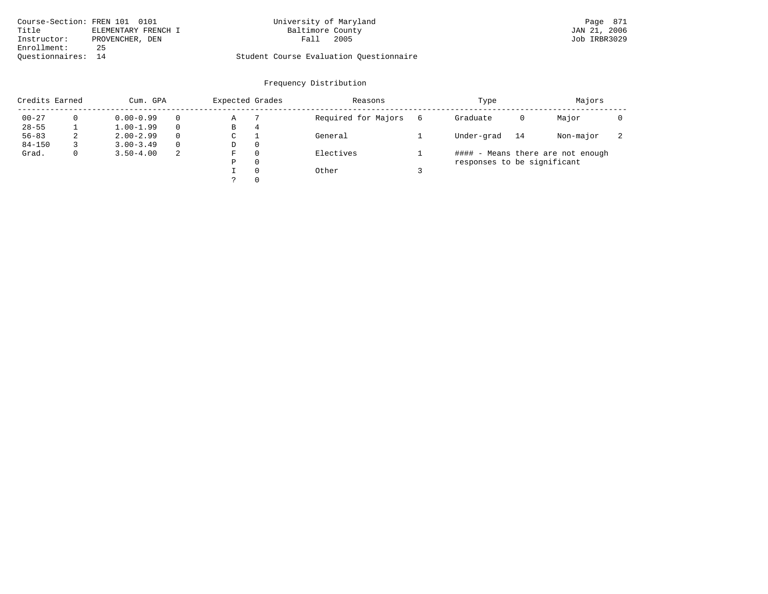Course-Section: FREN 101 0101
Title: ELEMENTARY FRENCH I
Instructor: PROVENCHER, DEN
Enrollment: 25
Questionnaires: 14

University of Maryland
Baltimore County
Fall 2005

JAN 21, 2006
Job IRBR3029

Student Course Evaluation Questionnaire

## Frequency Distribution

| Credits Earned | | Cum. GPA | | Expected Grades | | Reasons | | Type | | Majors | |
|---|---|---|---|---|---|---|---|---|---|---|---|
| 00-27 | 0 | 0.00-0.99 | 0 | A | 7 | Required for Majors | 6 | Graduate | 0 | Major | 0 |
| 28-55 | 1 | 1.00-1.99 | 0 | B | 4 | | | | | | |
| 56-83 | 2 | 2.00-2.99 | 0 | C | 1 | General | 1 | Under-grad | 14 | Non-major | 2 |
| 84-150 | 3 | 3.00-3.49 | 0 | D | 0 | | | | | | |
| Grad. | 0 | 3.50-4.00 | 2 | F | 0 | Electives | 1 | | | | |
| | | | | P | 0 | | | | | | |
| | | | | I | 0 | Other | 3 | | | | |
| | | | | ? | 0 | | | | | | |

#### - Means there are not enough responses to be significant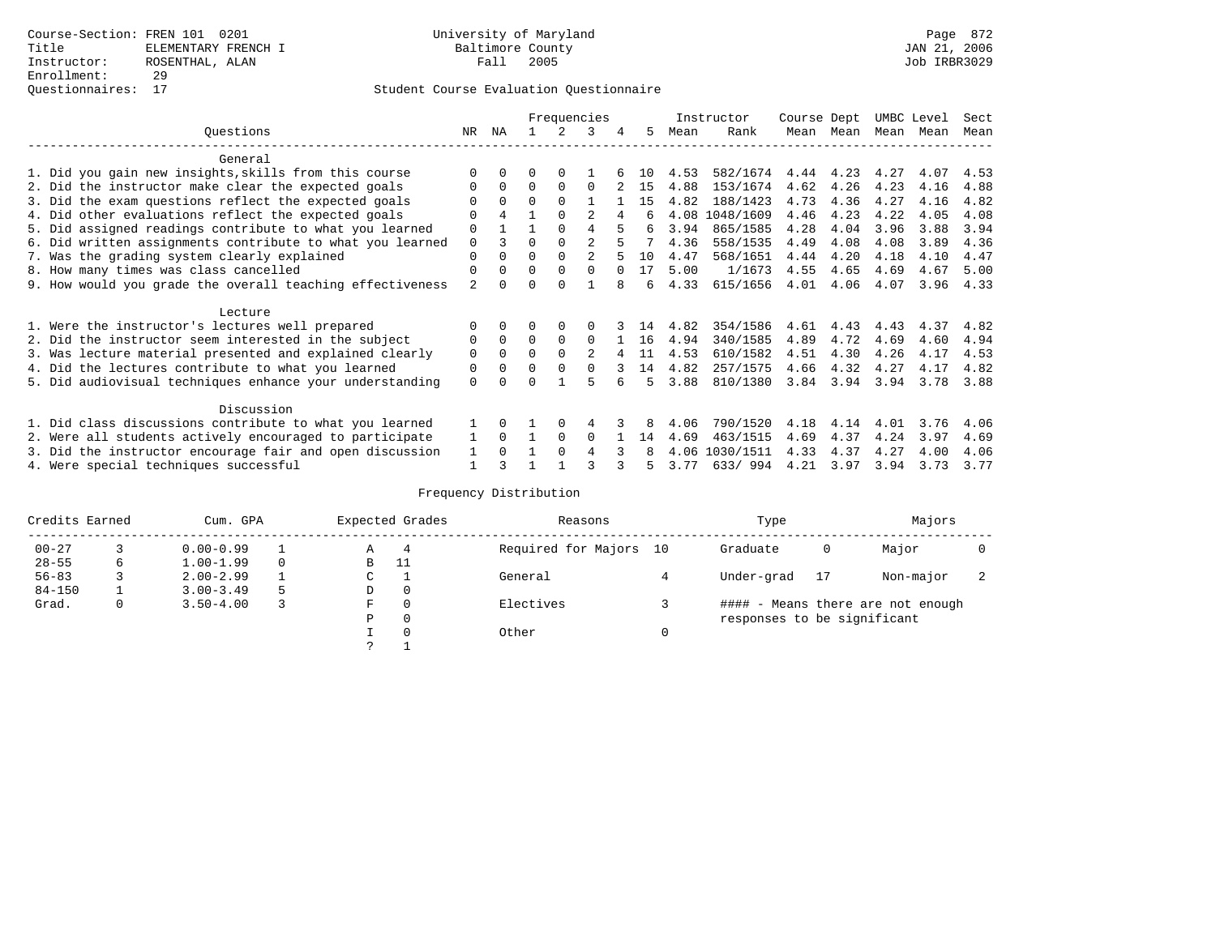Course-Section: FREN 101 0201
Title: ELEMENTARY FRENCH I
Instructor: ROSENTHAL, ALAN
Enrollment: 29
Questionnaires: 17

University of Maryland
Baltimore County
Fall 2005

JAN 21, 2006
Job IRBR3029

## Student Course Evaluation Questionnaire

| Questions | NR | NA | 1 | 2 | 3 | 4 | 5 | Instructor Mean | Instructor Rank | Course Mean | Dept Mean | UMBC Mean | Level Mean | Sect Mean |
|---|---|---|---|---|---|---|---|---|---|---|---|---|---|---|
| **General** | | | | | | | | | | | | | | |
| 1. Did you gain new insights,skills from this course | 0 | 0 | 0 | 0 | 1 | 6 | 10 | 4.53 | 582/1674 | 4.44 | 4.23 | 4.27 | 4.07 | 4.53 |
| 2. Did the instructor make clear the expected goals | 0 | 0 | 0 | 0 | 0 | 2 | 15 | 4.88 | 153/1674 | 4.62 | 4.26 | 4.23 | 4.16 | 4.88 |
| 3. Did the exam questions reflect the expected goals | 0 | 0 | 0 | 0 | 1 | 1 | 15 | 4.82 | 188/1423 | 4.73 | 4.36 | 4.27 | 4.16 | 4.82 |
| 4. Did other evaluations reflect the expected goals | 0 | 4 | 1 | 0 | 2 | 4 | 6 | 4.08 | 1048/1609 | 4.46 | 4.23 | 4.22 | 4.05 | 4.08 |
| 5. Did assigned readings contribute to what you learned | 0 | 1 | 1 | 0 | 4 | 5 | 6 | 3.94 | 865/1585 | 4.28 | 4.04 | 3.96 | 3.88 | 3.94 |
| 6. Did written assignments contribute to what you learned | 0 | 3 | 0 | 0 | 2 | 5 | 7 | 4.36 | 558/1535 | 4.49 | 4.08 | 4.08 | 3.89 | 4.36 |
| 7. Was the grading system clearly explained | 0 | 0 | 0 | 0 | 2 | 5 | 10 | 4.47 | 568/1651 | 4.44 | 4.20 | 4.18 | 4.10 | 4.47 |
| 8. How many times was class cancelled | 0 | 0 | 0 | 0 | 0 | 0 | 17 | 5.00 | 1/1673 | 4.55 | 4.65 | 4.69 | 4.67 | 5.00 |
| 9. How would you grade the overall teaching effectiveness | 2 | 0 | 0 | 0 | 1 | 8 | 6 | 4.33 | 615/1656 | 4.01 | 4.06 | 4.07 | 3.96 | 4.33 |
| **Lecture** | | | | | | | | | | | | | | |
| 1. Were the instructor's lectures well prepared | 0 | 0 | 0 | 0 | 0 | 3 | 14 | 4.82 | 354/1586 | 4.61 | 4.43 | 4.43 | 4.37 | 4.82 |
| 2. Did the instructor seem interested in the subject | 0 | 0 | 0 | 0 | 0 | 1 | 16 | 4.94 | 340/1585 | 4.89 | 4.72 | 4.69 | 4.60 | 4.94 |
| 3. Was lecture material presented and explained clearly | 0 | 0 | 0 | 0 | 2 | 4 | 11 | 4.53 | 610/1582 | 4.51 | 4.30 | 4.26 | 4.17 | 4.53 |
| 4. Did the lectures contribute to what you learned | 0 | 0 | 0 | 0 | 0 | 3 | 14 | 4.82 | 257/1575 | 4.66 | 4.32 | 4.27 | 4.17 | 4.82 |
| 5. Did audiovisual techniques enhance your understanding | 0 | 0 | 0 | 1 | 5 | 6 | 5 | 3.88 | 810/1380 | 3.84 | 3.94 | 3.94 | 3.78 | 3.88 |
| **Discussion** | | | | | | | | | | | | | | |
| 1. Did class discussions contribute to what you learned | 1 | 0 | 1 | 0 | 4 | 3 | 8 | 4.06 | 790/1520 | 4.18 | 4.14 | 4.01 | 3.76 | 4.06 |
| 2. Were all students actively encouraged to participate | 1 | 0 | 1 | 0 | 0 | 1 | 14 | 4.69 | 463/1515 | 4.69 | 4.37 | 4.24 | 3.97 | 4.69 |
| 3. Did the instructor encourage fair and open discussion | 1 | 0 | 1 | 0 | 4 | 3 | 8 | 4.06 | 1030/1511 | 4.33 | 4.37 | 4.27 | 4.00 | 4.06 |
| 4. Were special techniques successful | 1 | 3 | 1 | 1 | 3 | 3 | 5 | 3.77 | 633/ 994 | 4.21 | 3.97 | 3.94 | 3.73 | 3.77 |

## Frequency Distribution

| Credits Earned | | Cum. GPA | | Expected Grades | | Reasons | | Type | | Majors | |
|---|---|---|---|---|---|---|---|---|---|---|---|
| 00-27 | 3 | 0.00-0.99 | 1 | A | 4 | Required for Majors | 10 | Graduate | 0 | Major | 0 |
| 28-55 | 6 | 1.00-1.99 | 0 | B | 11 | | | | | | |
| 56-83 | 3 | 2.00-2.99 | 1 | C | 1 | General | 4 | Under-grad | 17 | Non-major | 2 |
| 84-150 | 1 | 3.00-3.49 | 5 | D | 0 | | | | | | |
| Grad. | 0 | 3.50-4.00 | 3 | F | 0 | Electives | 3 | | | | |
| | | | | P | 0 | | | | | | |
| | | | | I | 0 | Other | 0 | | | | |
| | | | | ? | 1 | | | | | | |

#### - Means there are not enough responses to be significant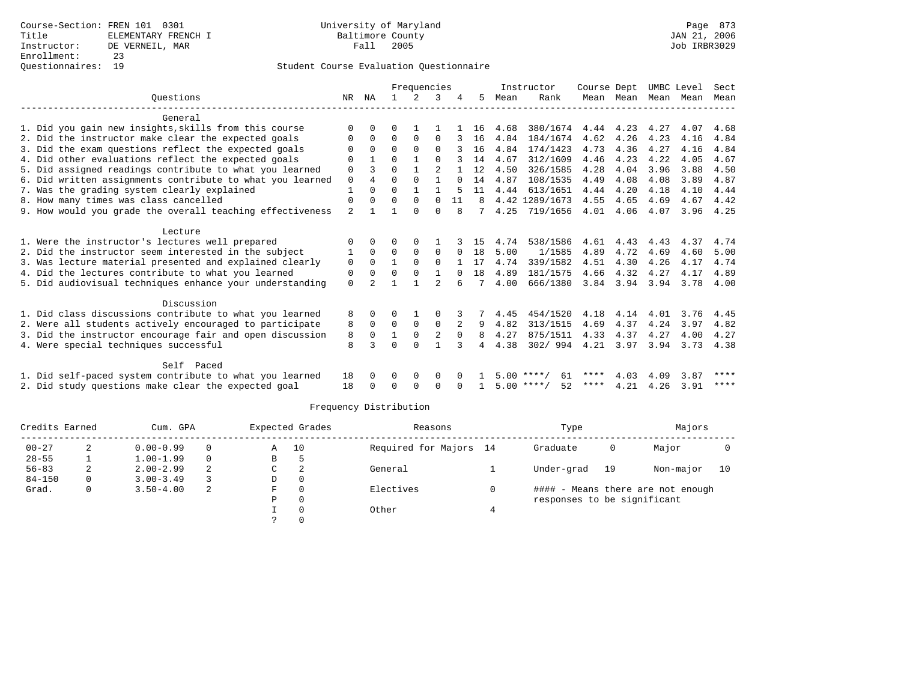Course-Section: FREN 101 0301
Title: ELEMENTARY FRENCH I
Instructor: DE VERNEIL, MAR
Enrollment: 23
Questionnaires: 19

University of Maryland
Baltimore County
Fall 2005

Student Course Evaluation Questionnaire

| Questions | NR | NA | 1 | 2 | 3 | 4 | 5 | Instructor Mean | Instructor Rank | Course Mean | Dept Mean | UMBC Mean | Level Mean | Sect Mean |
|---|---|---|---|---|---|---|---|---|---|---|---|---|---|---|
| **General** | | | | | | | | | | | | | | |
| 1. Did you gain new insights,skills from this course | 0 | 0 | 0 | 1 | 1 | 1 | 16 | 4.68 | 380/1674 | 4.44 | 4.23 | 4.27 | 4.07 | 4.68 |
| 2. Did the instructor make clear the expected goals | 0 | 0 | 0 | 0 | 0 | 3 | 16 | 4.84 | 184/1674 | 4.62 | 4.26 | 4.23 | 4.16 | 4.84 |
| 3. Did the exam questions reflect the expected goals | 0 | 0 | 0 | 0 | 0 | 3 | 16 | 4.84 | 174/1423 | 4.73 | 4.36 | 4.27 | 4.16 | 4.84 |
| 4. Did other evaluations reflect the expected goals | 0 | 1 | 0 | 1 | 0 | 3 | 14 | 4.67 | 312/1609 | 4.46 | 4.23 | 4.22 | 4.05 | 4.67 |
| 5. Did assigned readings contribute to what you learned | 0 | 3 | 0 | 1 | 2 | 1 | 12 | 4.50 | 326/1585 | 4.28 | 4.04 | 3.96 | 3.88 | 4.50 |
| 6. Did written assignments contribute to what you learned | 0 | 4 | 0 | 0 | 1 | 0 | 14 | 4.87 | 108/1535 | 4.49 | 4.08 | 4.08 | 3.89 | 4.87 |
| 7. Was the grading system clearly explained | 1 | 0 | 0 | 1 | 1 | 5 | 11 | 4.44 | 613/1651 | 4.44 | 4.20 | 4.18 | 4.10 | 4.44 |
| 8. How many times was class cancelled | 0 | 0 | 0 | 0 | 0 | 11 | 8 | 4.42 | 1289/1673 | 4.55 | 4.65 | 4.69 | 4.67 | 4.42 |
| 9. How would you grade the overall teaching effectiveness | 2 | 1 | 1 | 0 | 0 | 8 | 7 | 4.25 | 719/1656 | 4.01 | 4.06 | 4.07 | 3.96 | 4.25 |
| **Lecture** | | | | | | | | | | | | | | |
| 1. Were the instructor's lectures well prepared | 0 | 0 | 0 | 0 | 1 | 3 | 15 | 4.74 | 538/1586 | 4.61 | 4.43 | 4.43 | 4.37 | 4.74 |
| 2. Did the instructor seem interested in the subject | 1 | 0 | 0 | 0 | 0 | 0 | 18 | 5.00 | 1/1585 | 4.89 | 4.72 | 4.69 | 4.60 | 5.00 |
| 3. Was lecture material presented and explained clearly | 0 | 0 | 1 | 0 | 0 | 1 | 17 | 4.74 | 339/1582 | 4.51 | 4.30 | 4.26 | 4.17 | 4.74 |
| 4. Did the lectures contribute to what you learned | 0 | 0 | 0 | 0 | 1 | 0 | 18 | 4.89 | 181/1575 | 4.66 | 4.32 | 4.27 | 4.17 | 4.89 |
| 5. Did audiovisual techniques enhance your understanding | 0 | 2 | 1 | 1 | 2 | 6 | 7 | 4.00 | 666/1380 | 3.84 | 3.94 | 3.94 | 3.78 | 4.00 |
| **Discussion** | | | | | | | | | | | | | | |
| 1. Did class discussions contribute to what you learned | 8 | 0 | 0 | 1 | 0 | 3 | 7 | 4.45 | 454/1520 | 4.18 | 4.14 | 4.01 | 3.76 | 4.45 |
| 2. Were all students actively encouraged to participate | 8 | 0 | 0 | 0 | 0 | 2 | 9 | 4.82 | 313/1515 | 4.69 | 4.37 | 4.24 | 3.97 | 4.82 |
| 3. Did the instructor encourage fair and open discussion | 8 | 0 | 1 | 0 | 2 | 0 | 8 | 4.27 | 875/1511 | 4.33 | 4.37 | 4.27 | 4.00 | 4.27 |
| 4. Were special techniques successful | 8 | 3 | 0 | 0 | 1 | 3 | 4 | 4.38 | 302/ 994 | 4.21 | 3.97 | 3.94 | 3.73 | 4.38 |
| **Self Paced** | | | | | | | | | | | | | | |
| 1. Did self-paced system contribute to what you learned | 18 | 0 | 0 | 0 | 0 | 0 | 1 | 5.00 | ****/ 61 | **** | 4.03 | 4.09 | 3.87 | **** |
| 2. Did study questions make clear the expected goal | 18 | 0 | 0 | 0 | 0 | 0 | 1 | 5.00 | ****/ 52 | **** | 4.21 | 4.26 | 3.91 | **** |

## Frequency Distribution

| Credits Earned | | Cum. GPA | | Expected Grades | | Reasons | | Type | | Majors | |
|---|---|---|---|---|---|---|---|---|---|---|---|
| 00-27 | 2 | 0.00-0.99 | 0 | A | 10 | Required for Majors | 14 | Graduate | 0 | Major | 0 |
| 28-55 | 1 | 1.00-1.99 | 0 | B | 5 | | | | | | |
| 56-83 | 2 | 2.00-2.99 | 2 | C | 2 | General | 1 | Under-grad | 19 | Non-major | 10 |
| 84-150 | 0 | 3.00-3.49 | 3 | D | 0 | | | | | | |
| Grad. | 0 | 3.50-4.00 | 2 | F | 0 | Electives | 0 | | | | |
| | | | | P | 0 | | | | | | |
| | | | | I | 0 | Other | 4 | | | | |
| | | | | ? | 0 | | | | | | |

#### - Means there are not enough responses to be significant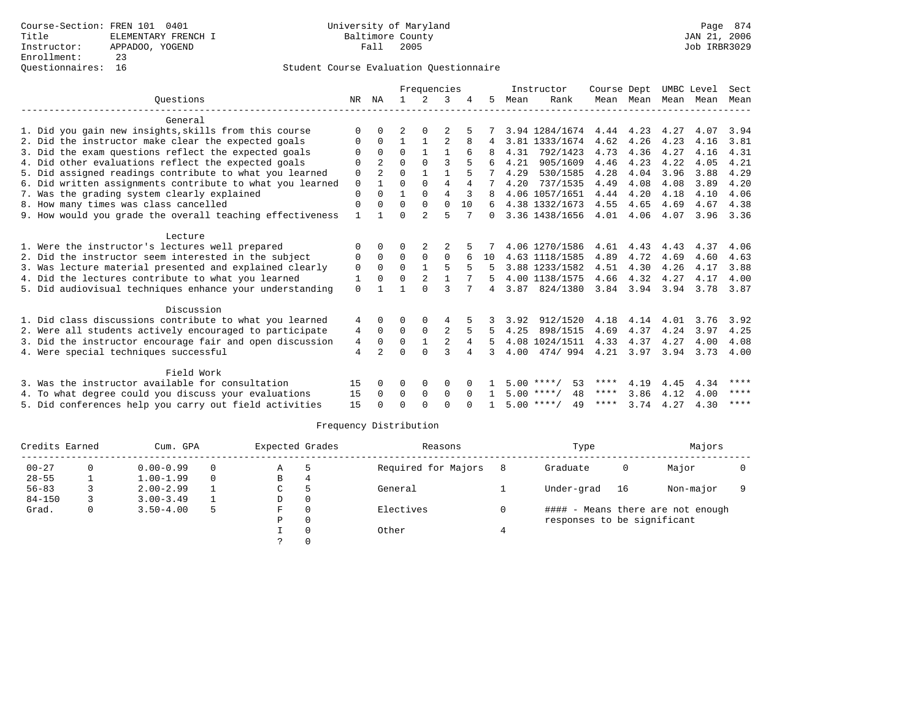Course-Section: FREN 101 0401
Title: ELEMENTARY FRENCH I
Instructor: APPADOO, YOGEND
Enrollment: 23
Questionnaires: 16

University of Maryland
Baltimore County
Fall 2005

JAN 21, 2006
Job IRBR3029

## Student Course Evaluation Questionnaire

| Questions | NR | NA | 1 | 2 | 3 | 4 | 5 | Instructor Mean | Instructor Rank | Course Mean | Dept Mean | UMBC Level Mean | Level Mean | Sect Mean |
|---|---|---|---|---|---|---|---|---|---|---|---|---|---|---|
| **General** | | | | | | | | | | | | | | |
| 1. Did you gain new insights,skills from this course | 0 | 0 | 2 | 0 | 2 | 5 | 7 | 3.94 | 1284/1674 | 4.44 | 4.23 | 4.27 | 4.07 | 3.94 |
| 2. Did the instructor make clear the expected goals | 0 | 0 | 1 | 1 | 2 | 8 | 4 | 3.81 | 1333/1674 | 4.62 | 4.26 | 4.23 | 4.16 | 3.81 |
| 3. Did the exam questions reflect the expected goals | 0 | 0 | 0 | 1 | 1 | 6 | 8 | 4.31 | 792/1423 | 4.73 | 4.36 | 4.27 | 4.16 | 4.31 |
| 4. Did other evaluations reflect the expected goals | 0 | 2 | 0 | 0 | 3 | 5 | 6 | 4.21 | 905/1609 | 4.46 | 4.23 | 4.22 | 4.05 | 4.21 |
| 5. Did assigned readings contribute to what you learned | 0 | 2 | 0 | 1 | 1 | 5 | 7 | 4.29 | 530/1585 | 4.28 | 4.04 | 3.96 | 3.88 | 4.29 |
| 6. Did written assignments contribute to what you learned | 0 | 1 | 0 | 0 | 4 | 4 | 7 | 4.20 | 737/1535 | 4.49 | 4.08 | 4.08 | 3.89 | 4.20 |
| 7. Was the grading system clearly explained | 0 | 0 | 1 | 0 | 4 | 3 | 8 | 4.06 | 1057/1651 | 4.44 | 4.20 | 4.18 | 4.10 | 4.06 |
| 8. How many times was class cancelled | 0 | 0 | 0 | 0 | 0 | 10 | 6 | 4.38 | 1332/1673 | 4.55 | 4.65 | 4.69 | 4.67 | 4.38 |
| 9. How would you grade the overall teaching effectiveness | 1 | 1 | 0 | 2 | 5 | 7 | 0 | 3.36 | 1438/1656 | 4.01 | 4.06 | 4.07 | 3.96 | 3.36 |
| **Lecture** | | | | | | | | | | | | | | |
| 1. Were the instructor's lectures well prepared | 0 | 0 | 0 | 2 | 2 | 5 | 7 | 4.06 | 1270/1586 | 4.61 | 4.43 | 4.43 | 4.37 | 4.06 |
| 2. Did the instructor seem interested in the subject | 0 | 0 | 0 | 0 | 0 | 6 | 10 | 4.63 | 1118/1585 | 4.89 | 4.72 | 4.69 | 4.60 | 4.63 |
| 3. Was lecture material presented and explained clearly | 0 | 0 | 0 | 1 | 5 | 5 | 5 | 3.88 | 1233/1582 | 4.51 | 4.30 | 4.26 | 4.17 | 3.88 |
| 4. Did the lectures contribute to what you learned | 1 | 0 | 0 | 2 | 1 | 7 | 5 | 4.00 | 1138/1575 | 4.66 | 4.32 | 4.27 | 4.17 | 4.00 |
| 5. Did audiovisual techniques enhance your understanding | 0 | 1 | 1 | 0 | 3 | 7 | 4 | 3.87 | 824/1380 | 3.84 | 3.94 | 3.94 | 3.78 | 3.87 |
| **Discussion** | | | | | | | | | | | | | | |
| 1. Did class discussions contribute to what you learned | 4 | 0 | 0 | 0 | 4 | 5 | 3 | 3.92 | 912/1520 | 4.18 | 4.14 | 4.01 | 3.76 | 3.92 |
| 2. Were all students actively encouraged to participate | 4 | 0 | 0 | 0 | 2 | 5 | 5 | 4.25 | 898/1515 | 4.69 | 4.37 | 4.24 | 3.97 | 4.25 |
| 3. Did the instructor encourage fair and open discussion | 4 | 0 | 0 | 1 | 2 | 4 | 5 | 4.08 | 1024/1511 | 4.33 | 4.37 | 4.27 | 4.00 | 4.08 |
| 4. Were special techniques successful | 4 | 2 | 0 | 0 | 3 | 4 | 3 | 4.00 | 474/ 994 | 4.21 | 3.97 | 3.94 | 3.73 | 4.00 |
| **Field Work** | | | | | | | | | | | | | | |
| 3. Was the instructor available for consultation | 15 | 0 | 0 | 0 | 0 | 0 | 1 | 5.00 | ****/ 53 | **** | 4.19 | 4.45 | 4.34 | **** |
| 4. To what degree could you discuss your evaluations | 15 | 0 | 0 | 0 | 0 | 0 | 1 | 5.00 | ****/ 48 | **** | 3.86 | 4.12 | 4.00 | **** |
| 5. Did conferences help you carry out field activities | 15 | 0 | 0 | 0 | 0 | 0 | 1 | 5.00 | ****/ 49 | **** | 3.74 | 4.27 | 4.30 | **** |

## Frequency Distribution

| Credits Earned | | Cum. GPA | | Expected Grades | | Reasons | | Type | | Majors | |
|---|---|---|---|---|---|---|---|---|---|---|---|
| 00-27 | 0 | 0.00-0.99 | 0 | A | 5 | Required for Majors | 8 | Graduate | 0 | Major | 0 |
| 28-55 | 1 | 1.00-1.99 | 0 | B | 4 | | | | | | |
| 56-83 | 3 | 2.00-2.99 | 1 | C | 5 | General | 1 | Under-grad | 16 | Non-major | 9 |
| 84-150 | 3 | 3.00-3.49 | 1 | D | 0 | | | | | | |
| Grad. | 0 | 3.50-4.00 | 5 | F | 0 | Electives | 0 | | | | |
| | | | | P | 0 | | | | | | |
| | | | | I | 0 | Other | 4 | | | | |
| | | | | ? | 0 | | | | | | |

#### - Means there are not enough responses to be significant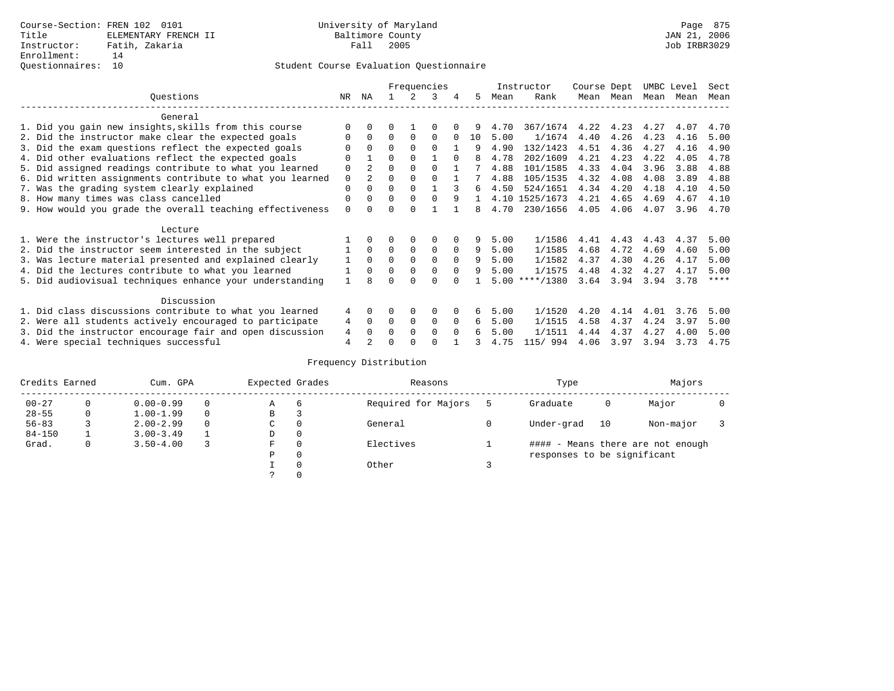Course-Section: FREN 102 0101
Title: ELEMENTARY FRENCH II
Instructor: Fatih, Zakaria
Enrollment: 14
Questionnaires: 10

University of Maryland
Baltimore County
Fall 2005

JAN 21, 2006
Job IRBR3029

Student Course Evaluation Questionnaire

| Questions | NR | NA | 1 | 2 | 3 | 4 | 5 | Instructor Mean | Instructor Rank | Course Mean | Dept Mean | UMBC Mean | Level Mean | Sect Mean |
|---|---|---|---|---|---|---|---|---|---|---|---|---|---|---|
| **General** | | | | | | | | | | | | | | |
| 1. Did you gain new insights,skills from this course | 0 | 0 | 0 | 1 | 0 | 0 | 9 | 4.70 | 367/1674 | 4.22 | 4.23 | 4.27 | 4.07 | 4.70 |
| 2. Did the instructor make clear the expected goals | 0 | 0 | 0 | 0 | 0 | 0 | 10 | 5.00 | 1/1674 | 4.40 | 4.26 | 4.23 | 4.16 | 5.00 |
| 3. Did the exam questions reflect the expected goals | 0 | 0 | 0 | 0 | 0 | 1 | 9 | 4.90 | 132/1423 | 4.51 | 4.36 | 4.27 | 4.16 | 4.90 |
| 4. Did other evaluations reflect the expected goals | 0 | 1 | 0 | 0 | 1 | 0 | 8 | 4.78 | 202/1609 | 4.21 | 4.23 | 4.22 | 4.05 | 4.78 |
| 5. Did assigned readings contribute to what you learned | 0 | 2 | 0 | 0 | 0 | 1 | 7 | 4.88 | 101/1585 | 4.33 | 4.04 | 3.96 | 3.88 | 4.88 |
| 6. Did written assignments contribute to what you learned | 0 | 2 | 0 | 0 | 0 | 1 | 7 | 4.88 | 105/1535 | 4.32 | 4.08 | 4.08 | 3.89 | 4.88 |
| 7. Was the grading system clearly explained | 0 | 0 | 0 | 0 | 1 | 3 | 6 | 4.50 | 524/1651 | 4.34 | 4.20 | 4.18 | 4.10 | 4.50 |
| 8. How many times was class cancelled | 0 | 0 | 0 | 0 | 0 | 9 | 1 | 4.10 | 1525/1673 | 4.21 | 4.65 | 4.69 | 4.67 | 4.10 |
| 9. How would you grade the overall teaching effectiveness | 0 | 0 | 0 | 0 | 1 | 1 | 8 | 4.70 | 230/1656 | 4.05 | 4.06 | 4.07 | 3.96 | 4.70 |
| **Lecture** | | | | | | | | | | | | | | |
| 1. Were the instructor's lectures well prepared | 1 | 0 | 0 | 0 | 0 | 0 | 9 | 5.00 | 1/1586 | 4.41 | 4.43 | 4.43 | 4.37 | 5.00 |
| 2. Did the instructor seem interested in the subject | 1 | 0 | 0 | 0 | 0 | 0 | 9 | 5.00 | 1/1585 | 4.68 | 4.72 | 4.69 | 4.60 | 5.00 |
| 3. Was lecture material presented and explained clearly | 1 | 0 | 0 | 0 | 0 | 0 | 9 | 5.00 | 1/1582 | 4.37 | 4.30 | 4.26 | 4.17 | 5.00 |
| 4. Did the lectures contribute to what you learned | 1 | 0 | 0 | 0 | 0 | 0 | 9 | 5.00 | 1/1575 | 4.48 | 4.32 | 4.27 | 4.17 | 5.00 |
| 5. Did audiovisual techniques enhance your understanding | 1 | 8 | 0 | 0 | 0 | 0 | 1 | 5.00 | ****/1380 | 3.64 | 3.94 | 3.94 | 3.78 | **** |
| **Discussion** | | | | | | | | | | | | | | |
| 1. Did class discussions contribute to what you learned | 4 | 0 | 0 | 0 | 0 | 0 | 6 | 5.00 | 1/1520 | 4.20 | 4.14 | 4.01 | 3.76 | 5.00 |
| 2. Were all students actively encouraged to participate | 4 | 0 | 0 | 0 | 0 | 0 | 6 | 5.00 | 1/1515 | 4.58 | 4.37 | 4.24 | 3.97 | 5.00 |
| 3. Did the instructor encourage fair and open discussion | 4 | 0 | 0 | 0 | 0 | 0 | 6 | 5.00 | 1/1511 | 4.44 | 4.37 | 4.27 | 4.00 | 5.00 |
| 4. Were special techniques successful | 4 | 2 | 0 | 0 | 0 | 1 | 3 | 4.75 | 115/ 994 | 4.06 | 3.97 | 3.94 | 3.73 | 4.75 |

Frequency Distribution

| Credits Earned | | Cum. GPA | | Expected Grades | | Reasons | | Type | | Majors | |
|---|---|---|---|---|---|---|---|---|---|---|---|
| 00-27 | 0 | 0.00-0.99 | 0 | A | 6 | Required for Majors | 5 | Graduate | 0 | Major | 0 |
| 28-55 | 0 | 1.00-1.99 | 0 | B | 3 | | | | | | |
| 56-83 | 3 | 2.00-2.99 | 0 | C | 0 | General | 0 | Under-grad | 10 | Non-major | 3 |
| 84-150 | 1 | 3.00-3.49 | 1 | D | 0 | | | | | | |
| Grad. | 0 | 3.50-4.00 | 3 | F | 0 | Electives | 1 | | | | |
| | | | | P | 0 | | | | | | |
| | | | | I | 0 | Other | 3 | | | | |
| | | | | ? | 0 | | | | | | |

#### - Means there are not enough responses to be significant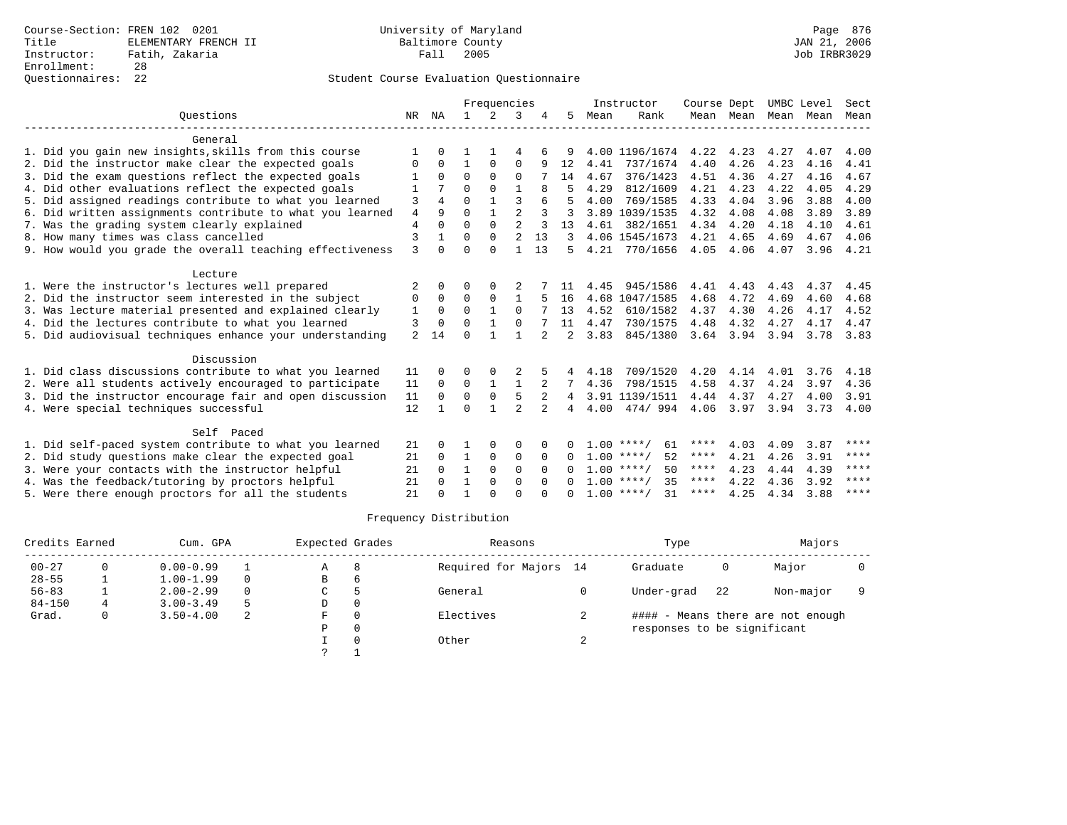Course-Section: FREN 102 0201
Title: ELEMENTARY FRENCH II
Instructor: Fatih, Zakaria
Enrollment: 28
Questionnaires: 22

University of Maryland
Baltimore County
Fall 2005

JAN 21, 2006
Job IRBR3029

## Student Course Evaluation Questionnaire

| Questions | NR | NA | 1 | 2 | 3 | 4 | 5 | Instructor Mean | Instructor Rank | Course Mean | Dept Mean | UMBC Mean | Level Mean | Sect Mean |
|---|---|---|---|---|---|---|---|---|---|---|---|---|---|---|
| **General** | | | | | | | | | | | | | | |
| 1. Did you gain new insights,skills from this course | 1 | 0 | 1 | 1 | 4 | 6 | 9 | 4.00 | 1196/1674 | 4.22 | 4.23 | 4.27 | 4.07 | 4.00 |
| 2. Did the instructor make clear the expected goals | 0 | 0 | 1 | 0 | 0 | 9 | 12 | 4.41 | 737/1674 | 4.40 | 4.26 | 4.23 | 4.16 | 4.41 |
| 3. Did the exam questions reflect the expected goals | 1 | 0 | 0 | 0 | 0 | 7 | 14 | 4.67 | 376/1423 | 4.51 | 4.36 | 4.27 | 4.16 | 4.67 |
| 4. Did other evaluations reflect the expected goals | 1 | 7 | 0 | 0 | 1 | 8 | 5 | 4.29 | 812/1609 | 4.21 | 4.23 | 4.22 | 4.05 | 4.29 |
| 5. Did assigned readings contribute to what you learned | 3 | 4 | 0 | 1 | 3 | 6 | 5 | 4.00 | 769/1585 | 4.33 | 4.04 | 3.96 | 3.88 | 4.00 |
| 6. Did written assignments contribute to what you learned | 4 | 9 | 0 | 1 | 2 | 3 | 3 | 3.89 | 1039/1535 | 4.32 | 4.08 | 4.08 | 3.89 | 3.89 |
| 7. Was the grading system clearly explained | 4 | 0 | 0 | 0 | 2 | 3 | 13 | 4.61 | 382/1651 | 4.34 | 4.20 | 4.18 | 4.10 | 4.61 |
| 8. How many times was class cancelled | 3 | 1 | 0 | 0 | 2 | 13 | 3 | 4.06 | 1545/1673 | 4.21 | 4.65 | 4.69 | 4.67 | 4.06 |
| 9. How would you grade the overall teaching effectiveness | 3 | 0 | 0 | 0 | 1 | 13 | 5 | 4.21 | 770/1656 | 4.05 | 4.06 | 4.07 | 3.96 | 4.21 |
| **Lecture** | | | | | | | | | | | | | | |
| 1. Were the instructor's lectures well prepared | 2 | 0 | 0 | 0 | 2 | 7 | 11 | 4.45 | 945/1586 | 4.41 | 4.43 | 4.43 | 4.37 | 4.45 |
| 2. Did the instructor seem interested in the subject | 0 | 0 | 0 | 0 | 1 | 5 | 16 | 4.68 | 1047/1585 | 4.68 | 4.72 | 4.69 | 4.60 | 4.68 |
| 3. Was lecture material presented and explained clearly | 1 | 0 | 0 | 1 | 0 | 7 | 13 | 4.52 | 610/1582 | 4.37 | 4.30 | 4.26 | 4.17 | 4.52 |
| 4. Did the lectures contribute to what you learned | 3 | 0 | 0 | 1 | 0 | 7 | 11 | 4.47 | 730/1575 | 4.48 | 4.32 | 4.27 | 4.17 | 4.47 |
| 5. Did audiovisual techniques enhance your understanding | 2 | 14 | 0 | 1 | 1 | 2 | 2 | 3.83 | 845/1380 | 3.64 | 3.94 | 3.94 | 3.78 | 3.83 |
| **Discussion** | | | | | | | | | | | | | | |
| 1. Did class discussions contribute to what you learned | 11 | 0 | 0 | 0 | 2 | 5 | 4 | 4.18 | 709/1520 | 4.20 | 4.14 | 4.01 | 3.76 | 4.18 |
| 2. Were all students actively encouraged to participate | 11 | 0 | 0 | 1 | 1 | 2 | 7 | 4.36 | 798/1515 | 4.58 | 4.37 | 4.24 | 3.97 | 4.36 |
| 3. Did the instructor encourage fair and open discussion | 11 | 0 | 0 | 0 | 5 | 2 | 4 | 3.91 | 1139/1511 | 4.44 | 4.37 | 4.27 | 4.00 | 3.91 |
| 4. Were special techniques successful | 12 | 1 | 0 | 1 | 2 | 2 | 4 | 4.00 | 474/ 994 | 4.06 | 3.97 | 3.94 | 3.73 | 4.00 |
| **Self Paced** | | | | | | | | | | | | | | |
| 1. Did self-paced system contribute to what you learned | 21 | 0 | 1 | 0 | 0 | 0 | 0 | 1.00 | ****/ 61 | **** | 4.03 | 4.09 | 3.87 | **** |
| 2. Did study questions make clear the expected goal | 21 | 0 | 1 | 0 | 0 | 0 | 0 | 1.00 | ****/ 52 | **** | 4.21 | 4.26 | 3.91 | **** |
| 3. Were your contacts with the instructor helpful | 21 | 0 | 1 | 0 | 0 | 0 | 0 | 1.00 | ****/ 50 | **** | 4.23 | 4.44 | 4.39 | **** |
| 4. Was the feedback/tutoring by proctors helpful | 21 | 0 | 1 | 0 | 0 | 0 | 0 | 1.00 | ****/ 35 | **** | 4.22 | 4.36 | 3.92 | **** |
| 5. Were there enough proctors for all the students | 21 | 0 | 1 | 0 | 0 | 0 | 0 | 1.00 | ****/ 31 | **** | 4.25 | 4.34 | 3.88 | **** |

## Frequency Distribution

| Credits Earned | | Cum. GPA | | Expected Grades | | Reasons | | Type | | Majors | |
|---|---|---|---|---|---|---|---|---|---|---|---|
| 00-27 | 0 | 0.00-0.99 | 1 | A | 8 | Required for Majors | 14 | Graduate | 0 | Major | 0 |
| 28-55 | 1 | 1.00-1.99 | 0 | B | 6 | | | | | | |
| 56-83 | 1 | 2.00-2.99 | 0 | C | 5 | General | 0 | Under-grad | 22 | Non-major | 9 |
| 84-150 | 4 | 3.00-3.49 | 5 | D | 0 | | | | | | |
| Grad. | 0 | 3.50-4.00 | 2 | F | 0 | Electives | 2 | | | | |
| | | | | P | 0 | | | | | | |
| | | | | I | 0 | Other | 2 | | | | |
| | | | | ? | 1 | | | | | | |

#### - Means there are not enough responses to be significant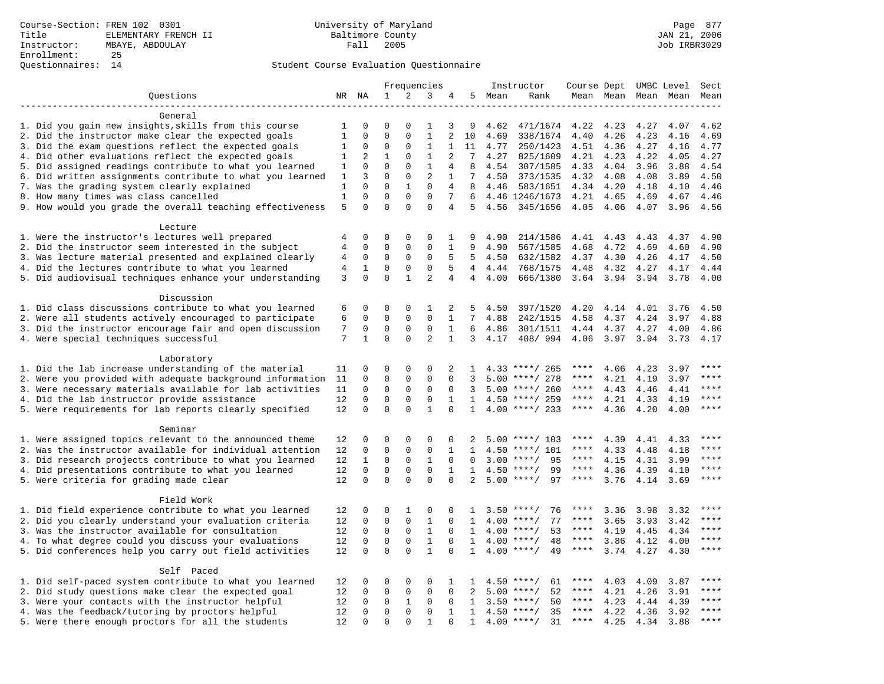Course-Section: FREN 102 0301
Title: ELEMENTARY FRENCH II
Instructor: MBAYE, ABDOULAY
Enrollment: 25
Questionnaires: 14

University of Maryland
Baltimore County
Fall 2005

JAN 21, 2006
Job IRBR3029

## Student Course Evaluation Questionnaire

| Questions | NR | NA | 1 | 2 | 3 | 4 | 5 | Instructor Mean | Instructor Rank | Course Mean | Dept Mean | UMBC Mean | Level Mean | Sect Mean |
|---|---|---|---|---|---|---|---|---|---|---|---|---|---|---|
| **General** | | | | | | | | | | | | | | |
| 1. Did you gain new insights,skills from this course | 1 | 0 | 0 | 0 | 1 | 3 | 9 | 4.62 | 471/1674 | 4.22 | 4.23 | 4.27 | 4.07 | 4.62 |
| 2. Did the instructor make clear the expected goals | 1 | 0 | 0 | 0 | 1 | 2 | 10 | 4.69 | 338/1674 | 4.40 | 4.26 | 4.23 | 4.16 | 4.69 |
| 3. Did the exam questions reflect the expected goals | 1 | 0 | 0 | 0 | 1 | 1 | 11 | 4.77 | 250/1423 | 4.51 | 4.36 | 4.27 | 4.16 | 4.77 |
| 4. Did other evaluations reflect the expected goals | 1 | 2 | 1 | 0 | 1 | 2 | 7 | 4.27 | 825/1609 | 4.21 | 4.23 | 4.22 | 4.05 | 4.27 |
| 5. Did assigned readings contribute to what you learned | 1 | 0 | 0 | 0 | 1 | 4 | 8 | 4.54 | 307/1585 | 4.33 | 4.04 | 3.96 | 3.88 | 4.54 |
| 6. Did written assignments contribute to what you learned | 1 | 3 | 0 | 0 | 2 | 1 | 7 | 4.50 | 373/1535 | 4.32 | 4.08 | 4.08 | 3.89 | 4.50 |
| 7. Was the grading system clearly explained | 1 | 0 | 0 | 1 | 0 | 4 | 8 | 4.46 | 583/1651 | 4.34 | 4.20 | 4.18 | 4.10 | 4.46 |
| 8. How many times was class cancelled | 1 | 0 | 0 | 0 | 0 | 7 | 6 | 4.46 | 1246/1673 | 4.21 | 4.65 | 4.69 | 4.67 | 4.46 |
| 9. How would you grade the overall teaching effectiveness | 5 | 0 | 0 | 0 | 0 | 4 | 5 | 4.56 | 345/1656 | 4.05 | 4.06 | 4.07 | 3.96 | 4.56 |
| **Lecture** | | | | | | | | | | | | | | |
| 1. Were the instructor's lectures well prepared | 4 | 0 | 0 | 0 | 0 | 1 | 9 | 4.90 | 214/1586 | 4.41 | 4.43 | 4.43 | 4.37 | 4.90 |
| 2. Did the instructor seem interested in the subject | 4 | 0 | 0 | 0 | 0 | 1 | 9 | 4.90 | 567/1585 | 4.68 | 4.72 | 4.69 | 4.60 | 4.90 |
| 3. Was lecture material presented and explained clearly | 4 | 0 | 0 | 0 | 0 | 5 | 5 | 4.50 | 632/1582 | 4.37 | 4.30 | 4.26 | 4.17 | 4.50 |
| 4. Did the lectures contribute to what you learned | 4 | 1 | 0 | 0 | 0 | 5 | 4 | 4.44 | 768/1575 | 4.48 | 4.32 | 4.27 | 4.17 | 4.44 |
| 5. Did audiovisual techniques enhance your understanding | 3 | 0 | 0 | 1 | 2 | 4 | 4 | 4.00 | 666/1380 | 3.64 | 3.94 | 3.94 | 3.78 | 4.00 |
| **Discussion** | | | | | | | | | | | | | | |
| 1. Did class discussions contribute to what you learned | 6 | 0 | 0 | 0 | 1 | 2 | 5 | 4.50 | 397/1520 | 4.20 | 4.14 | 4.01 | 3.76 | 4.50 |
| 2. Were all students actively encouraged to participate | 6 | 0 | 0 | 0 | 0 | 1 | 7 | 4.88 | 242/1515 | 4.58 | 4.37 | 4.24 | 3.97 | 4.88 |
| 3. Did the instructor encourage fair and open discussion | 7 | 0 | 0 | 0 | 0 | 1 | 6 | 4.86 | 301/1511 | 4.44 | 4.37 | 4.27 | 4.00 | 4.86 |
| 4. Were special techniques successful | 7 | 1 | 0 | 0 | 2 | 1 | 3 | 4.17 | 408/ 994 | 4.06 | 3.97 | 3.94 | 3.73 | 4.17 |
| **Laboratory** | | | | | | | | | | | | | | |
| 1. Did the lab increase understanding of the material | 11 | 0 | 0 | 0 | 0 | 2 | 1 | 4.33 | ****/ 265 | **** | 4.06 | 4.23 | 3.97 | **** |
| 2. Were you provided with adequate background information | 11 | 0 | 0 | 0 | 0 | 0 | 3 | 5.00 | ****/ 278 | **** | 4.21 | 4.19 | 3.97 | **** |
| 3. Were necessary materials available for lab activities | 11 | 0 | 0 | 0 | 0 | 0 | 3 | 5.00 | ****/ 260 | **** | 4.43 | 4.46 | 4.41 | **** |
| 4. Did the lab instructor provide assistance | 12 | 0 | 0 | 0 | 0 | 1 | 1 | 4.50 | ****/ 259 | **** | 4.21 | 4.33 | 4.19 | **** |
| 5. Were requirements for lab reports clearly specified | 12 | 0 | 0 | 0 | 1 | 0 | 1 | 4.00 | ****/ 233 | **** | 4.36 | 4.20 | 4.00 | **** |
| **Seminar** | | | | | | | | | | | | | | |
| 1. Were assigned topics relevant to the announced theme | 12 | 0 | 0 | 0 | 0 | 0 | 2 | 5.00 | ****/ 103 | **** | 4.39 | 4.41 | 4.33 | **** |
| 2. Was the instructor available for individual attention | 12 | 0 | 0 | 0 | 0 | 1 | 1 | 4.50 | ****/ 101 | **** | 4.33 | 4.48 | 4.18 | **** |
| 3. Did research projects contribute to what you learned | 12 | 1 | 0 | 0 | 1 | 0 | 0 | 3.00 | ****/ 95 | **** | 4.15 | 4.31 | 3.99 | **** |
| 4. Did presentations contribute to what you learned | 12 | 0 | 0 | 0 | 0 | 1 | 1 | 4.50 | ****/ 99 | **** | 4.36 | 4.39 | 4.10 | **** |
| 5. Were criteria for grading made clear | 12 | 0 | 0 | 0 | 0 | 0 | 2 | 5.00 | ****/ 97 | **** | 3.76 | 4.14 | 3.69 | **** |
| **Field Work** | | | | | | | | | | | | | | |
| 1. Did field experience contribute to what you learned | 12 | 0 | 0 | 1 | 0 | 0 | 1 | 3.50 | ****/ 76 | **** | 3.36 | 3.98 | 3.32 | **** |
| 2. Did you clearly understand your evaluation criteria | 12 | 0 | 0 | 0 | 1 | 0 | 1 | 4.00 | ****/ 77 | **** | 3.65 | 3.93 | 3.42 | **** |
| 3. Was the instructor available for consultation | 12 | 0 | 0 | 0 | 1 | 0 | 1 | 4.00 | ****/ 53 | **** | 4.19 | 4.45 | 4.34 | **** |
| 4. To what degree could you discuss your evaluations | 12 | 0 | 0 | 0 | 1 | 0 | 1 | 4.00 | ****/ 48 | **** | 3.86 | 4.12 | 4.00 | **** |
| 5. Did conferences help you carry out field activities | 12 | 0 | 0 | 0 | 1 | 0 | 1 | 4.00 | ****/ 49 | **** | 3.74 | 4.27 | 4.30 | **** |
| **Self Paced** | | | | | | | | | | | | | | |
| 1. Did self-paced system contribute to what you learned | 12 | 0 | 0 | 0 | 0 | 1 | 1 | 4.50 | ****/ 61 | **** | 4.03 | 4.09 | 3.87 | **** |
| 2. Did study questions make clear the expected goal | 12 | 0 | 0 | 0 | 0 | 0 | 2 | 5.00 | ****/ 52 | **** | 4.21 | 4.26 | 3.91 | **** |
| 3. Were your contacts with the instructor helpful | 12 | 0 | 0 | 1 | 0 | 0 | 1 | 3.50 | ****/ 50 | **** | 4.23 | 4.44 | 4.39 | **** |
| 4. Was the feedback/tutoring by proctors helpful | 12 | 0 | 0 | 0 | 0 | 1 | 1 | 4.50 | ****/ 35 | **** | 4.22 | 4.36 | 3.92 | **** |
| 5. Were there enough proctors for all the students | 12 | 0 | 0 | 0 | 1 | 0 | 1 | 4.00 | ****/ 31 | **** | 4.25 | 4.34 | 3.88 | **** |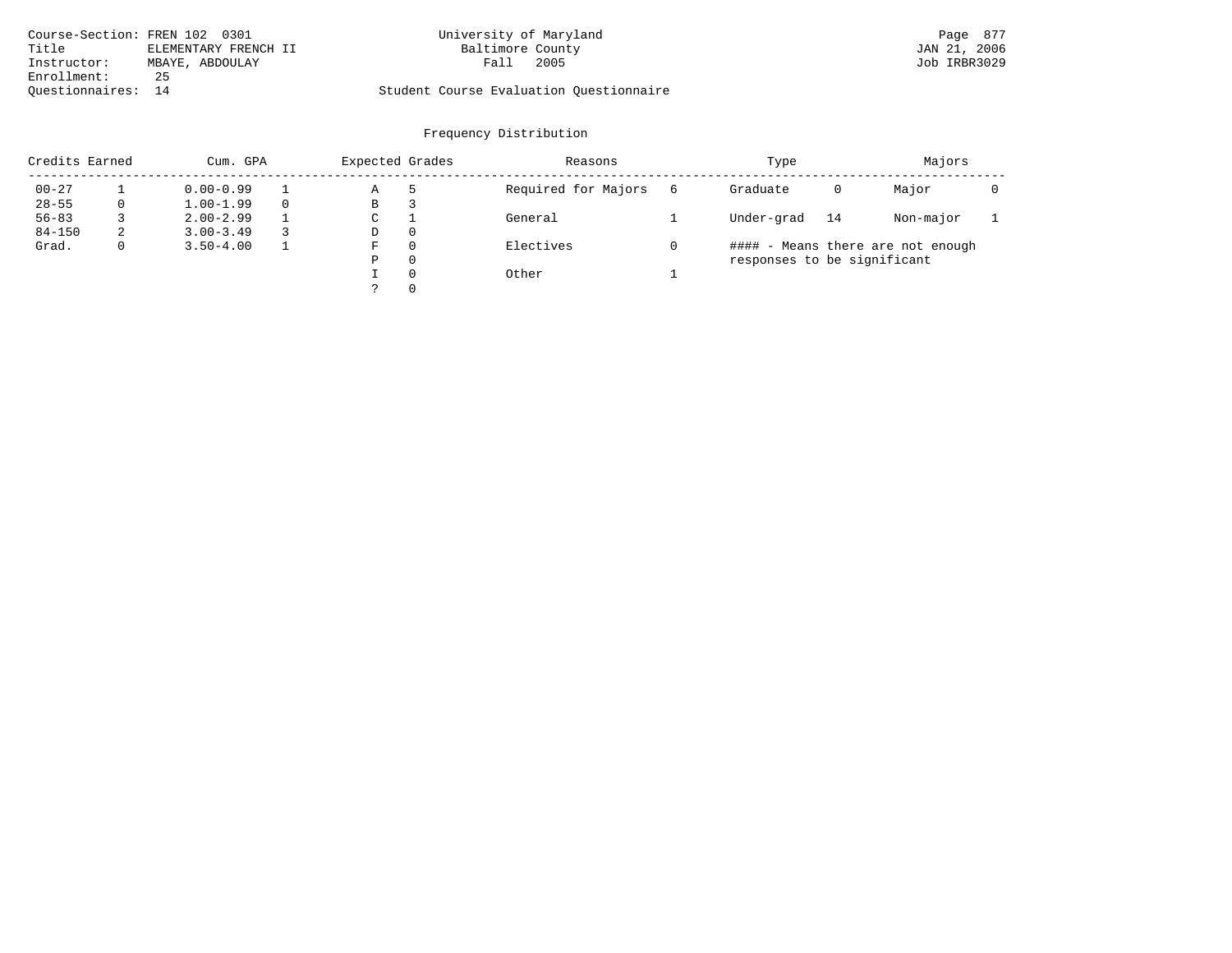Course-Section: FREN 102 0301
Title: ELEMENTARY FRENCH II
Instructor: MBAYE, ABDOULAY
Enrollment: 25
Questionnaires: 14

University of Maryland
Baltimore County
Fall 2005

Student Course Evaluation Questionnaire

JAN 21, 2006
Job IRBR3029

## Frequency Distribution

| Credits Earned | | Cum. GPA | | Expected Grades | | Reasons | | Type | | Majors | |
|---|---|---|---|---|---|---|---|---|---|---|---|
| 00-27 | 1 | 0.00-0.99 | 1 | A | 5 | Required for Majors | 6 | Graduate | 0 | Major | 0 |
| 28-55 | 0 | 1.00-1.99 | 0 | B | 3 | | | | | | |
| 56-83 | 3 | 2.00-2.99 | 1 | C | 1 | General | 1 | Under-grad | 14 | Non-major | 1 |
| 84-150 | 2 | 3.00-3.49 | 3 | D | 0 | | | | | | |
| Grad. | 0 | 3.50-4.00 | 1 | F | 0 | Electives | 0 | | | | |
| | | | | P | 0 | | | | | | |
| | | | | I | 0 | Other | 1 | | | | |
| | | | | ? | 0 | | | | | | |

#### - Means there are not enough responses to be significant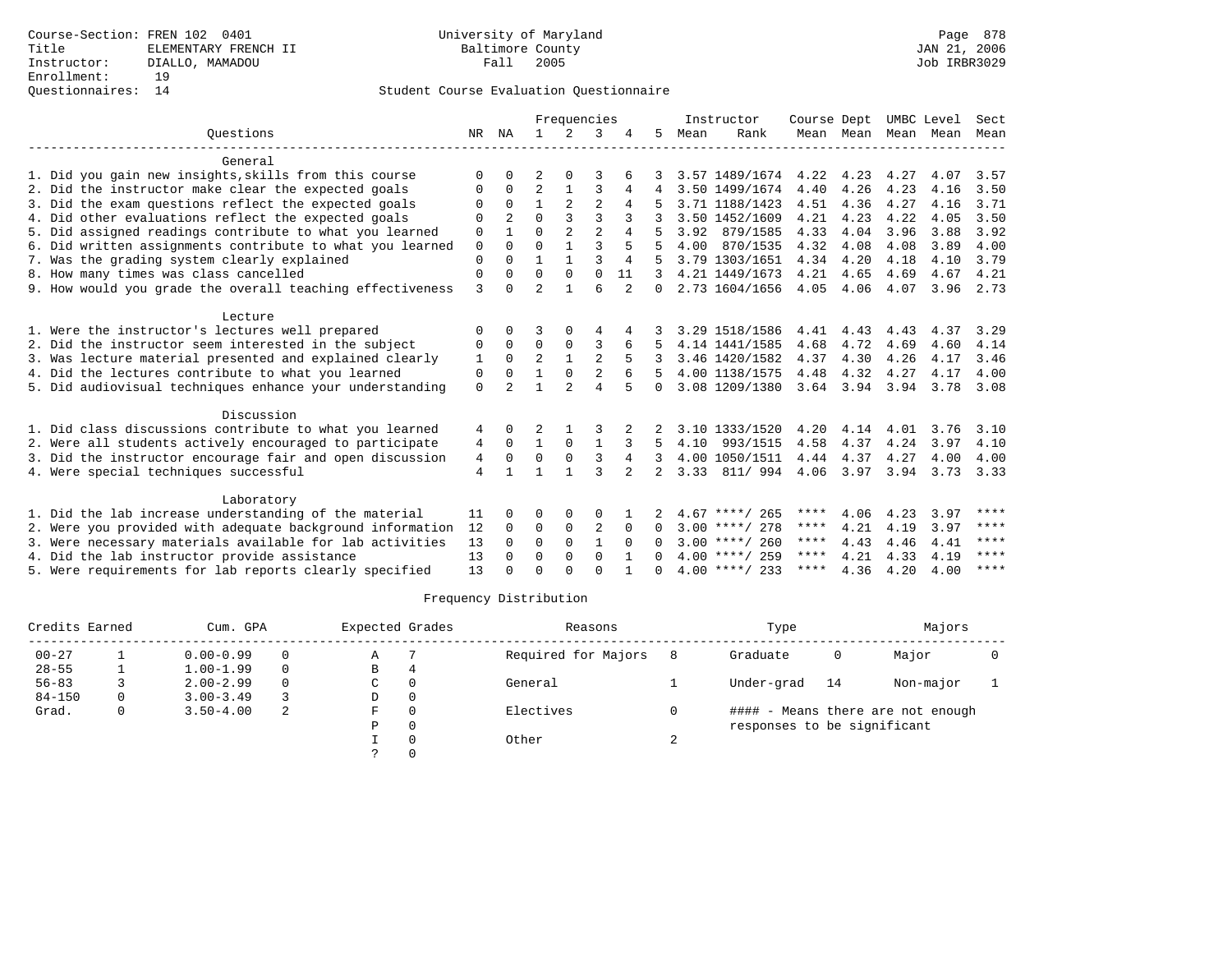Course-Section: FREN 102 0401
Title: ELEMENTARY FRENCH II
Instructor: DIALLO, MAMADOU
Enrollment: 19
Questionnaires: 14

University of Maryland
Baltimore County
Fall 2005

JAN 21, 2006
Job IRBR3029

## Student Course Evaluation Questionnaire

| Questions | NR | NA | 1 | 2 | 3 | 4 | 5 | Instructor Mean | Instructor Rank | Course Mean | Dept Mean | UMBC Mean | Level Mean | Sect Mean |
|---|---|---|---|---|---|---|---|---|---|---|---|---|---|---|
| **General** | | | | | | | | | | | | | | |
| 1. Did you gain new insights,skills from this course | 0 | 0 | 2 | 0 | 3 | 6 | 3 | 3.57 | 1489/1674 | 4.22 | 4.23 | 4.27 | 4.07 | 3.57 |
| 2. Did the instructor make clear the expected goals | 0 | 0 | 2 | 1 | 3 | 4 | 4 | 3.50 | 1499/1674 | 4.40 | 4.26 | 4.23 | 4.16 | 3.50 |
| 3. Did the exam questions reflect the expected goals | 0 | 0 | 1 | 2 | 2 | 4 | 5 | 3.71 | 1188/1423 | 4.51 | 4.36 | 4.27 | 4.16 | 3.71 |
| 4. Did other evaluations reflect the expected goals | 0 | 2 | 0 | 3 | 3 | 3 | 3 | 3.50 | 1452/1609 | 4.21 | 4.23 | 4.22 | 4.05 | 3.50 |
| 5. Did assigned readings contribute to what you learned | 0 | 1 | 0 | 2 | 2 | 4 | 5 | 3.92 | 879/1585 | 4.33 | 4.04 | 3.96 | 3.88 | 3.92 |
| 6. Did written assignments contribute to what you learned | 0 | 0 | 0 | 1 | 3 | 5 | 5 | 4.00 | 870/1535 | 4.32 | 4.08 | 4.08 | 3.89 | 4.00 |
| 7. Was the grading system clearly explained | 0 | 0 | 1 | 1 | 3 | 4 | 5 | 3.79 | 1303/1651 | 4.34 | 4.20 | 4.18 | 4.10 | 3.79 |
| 8. How many times was class cancelled | 0 | 0 | 0 | 0 | 0 | 11 | 3 | 4.21 | 1449/1673 | 4.21 | 4.65 | 4.69 | 4.67 | 4.21 |
| 9. How would you grade the overall teaching effectiveness | 3 | 0 | 2 | 1 | 6 | 2 | 0 | 2.73 | 1604/1656 | 4.05 | 4.06 | 4.07 | 3.96 | 2.73 |
| **Lecture** | | | | | | | | | | | | | | |
| 1. Were the instructor's lectures well prepared | 0 | 0 | 3 | 0 | 4 | 4 | 3 | 3.29 | 1518/1586 | 4.41 | 4.43 | 4.43 | 4.37 | 3.29 |
| 2. Did the instructor seem interested in the subject | 0 | 0 | 0 | 0 | 3 | 6 | 5 | 4.14 | 1441/1585 | 4.68 | 4.72 | 4.69 | 4.60 | 4.14 |
| 3. Was lecture material presented and explained clearly | 1 | 0 | 2 | 1 | 2 | 5 | 3 | 3.46 | 1420/1582 | 4.37 | 4.30 | 4.26 | 4.17 | 3.46 |
| 4. Did the lectures contribute to what you learned | 0 | 0 | 1 | 0 | 2 | 6 | 5 | 4.00 | 1138/1575 | 4.48 | 4.32 | 4.27 | 4.17 | 4.00 |
| 5. Did audiovisual techniques enhance your understanding | 0 | 2 | 1 | 2 | 4 | 5 | 0 | 3.08 | 1209/1380 | 3.64 | 3.94 | 3.94 | 3.78 | 3.08 |
| **Discussion** | | | | | | | | | | | | | | |
| 1. Did class discussions contribute to what you learned | 4 | 0 | 2 | 1 | 3 | 2 | 2 | 3.10 | 1333/1520 | 4.20 | 4.14 | 4.01 | 3.76 | 3.10 |
| 2. Were all students actively encouraged to participate | 4 | 0 | 1 | 0 | 1 | 3 | 5 | 4.10 | 993/1515 | 4.58 | 4.37 | 4.24 | 3.97 | 4.10 |
| 3. Did the instructor encourage fair and open discussion | 4 | 0 | 0 | 0 | 3 | 4 | 3 | 4.00 | 1050/1511 | 4.44 | 4.37 | 4.27 | 4.00 | 4.00 |
| 4. Were special techniques successful | 4 | 1 | 1 | 1 | 3 | 2 | 2 | 3.33 | 811/ 994 | 4.06 | 3.97 | 3.94 | 3.73 | 3.33 |
| **Laboratory** | | | | | | | | | | | | | | |
| 1. Did the lab increase understanding of the material | 11 | 0 | 0 | 0 | 0 | 1 | 2 | 4.67 | ****/ 265 | **** | 4.06 | 4.23 | 3.97 | **** |
| 2. Were you provided with adequate background information | 12 | 0 | 0 | 0 | 2 | 0 | 0 | 3.00 | ****/ 278 | **** | 4.21 | 4.19 | 3.97 | **** |
| 3. Were necessary materials available for lab activities | 13 | 0 | 0 | 0 | 1 | 0 | 0 | 3.00 | ****/ 260 | **** | 4.43 | 4.46 | 4.41 | **** |
| 4. Did the lab instructor provide assistance | 13 | 0 | 0 | 0 | 0 | 1 | 0 | 4.00 | ****/ 259 | **** | 4.21 | 4.33 | 4.19 | **** |
| 5. Were requirements for lab reports clearly specified | 13 | 0 | 0 | 0 | 0 | 1 | 0 | 4.00 | ****/ 233 | **** | 4.36 | 4.20 | 4.00 | **** |

## Frequency Distribution

| Credits Earned | | Cum. GPA | | Expected Grades | | Reasons | | Type | | Majors | |
|---|---|---|---|---|---|---|---|---|---|---|---|
| 00-27 | 1 | 0.00-0.99 | 0 | A | 7 | Required for Majors | 8 | Graduate | 0 | Major | 0 |
| 28-55 | 1 | 1.00-1.99 | 0 | B | 4 | | | | | | |
| 56-83 | 3 | 2.00-2.99 | 0 | C | 0 | General | 1 | Under-grad | 14 | Non-major | 1 |
| 84-150 | 0 | 3.00-3.49 | 3 | D | 0 | | | | | | |
| Grad. | 0 | 3.50-4.00 | 2 | F | 0 | Electives | 0 | #### - Means there are not enough responses to be significant | | | |
| | | | | P | 0 | | | | | | |
| | | | | I | 0 | Other | 2 | | | | |
| | | | | ? | 0 | | | | | | |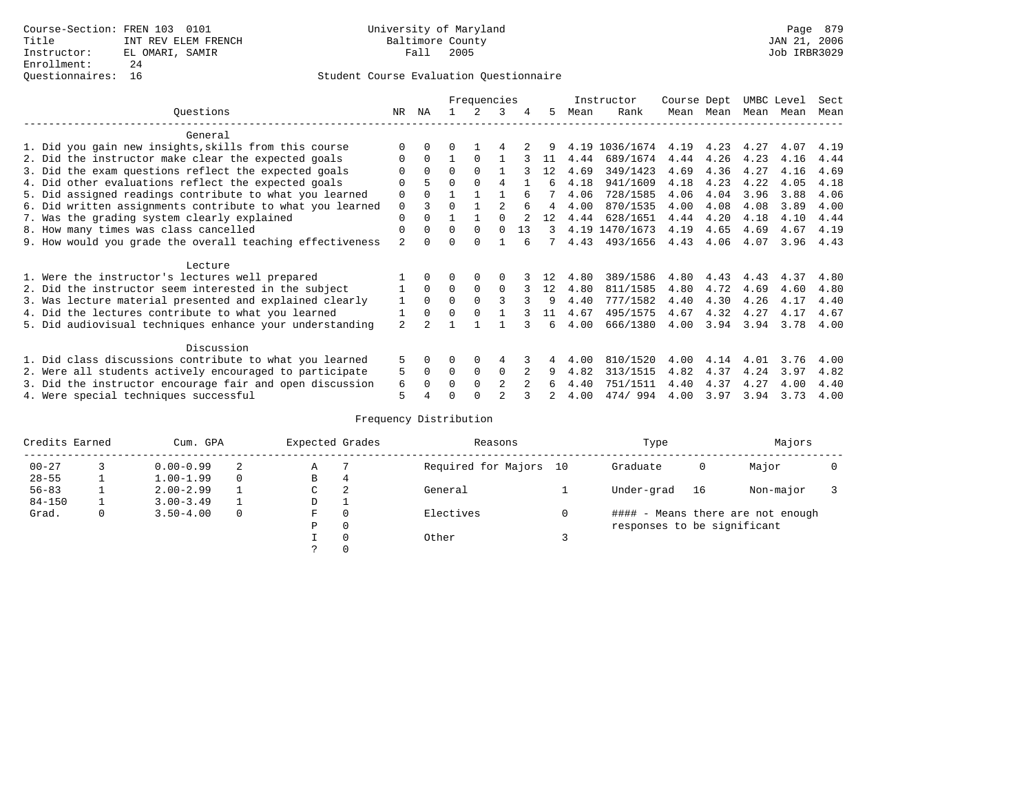Course-Section: FREN 103 0101
Title: INT REV ELEM FRENCH
Instructor: EL OMARI, SAMIR
Enrollment: 24
Questionnaires: 16

University of Maryland
Baltimore County
Fall 2005

JAN 21, 2006
Job IRBR3029

## Student Course Evaluation Questionnaire

| Questions | NR | NA | 1 | 2 | 3 | 4 | 5 | Instructor Mean | Instructor Rank | Course Mean | Dept Mean | UMBC Mean | Level Mean | Sect Mean |
|---|---|---|---|---|---|---|---|---|---|---|---|---|---|---|
| **General** | | | | | | | | | | | | | | |
| 1. Did you gain new insights,skills from this course | 0 | 0 | 0 | 1 | 4 | 2 | 9 | 4.19 | 1036/1674 | 4.19 | 4.23 | 4.27 | 4.07 | 4.19 |
| 2. Did the instructor make clear the expected goals | 0 | 0 | 1 | 0 | 1 | 3 | 11 | 4.44 | 689/1674 | 4.44 | 4.26 | 4.23 | 4.16 | 4.44 |
| 3. Did the exam questions reflect the expected goals | 0 | 0 | 0 | 0 | 1 | 3 | 12 | 4.69 | 349/1423 | 4.69 | 4.36 | 4.27 | 4.16 | 4.69 |
| 4. Did other evaluations reflect the expected goals | 0 | 5 | 0 | 0 | 4 | 1 | 6 | 4.18 | 941/1609 | 4.18 | 4.23 | 4.22 | 4.05 | 4.18 |
| 5. Did assigned readings contribute to what you learned | 0 | 0 | 1 | 1 | 1 | 6 | 7 | 4.06 | 728/1585 | 4.06 | 4.04 | 3.96 | 3.88 | 4.06 |
| 6. Did written assignments contribute to what you learned | 0 | 3 | 0 | 1 | 2 | 6 | 4 | 4.00 | 870/1535 | 4.00 | 4.08 | 4.08 | 3.89 | 4.00 |
| 7. Was the grading system clearly explained | 0 | 0 | 1 | 1 | 0 | 2 | 12 | 4.44 | 628/1651 | 4.44 | 4.20 | 4.18 | 4.10 | 4.44 |
| 8. How many times was class cancelled | 0 | 0 | 0 | 0 | 0 | 13 | 3 | 4.19 | 1470/1673 | 4.19 | 4.65 | 4.69 | 4.67 | 4.19 |
| 9. How would you grade the overall teaching effectiveness | 2 | 0 | 0 | 0 | 1 | 6 | 7 | 4.43 | 493/1656 | 4.43 | 4.06 | 4.07 | 3.96 | 4.43 |
| **Lecture** | | | | | | | | | | | | | | |
| 1. Were the instructor's lectures well prepared | 1 | 0 | 0 | 0 | 0 | 3 | 12 | 4.80 | 389/1586 | 4.80 | 4.43 | 4.43 | 4.37 | 4.80 |
| 2. Did the instructor seem interested in the subject | 1 | 0 | 0 | 0 | 0 | 3 | 12 | 4.80 | 811/1585 | 4.80 | 4.72 | 4.69 | 4.60 | 4.80 |
| 3. Was lecture material presented and explained clearly | 1 | 0 | 0 | 0 | 3 | 3 | 9 | 4.40 | 777/1582 | 4.40 | 4.30 | 4.26 | 4.17 | 4.40 |
| 4. Did the lectures contribute to what you learned | 1 | 0 | 0 | 0 | 1 | 3 | 11 | 4.67 | 495/1575 | 4.67 | 4.32 | 4.27 | 4.17 | 4.67 |
| 5. Did audiovisual techniques enhance your understanding | 2 | 2 | 1 | 1 | 1 | 3 | 6 | 4.00 | 666/1380 | 4.00 | 3.94 | 3.94 | 3.78 | 4.00 |
| **Discussion** | | | | | | | | | | | | | | |
| 1. Did class discussions contribute to what you learned | 5 | 0 | 0 | 0 | 4 | 3 | 4 | 4.00 | 810/1520 | 4.00 | 4.14 | 4.01 | 3.76 | 4.00 |
| 2. Were all students actively encouraged to participate | 5 | 0 | 0 | 0 | 0 | 2 | 9 | 4.82 | 313/1515 | 4.82 | 4.37 | 4.24 | 3.97 | 4.82 |
| 3. Did the instructor encourage fair and open discussion | 6 | 0 | 0 | 0 | 2 | 2 | 6 | 4.40 | 751/1511 | 4.40 | 4.37 | 4.27 | 4.00 | 4.40 |
| 4. Were special techniques successful | 5 | 4 | 0 | 0 | 2 | 3 | 2 | 4.00 | 474/ 994 | 4.00 | 3.97 | 3.94 | 3.73 | 4.00 |

## Frequency Distribution

| Credits Earned | | Cum. GPA | | Expected Grades | | Reasons | | Type | | Majors | |
|---|---|---|---|---|---|---|---|---|---|---|---|
| 00-27 | 3 | 0.00-0.99 | 2 | A | 7 | Required for Majors | 10 | Graduate | 0 | Major | 0 |
| 28-55 | 1 | 1.00-1.99 | 0 | B | 4 | | | | | | |
| 56-83 | 1 | 2.00-2.99 | 1 | C | 2 | General | 1 | Under-grad | 16 | Non-major | 3 |
| 84-150 | 1 | 3.00-3.49 | 1 | D | 1 | | | | | | |
| Grad. | 0 | 3.50-4.00 | 0 | F | 0 | Electives | 0 | | | | |
| | | | | P | 0 | | | | | | |
| | | | | I | 0 | Other | 3 | | | | |
| | | | | ? | 0 | | | | | | |

#### - Means there are not enough responses to be significant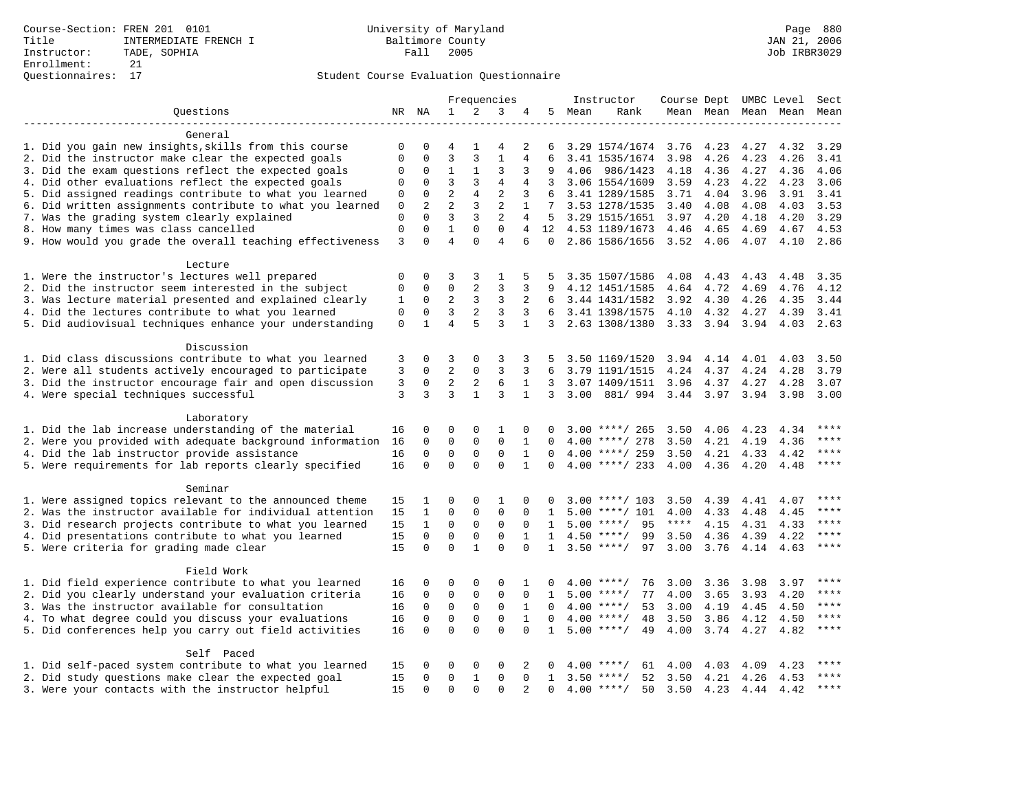Course-Section: FREN 201 0101
Title: INTERMEDIATE FRENCH I
Instructor: TADE, SOPHIA
Enrollment: 21
Questionnaires: 17

University of Maryland
Baltimore County
Fall 2005

JAN 21, 2006
Job IRBR3029

Student Course Evaluation Questionnaire

| Questions | NR | NA | 1 | 2 | 3 | 4 | 5 | Instructor Mean | Instructor Rank | Course Mean | Dept Mean | UMBC Mean | Level Mean | Sect Mean |
|---|---|---|---|---|---|---|---|---|---|---|---|---|---|---|
| **General** | | | | | | | | | | | | | | |
| 1. Did you gain new insights,skills from this course | 0 | 0 | 4 | 1 | 4 | 2 | 6 | 3.29 | 1574/1674 | 3.76 | 4.23 | 4.27 | 4.32 | 3.29 |
| 2. Did the instructor make clear the expected goals | 0 | 0 | 3 | 3 | 1 | 4 | 6 | 3.41 | 1535/1674 | 3.98 | 4.26 | 4.23 | 4.26 | 3.41 |
| 3. Did the exam questions reflect the expected goals | 0 | 0 | 1 | 1 | 3 | 3 | 9 | 4.06 | 986/1423 | 4.18 | 4.36 | 4.27 | 4.36 | 4.06 |
| 4. Did other evaluations reflect the expected goals | 0 | 0 | 3 | 3 | 4 | 4 | 3 | 3.06 | 1554/1609 | 3.59 | 4.23 | 4.22 | 4.23 | 3.06 |
| 5. Did assigned readings contribute to what you learned | 0 | 0 | 2 | 4 | 2 | 3 | 6 | 3.41 | 1289/1585 | 3.71 | 4.04 | 3.96 | 3.91 | 3.41 |
| 6. Did written assignments contribute to what you learned | 0 | 2 | 2 | 3 | 2 | 1 | 7 | 3.53 | 1278/1535 | 3.40 | 4.08 | 4.08 | 4.03 | 3.53 |
| 7. Was the grading system clearly explained | 0 | 0 | 3 | 3 | 2 | 4 | 5 | 3.29 | 1515/1651 | 3.97 | 4.20 | 4.18 | 4.20 | 3.29 |
| 8. How many times was class cancelled | 0 | 0 | 1 | 0 | 0 | 4 | 12 | 4.53 | 1189/1673 | 4.46 | 4.65 | 4.69 | 4.67 | 4.53 |
| 9. How would you grade the overall teaching effectiveness | 3 | 0 | 4 | 0 | 4 | 6 | 0 | 2.86 | 1586/1656 | 3.52 | 4.06 | 4.07 | 4.10 | 2.86 |
| **Lecture** | | | | | | | | | | | | | | |
| 1. Were the instructor's lectures well prepared | 0 | 0 | 3 | 3 | 1 | 5 | 5 | 3.35 | 1507/1586 | 4.08 | 4.43 | 4.43 | 4.48 | 3.35 |
| 2. Did the instructor seem interested in the subject | 0 | 0 | 0 | 2 | 3 | 3 | 9 | 4.12 | 1451/1585 | 4.64 | 4.72 | 4.69 | 4.76 | 4.12 |
| 3. Was lecture material presented and explained clearly | 1 | 0 | 2 | 3 | 3 | 2 | 6 | 3.44 | 1431/1582 | 3.92 | 4.30 | 4.26 | 4.35 | 3.44 |
| 4. Did the lectures contribute to what you learned | 0 | 0 | 3 | 2 | 3 | 3 | 6 | 3.41 | 1398/1575 | 4.10 | 4.32 | 4.27 | 4.39 | 3.41 |
| 5. Did audiovisual techniques enhance your understanding | 0 | 1 | 4 | 5 | 3 | 1 | 3 | 2.63 | 1308/1380 | 3.33 | 3.94 | 3.94 | 4.03 | 2.63 |
| **Discussion** | | | | | | | | | | | | | | |
| 1. Did class discussions contribute to what you learned | 3 | 0 | 3 | 0 | 3 | 3 | 5 | 3.50 | 1169/1520 | 3.94 | 4.14 | 4.01 | 4.03 | 3.50 |
| 2. Were all students actively encouraged to participate | 3 | 0 | 2 | 0 | 3 | 3 | 6 | 3.79 | 1191/1515 | 4.24 | 4.37 | 4.24 | 4.28 | 3.79 |
| 3. Did the instructor encourage fair and open discussion | 3 | 0 | 2 | 2 | 6 | 1 | 3 | 3.07 | 1409/1511 | 3.96 | 4.37 | 4.27 | 4.28 | 3.07 |
| 4. Were special techniques successful | 3 | 3 | 3 | 1 | 3 | 1 | 3 | 3.00 | 881/ 994 | 3.44 | 3.97 | 3.94 | 3.98 | 3.00 |
| **Laboratory** | | | | | | | | | | | | | | |
| 1. Did the lab increase understanding of the material | 16 | 0 | 0 | 0 | 1 | 0 | 0 | 3.00 | ****/ 265 | 3.50 | 4.06 | 4.23 | 4.34 | **** |
| 2. Were you provided with adequate background information | 16 | 0 | 0 | 0 | 0 | 1 | 0 | 4.00 | ****/ 278 | 3.50 | 4.21 | 4.19 | 4.36 | **** |
| 4. Did the lab instructor provide assistance | 16 | 0 | 0 | 0 | 0 | 1 | 0 | 4.00 | ****/ 259 | 3.50 | 4.21 | 4.33 | 4.42 | **** |
| 5. Were requirements for lab reports clearly specified | 16 | 0 | 0 | 0 | 0 | 1 | 0 | 4.00 | ****/ 233 | 4.00 | 4.36 | 4.20 | 4.48 | **** |
| **Seminar** | | | | | | | | | | | | | | |
| 1. Were assigned topics relevant to the announced theme | 15 | 1 | 0 | 0 | 1 | 0 | 0 | 3.00 | ****/ 103 | 3.50 | 4.39 | 4.41 | 4.07 | **** |
| 2. Was the instructor available for individual attention | 15 | 1 | 0 | 0 | 0 | 0 | 1 | 5.00 | ****/ 101 | 4.00 | 4.33 | 4.48 | 4.45 | **** |
| 3. Did research projects contribute to what you learned | 15 | 1 | 0 | 0 | 0 | 0 | 1 | 5.00 | ****/ 95 | **** | 4.15 | 4.31 | 4.33 | **** |
| 4. Did presentations contribute to what you learned | 15 | 0 | 0 | 0 | 0 | 1 | 1 | 4.50 | ****/ 99 | 3.50 | 4.36 | 4.39 | 4.22 | **** |
| 5. Were criteria for grading made clear | 15 | 0 | 0 | 1 | 0 | 0 | 1 | 3.50 | ****/ 97 | 3.00 | 3.76 | 4.14 | 4.63 | **** |
| **Field Work** | | | | | | | | | | | | | | |
| 1. Did field experience contribute to what you learned | 16 | 0 | 0 | 0 | 0 | 1 | 0 | 4.00 | ****/ 76 | 3.00 | 3.36 | 3.98 | 3.97 | **** |
| 2. Did you clearly understand your evaluation criteria | 16 | 0 | 0 | 0 | 0 | 0 | 1 | 5.00 | ****/ 77 | 4.00 | 3.65 | 3.93 | 4.20 | **** |
| 3. Was the instructor available for consultation | 16 | 0 | 0 | 0 | 0 | 1 | 0 | 4.00 | ****/ 53 | 3.00 | 4.19 | 4.45 | 4.50 | **** |
| 4. To what degree could you discuss your evaluations | 16 | 0 | 0 | 0 | 0 | 1 | 0 | 4.00 | ****/ 48 | 3.50 | 3.86 | 4.12 | 4.50 | **** |
| 5. Did conferences help you carry out field activities | 16 | 0 | 0 | 0 | 0 | 0 | 1 | 5.00 | ****/ 49 | 4.00 | 3.74 | 4.27 | 4.82 | **** |
| **Self Paced** | | | | | | | | | | | | | | |
| 1. Did self-paced system contribute to what you learned | 15 | 0 | 0 | 0 | 0 | 2 | 0 | 4.00 | ****/ 61 | 4.00 | 4.03 | 4.09 | 4.23 | **** |
| 2. Did study questions make clear the expected goal | 15 | 0 | 0 | 1 | 0 | 0 | 1 | 3.50 | ****/ 52 | 3.50 | 4.21 | 4.26 | 4.53 | **** |
| 3. Were your contacts with the instructor helpful | 15 | 0 | 0 | 0 | 0 | 2 | 0 | 4.00 | ****/ 50 | 3.50 | 4.23 | 4.44 | 4.42 | **** |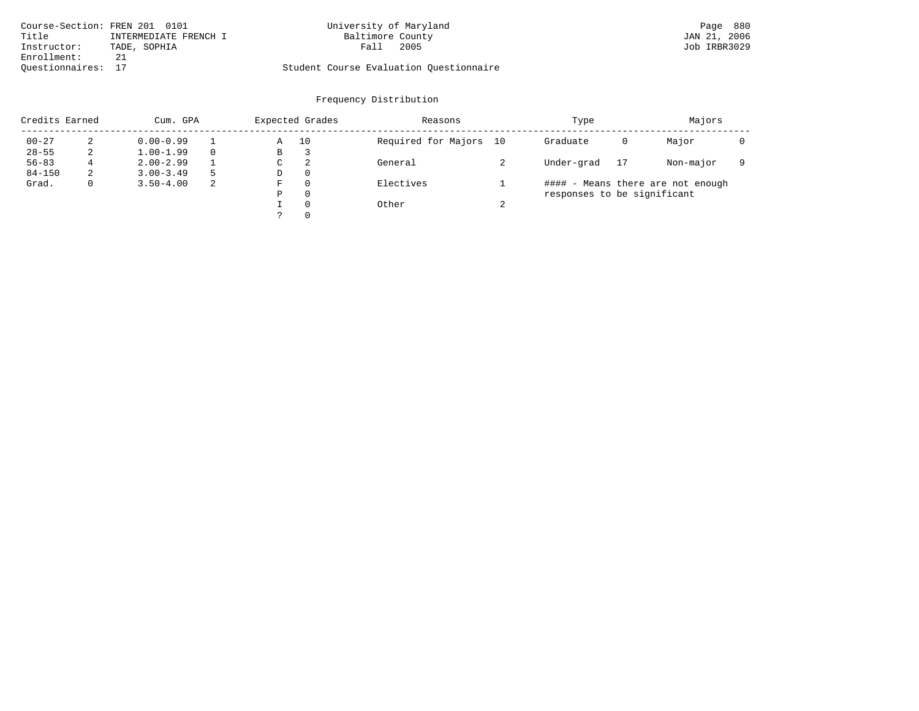Course-Section: FREN 201 0101
Title: INTERMEDIATE FRENCH I
Instructor: TADE, SOPHIA
Enrollment: 21
Questionnaires: 17

University of Maryland
Baltimore County
Fall 2005

Student Course Evaluation Questionnaire

Job IRBR3029

## Frequency Distribution

| Credits Earned | | Cum. GPA | | Expected Grades | | Reasons | | Type | | Majors | |
|---|---|---|---|---|---|---|---|---|---|---|---|
| 00-27 | 2 | 0.00-0.99 | 1 | A | 10 | Required for Majors | 10 | Graduate | 0 | Major | 0 |
| 28-55 | 2 | 1.00-1.99 | 0 | B | 3 | | | | | | |
| 56-83 | 4 | 2.00-2.99 | 1 | C | 2 | General | 2 | Under-grad | 17 | Non-major | 9 |
| 84-150 | 2 | 3.00-3.49 | 5 | D | 0 | | | | | | |
| Grad. | 0 | 3.50-4.00 | 2 | F | 0 | Electives | 1 | | | | |
| | | | | P | 0 | | | | | | |
| | | | | I | 0 | Other | 2 | | | | |
| | | | | ? | 0 | | | | | | |

#### - Means there are not enough responses to be significant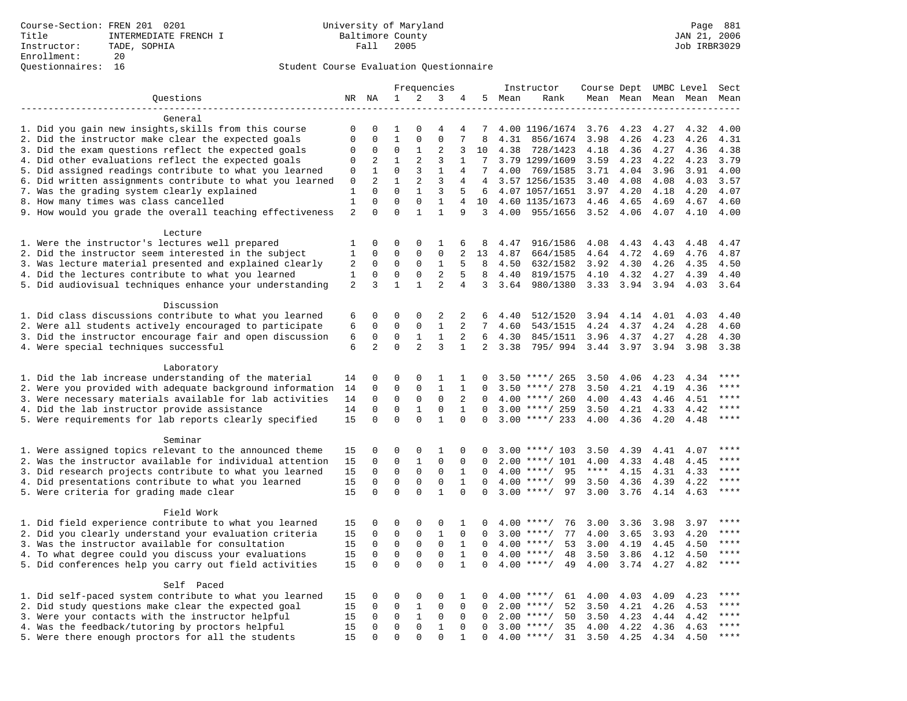Course-Section: FREN 201 0201
Title: INTERMEDIATE FRENCH I
Instructor: TADE, SOPHIA
Enrollment: 20
Questionnaires: 16

University of Maryland
Baltimore County
Fall 2005

JAN 21, 2006
Job IRBR3029

## Student Course Evaluation Questionnaire

| Questions | NR | NA | 1 | 2 | 3 | 4 | 5 | Instructor Mean | Instructor Rank | Course Mean | Dept Mean | UMBC Mean | Level Mean | Sect Mean |
|---|---|---|---|---|---|---|---|---|---|---|---|---|---|---|
| **General** | | | | | | | | | | | | | | |
| 1. Did you gain new insights,skills from this course | 0 | 0 | 1 | 0 | 4 | 4 | 7 | 4.00 | 1196/1674 | 3.76 | 4.23 | 4.27 | 4.32 | 4.00 |
| 2. Did the instructor make clear the expected goals | 0 | 0 | 1 | 0 | 0 | 7 | 8 | 4.31 | 856/1674 | 3.98 | 4.26 | 4.23 | 4.26 | 4.31 |
| 3. Did the exam questions reflect the expected goals | 0 | 0 | 0 | 1 | 2 | 3 | 10 | 4.38 | 728/1423 | 4.18 | 4.36 | 4.27 | 4.36 | 4.38 |
| 4. Did other evaluations reflect the expected goals | 0 | 2 | 1 | 2 | 3 | 1 | 7 | 3.79 | 1299/1609 | 3.59 | 4.23 | 4.22 | 4.23 | 3.79 |
| 5. Did assigned readings contribute to what you learned | 0 | 1 | 0 | 3 | 1 | 4 | 7 | 4.00 | 769/1585 | 3.71 | 4.04 | 3.96 | 3.91 | 4.00 |
| 6. Did written assignments contribute to what you learned | 0 | 2 | 1 | 2 | 3 | 4 | 4 | 3.57 | 1256/1535 | 3.40 | 4.08 | 4.08 | 4.03 | 3.57 |
| 7. Was the grading system clearly explained | 1 | 0 | 0 | 1 | 3 | 5 | 6 | 4.07 | 1057/1651 | 3.97 | 4.20 | 4.18 | 4.20 | 4.07 |
| 8. How many times was class cancelled | 1 | 0 | 0 | 0 | 1 | 4 | 10 | 4.60 | 1135/1673 | 4.46 | 4.65 | 4.69 | 4.67 | 4.60 |
| 9. How would you grade the overall teaching effectiveness | 2 | 0 | 0 | 1 | 1 | 9 | 3 | 4.00 | 955/1656 | 3.52 | 4.06 | 4.07 | 4.10 | 4.00 |
| **Lecture** | | | | | | | | | | | | | | |
| 1. Were the instructor's lectures well prepared | 1 | 0 | 0 | 0 | 1 | 6 | 8 | 4.47 | 916/1586 | 4.08 | 4.43 | 4.43 | 4.48 | 4.47 |
| 2. Did the instructor seem interested in the subject | 1 | 0 | 0 | 0 | 0 | 2 | 13 | 4.87 | 664/1585 | 4.64 | 4.72 | 4.69 | 4.76 | 4.87 |
| 3. Was lecture material presented and explained clearly | 2 | 0 | 0 | 0 | 1 | 5 | 8 | 4.50 | 632/1582 | 3.92 | 4.30 | 4.26 | 4.35 | 4.50 |
| 4. Did the lectures contribute to what you learned | 1 | 0 | 0 | 0 | 2 | 5 | 8 | 4.40 | 819/1575 | 4.10 | 4.32 | 4.27 | 4.39 | 4.40 |
| 5. Did audiovisual techniques enhance your understanding | 2 | 3 | 1 | 1 | 2 | 4 | 3 | 3.64 | 980/1380 | 3.33 | 3.94 | 3.94 | 4.03 | 3.64 |
| **Discussion** | | | | | | | | | | | | | | |
| 1. Did class discussions contribute to what you learned | 6 | 0 | 0 | 0 | 2 | 2 | 6 | 4.40 | 512/1520 | 3.94 | 4.14 | 4.01 | 4.03 | 4.40 |
| 2. Were all students actively encouraged to participate | 6 | 0 | 0 | 0 | 1 | 2 | 7 | 4.60 | 543/1515 | 4.24 | 4.37 | 4.24 | 4.28 | 4.60 |
| 3. Did the instructor encourage fair and open discussion | 6 | 0 | 0 | 1 | 1 | 2 | 6 | 4.30 | 845/1511 | 3.96 | 4.37 | 4.27 | 4.28 | 4.30 |
| 4. Were special techniques successful | 6 | 2 | 0 | 2 | 3 | 1 | 2 | 3.38 | 795/ 994 | 3.44 | 3.97 | 3.94 | 3.98 | 3.38 |
| **Laboratory** | | | | | | | | | | | | | | |
| 1. Did the lab increase understanding of the material | 14 | 0 | 0 | 0 | 1 | 1 | 0 | 3.50 | ****/ 265 | 3.50 | 4.06 | 4.23 | 4.34 | **** |
| 2. Were you provided with adequate background information | 14 | 0 | 0 | 0 | 1 | 1 | 0 | 3.50 | ****/ 278 | 3.50 | 4.21 | 4.19 | 4.36 | **** |
| 3. Were necessary materials available for lab activities | 14 | 0 | 0 | 0 | 0 | 2 | 0 | 4.00 | ****/ 260 | 4.00 | 4.43 | 4.46 | 4.51 | **** |
| 4. Did the lab instructor provide assistance | 14 | 0 | 0 | 1 | 0 | 1 | 0 | 3.00 | ****/ 259 | 3.50 | 4.21 | 4.33 | 4.42 | **** |
| 5. Were requirements for lab reports clearly specified | 15 | 0 | 0 | 0 | 1 | 0 | 0 | 3.00 | ****/ 233 | 4.00 | 4.36 | 4.20 | 4.48 | **** |
| **Seminar** | | | | | | | | | | | | | | |
| 1. Were assigned topics relevant to the announced theme | 15 | 0 | 0 | 0 | 1 | 0 | 0 | 3.00 | ****/ 103 | 3.50 | 4.39 | 4.41 | 4.07 | **** |
| 2. Was the instructor available for individual attention | 15 | 0 | 0 | 1 | 0 | 0 | 0 | 2.00 | ****/ 101 | 4.00 | 4.33 | 4.48 | 4.45 | **** |
| 3. Did research projects contribute to what you learned | 15 | 0 | 0 | 0 | 0 | 1 | 0 | 4.00 | ****/ 95 | **** | 4.15 | 4.31 | 4.33 | **** |
| 4. Did presentations contribute to what you learned | 15 | 0 | 0 | 0 | 0 | 1 | 0 | 4.00 | ****/ 99 | 3.50 | 4.36 | 4.39 | 4.22 | **** |
| 5. Were criteria for grading made clear | 15 | 0 | 0 | 0 | 1 | 0 | 0 | 3.00 | ****/ 97 | 3.00 | 3.76 | 4.14 | 4.63 | **** |
| **Field Work** | | | | | | | | | | | | | | |
| 1. Did field experience contribute to what you learned | 15 | 0 | 0 | 0 | 0 | 1 | 0 | 4.00 | ****/ 76 | 3.00 | 3.36 | 3.98 | 3.97 | **** |
| 2. Did you clearly understand your evaluation criteria | 15 | 0 | 0 | 0 | 1 | 0 | 0 | 3.00 | ****/ 77 | 4.00 | 3.65 | 3.93 | 4.20 | **** |
| 3. Was the instructor available for consultation | 15 | 0 | 0 | 0 | 0 | 1 | 0 | 4.00 | ****/ 53 | 3.00 | 4.19 | 4.45 | 4.50 | **** |
| 4. To what degree could you discuss your evaluations | 15 | 0 | 0 | 0 | 0 | 1 | 0 | 4.00 | ****/ 48 | 3.50 | 3.86 | 4.12 | 4.50 | **** |
| 5. Did conferences help you carry out field activities | 15 | 0 | 0 | 0 | 0 | 1 | 0 | 4.00 | ****/ 49 | 4.00 | 3.74 | 4.27 | 4.82 | **** |
| **Self Paced** | | | | | | | | | | | | | | |
| 1. Did self-paced system contribute to what you learned | 15 | 0 | 0 | 0 | 0 | 1 | 0 | 4.00 | ****/ 61 | 4.00 | 4.03 | 4.09 | 4.23 | **** |
| 2. Did study questions make clear the expected goal | 15 | 0 | 0 | 1 | 0 | 0 | 0 | 2.00 | ****/ 52 | 3.50 | 4.21 | 4.26 | 4.53 | **** |
| 3. Were your contacts with the instructor helpful | 15 | 0 | 0 | 1 | 0 | 0 | 0 | 2.00 | ****/ 50 | 3.50 | 4.23 | 4.44 | 4.42 | **** |
| 4. Was the feedback/tutoring by proctors helpful | 15 | 0 | 0 | 0 | 1 | 0 | 0 | 3.00 | ****/ 35 | 4.00 | 4.22 | 4.36 | 4.63 | **** |
| 5. Were there enough proctors for all the students | 15 | 0 | 0 | 0 | 0 | 1 | 0 | 4.00 | ****/ 31 | 3.50 | 4.25 | 4.34 | 4.50 | **** |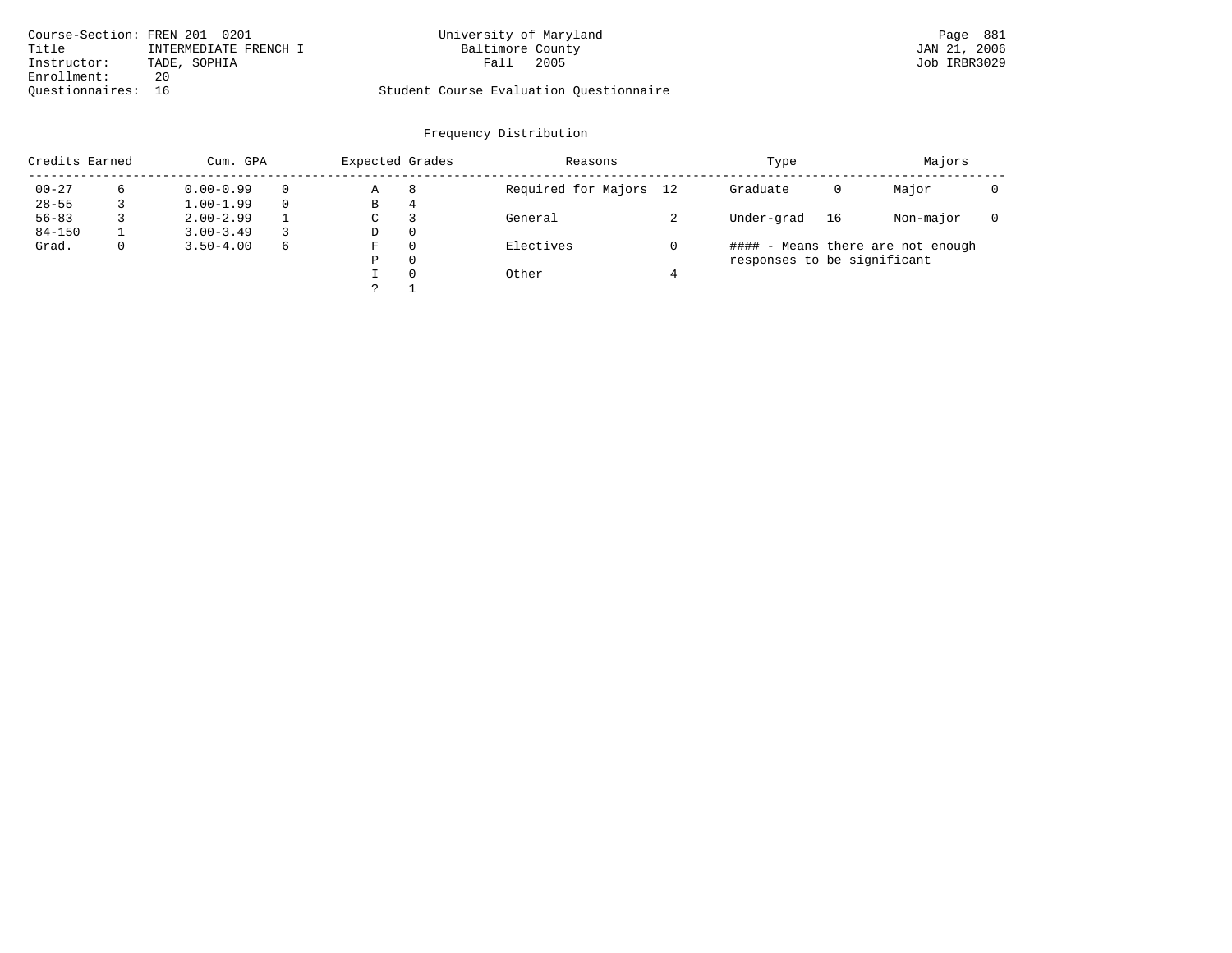Course-Section: FREN 201 0201
Title: INTERMEDIATE FRENCH I
Instructor: TADE, SOPHIA
Enrollment: 20
Questionnaires: 16

University of Maryland
Baltimore County
Fall 2005

JAN 21, 2006
Job IRBR3029

Student Course Evaluation Questionnaire

## Frequency Distribution

| Credits Earned | | Cum. GPA | | Expected Grades | | Reasons | | Type | | Majors | |
|---|---|---|---|---|---|---|---|---|---|---|---|
| 00-27 | 6 | 0.00-0.99 | 0 | A | 8 | Required for Majors | 12 | Graduate | 0 | Major | 0 |
| 28-55 | 3 | 1.00-1.99 | 0 | B | 4 | | | | | | |
| 56-83 | 3 | 2.00-2.99 | 1 | C | 3 | General | 2 | Under-grad | 16 | Non-major | 0 |
| 84-150 | 1 | 3.00-3.49 | 3 | D | 0 | | | | | | |
| Grad. | 0 | 3.50-4.00 | 6 | F | 0 | Electives | 0 | | | | |
| | | | | P | 0 | | | | | | |
| | | | | I | 0 | Other | 4 | | | | |
| | | | | ? | 1 | | | | | | |

#### - Means there are not enough responses to be significant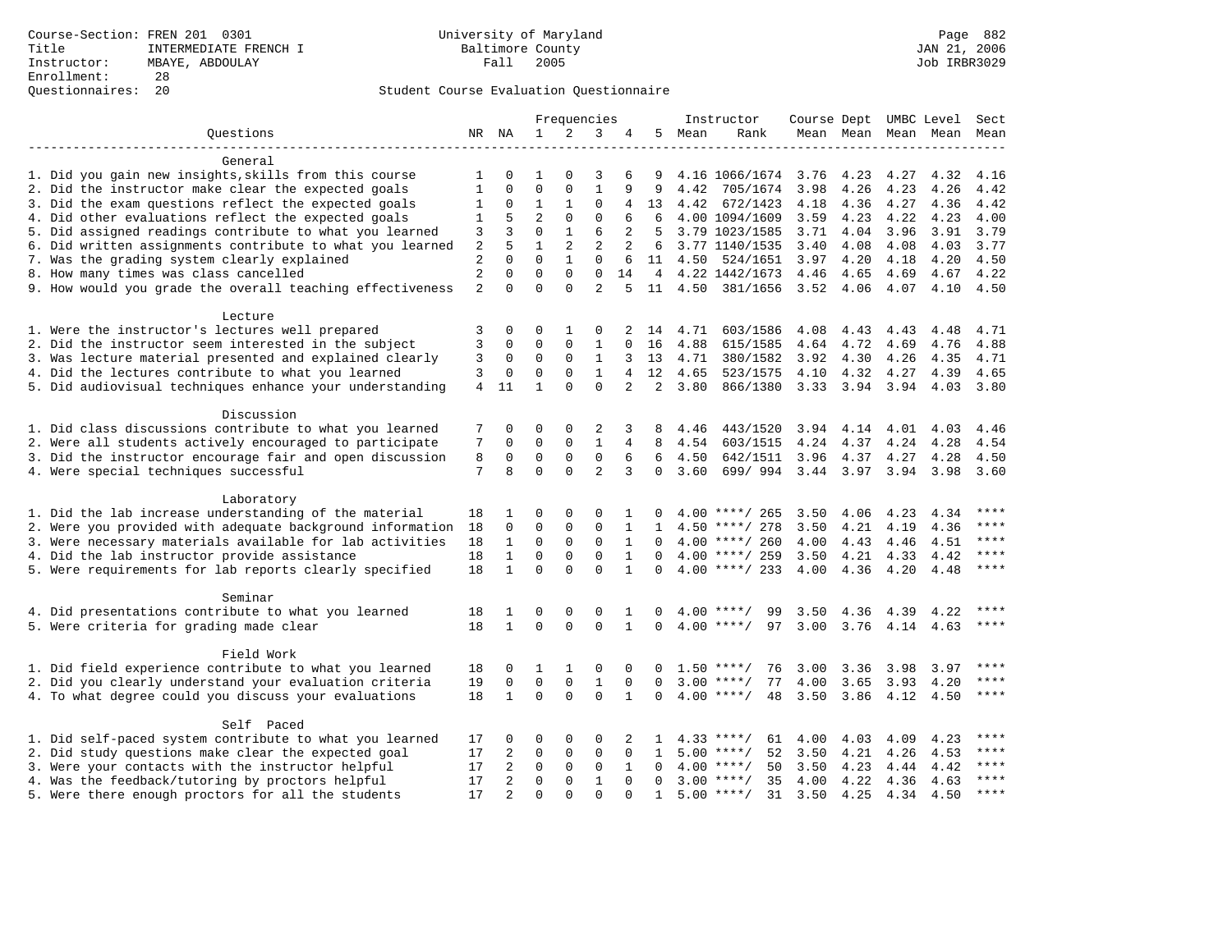Course-Section: FREN 201 0301
Title: INTERMEDIATE FRENCH I
Instructor: MBAYE, ABDOULAY
Enrollment: 28
Questionnaires: 20

University of Maryland
Baltimore County
Fall 2005

JAN 21, 2006
Job IRBR3029

Student Course Evaluation Questionnaire

| Questions | NR | NA | 1 | 2 | 3 | 4 | 5 | Instructor Mean | Instructor Rank | Course Mean | Dept Mean | UMBC Level Mean | Level Mean | Sect Mean |
|---|---|---|---|---|---|---|---|---|---|---|---|---|---|---|
| **General** | | | | | | | | | | | | | | |
| 1. Did you gain new insights,skills from this course | 1 | 0 | 1 | 0 | 3 | 6 | 9 | 4.16 | 1066/1674 | 3.76 | 4.23 | 4.27 | 4.32 | 4.16 |
| 2. Did the instructor make clear the expected goals | 1 | 0 | 0 | 0 | 1 | 9 | 9 | 4.42 | 705/1674 | 3.98 | 4.26 | 4.23 | 4.26 | 4.42 |
| 3. Did the exam questions reflect the expected goals | 1 | 0 | 1 | 1 | 0 | 4 | 13 | 4.42 | 672/1423 | 4.18 | 4.36 | 4.27 | 4.36 | 4.42 |
| 4. Did other evaluations reflect the expected goals | 1 | 5 | 2 | 0 | 0 | 6 | 6 | 4.00 | 1094/1609 | 3.59 | 4.23 | 4.22 | 4.23 | 4.00 |
| 5. Did assigned readings contribute to what you learned | 3 | 3 | 0 | 1 | 6 | 2 | 5 | 3.79 | 1023/1585 | 3.71 | 4.04 | 3.96 | 3.91 | 3.79 |
| 6. Did written assignments contribute to what you learned | 2 | 5 | 1 | 2 | 2 | 2 | 6 | 3.77 | 1140/1535 | 3.40 | 4.08 | 4.08 | 4.03 | 3.77 |
| 7. Was the grading system clearly explained | 2 | 0 | 0 | 1 | 0 | 6 | 11 | 4.50 | 524/1651 | 3.97 | 4.20 | 4.18 | 4.20 | 4.50 |
| 8. How many times was class cancelled | 2 | 0 | 0 | 0 | 0 | 14 | 4 | 4.22 | 1442/1673 | 4.46 | 4.65 | 4.69 | 4.67 | 4.22 |
| 9. How would you grade the overall teaching effectiveness | 2 | 0 | 0 | 0 | 2 | 5 | 11 | 4.50 | 381/1656 | 3.52 | 4.06 | 4.07 | 4.10 | 4.50 |
| **Lecture** | | | | | | | | | | | | | | |
| 1. Were the instructor's lectures well prepared | 3 | 0 | 0 | 1 | 0 | 2 | 14 | 4.71 | 603/1586 | 4.08 | 4.43 | 4.43 | 4.48 | 4.71 |
| 2. Did the instructor seem interested in the subject | 3 | 0 | 0 | 0 | 1 | 0 | 16 | 4.88 | 615/1585 | 4.64 | 4.72 | 4.69 | 4.76 | 4.88 |
| 3. Was lecture material presented and explained clearly | 3 | 0 | 0 | 0 | 1 | 3 | 13 | 4.71 | 380/1582 | 3.92 | 4.30 | 4.26 | 4.35 | 4.71 |
| 4. Did the lectures contribute to what you learned | 3 | 0 | 0 | 0 | 1 | 4 | 12 | 4.65 | 523/1575 | 4.10 | 4.32 | 4.27 | 4.39 | 4.65 |
| 5. Did audiovisual techniques enhance your understanding | 4 | 11 | 1 | 0 | 0 | 2 | 2 | 3.80 | 866/1380 | 3.33 | 3.94 | 3.94 | 4.03 | 3.80 |
| **Discussion** | | | | | | | | | | | | | | |
| 1. Did class discussions contribute to what you learned | 7 | 0 | 0 | 0 | 2 | 3 | 8 | 4.46 | 443/1520 | 3.94 | 4.14 | 4.01 | 4.03 | 4.46 |
| 2. Were all students actively encouraged to participate | 7 | 0 | 0 | 0 | 1 | 4 | 8 | 4.54 | 603/1515 | 4.24 | 4.37 | 4.24 | 4.28 | 4.54 |
| 3. Did the instructor encourage fair and open discussion | 8 | 0 | 0 | 0 | 0 | 6 | 6 | 4.50 | 642/1511 | 3.96 | 4.37 | 4.27 | 4.28 | 4.50 |
| 4. Were special techniques successful | 7 | 8 | 0 | 0 | 2 | 3 | 0 | 3.60 | 699/ 994 | 3.44 | 3.97 | 3.94 | 3.98 | 3.60 |
| **Laboratory** | | | | | | | | | | | | | | |
| 1. Did the lab increase understanding of the material | 18 | 1 | 0 | 0 | 0 | 1 | 0 | 4.00 | ****/ 265 | 3.50 | 4.06 | 4.23 | 4.34 | **** |
| 2. Were you provided with adequate background information | 18 | 0 | 0 | 0 | 0 | 1 | 1 | 4.50 | ****/ 278 | 3.50 | 4.21 | 4.19 | 4.36 | **** |
| 3. Were necessary materials available for lab activities | 18 | 1 | 0 | 0 | 0 | 1 | 0 | 4.00 | ****/ 260 | 4.00 | 4.43 | 4.46 | 4.51 | **** |
| 4. Did the lab instructor provide assistance | 18 | 1 | 0 | 0 | 0 | 1 | 0 | 4.00 | ****/ 259 | 3.50 | 4.21 | 4.33 | 4.42 | **** |
| 5. Were requirements for lab reports clearly specified | 18 | 1 | 0 | 0 | 0 | 1 | 0 | 4.00 | ****/ 233 | 4.00 | 4.36 | 4.20 | 4.48 | **** |
| **Seminar** | | | | | | | | | | | | | | |
| 4. Did presentations contribute to what you learned | 18 | 1 | 0 | 0 | 0 | 1 | 0 | 4.00 | ****/ 99 | 3.50 | 4.36 | 4.39 | 4.22 | **** |
| 5. Were criteria for grading made clear | 18 | 1 | 0 | 0 | 0 | 1 | 0 | 4.00 | ****/ 97 | 3.00 | 3.76 | 4.14 | 4.63 | **** |
| **Field Work** | | | | | | | | | | | | | | |
| 1. Did field experience contribute to what you learned | 18 | 0 | 1 | 1 | 0 | 0 | 0 | 1.50 | ****/ 76 | 3.00 | 3.36 | 3.98 | 3.97 | **** |
| 2. Did you clearly understand your evaluation criteria | 19 | 0 | 0 | 0 | 1 | 0 | 0 | 3.00 | ****/ 77 | 4.00 | 3.65 | 3.93 | 4.20 | **** |
| 4. To what degree could you discuss your evaluations | 18 | 1 | 0 | 0 | 0 | 1 | 0 | 4.00 | ****/ 48 | 3.50 | 3.86 | 4.12 | 4.50 | **** |
| **Self Paced** | | | | | | | | | | | | | | |
| 1. Did self-paced system contribute to what you learned | 17 | 0 | 0 | 0 | 0 | 2 | 1 | 4.33 | ****/ 61 | 4.00 | 4.03 | 4.09 | 4.23 | **** |
| 2. Did study questions make clear the expected goal | 17 | 2 | 0 | 0 | 0 | 0 | 1 | 5.00 | ****/ 52 | 3.50 | 4.21 | 4.26 | 4.53 | **** |
| 3. Were your contacts with the instructor helpful | 17 | 2 | 0 | 0 | 0 | 1 | 0 | 4.00 | ****/ 50 | 3.50 | 4.23 | 4.44 | 4.42 | **** |
| 4. Was the feedback/tutoring by proctors helpful | 17 | 2 | 0 | 0 | 1 | 0 | 0 | 3.00 | ****/ 35 | 4.00 | 4.22 | 4.36 | 4.63 | **** |
| 5. Were there enough proctors for all the students | 17 | 2 | 0 | 0 | 0 | 0 | 1 | 5.00 | ****/ 31 | 3.50 | 4.25 | 4.34 | 4.50 | **** |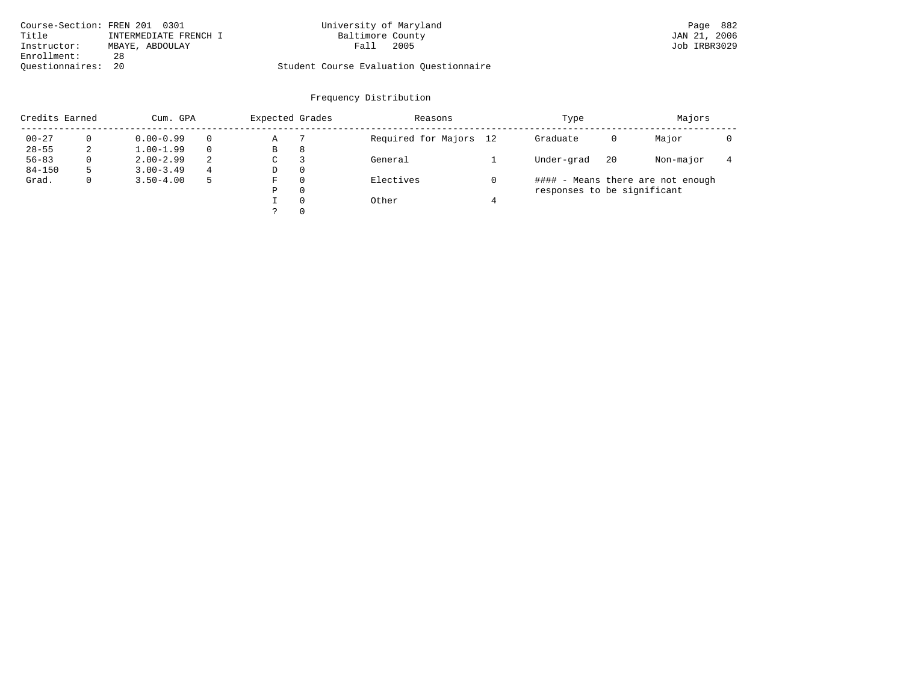Course-Section: FREN 201 0301
Title: INTERMEDIATE FRENCH I
Instructor: MBAYE, ABDOULAY
Enrollment: 28
Questionnaires: 20

University of Maryland
Baltimore County
Fall 2005

Student Course Evaluation Questionnaire

Page 882
JAN 21, 2006
Job IRBR3029

## Frequency Distribution

| Credits Earned | | Cum. GPA | | Expected Grades | | Reasons | | Type | | Majors | |
|---|---|---|---|---|---|---|---|---|---|---|---|
| 00-27 | 0 | 0.00-0.99 | 0 | A | 7 | Required for Majors | 12 | Graduate | 0 | Major | 0 |
| 28-55 | 2 | 1.00-1.99 | 0 | B | 8 | | | | | | |
| 56-83 | 0 | 2.00-2.99 | 2 | C | 3 | General | 1 | Under-grad | 20 | Non-major | 4 |
| 84-150 | 5 | 3.00-3.49 | 4 | D | 0 | | | | | | |
| Grad. | 0 | 3.50-4.00 | 5 | F | 0 | Electives | 0 | | | | |
| | | | | P | 0 | | | | | | |
| | | | | I | 0 | Other | 4 | | | | |
| | | | | ? | 0 | | | | | | |

#### - Means there are not enough responses to be significant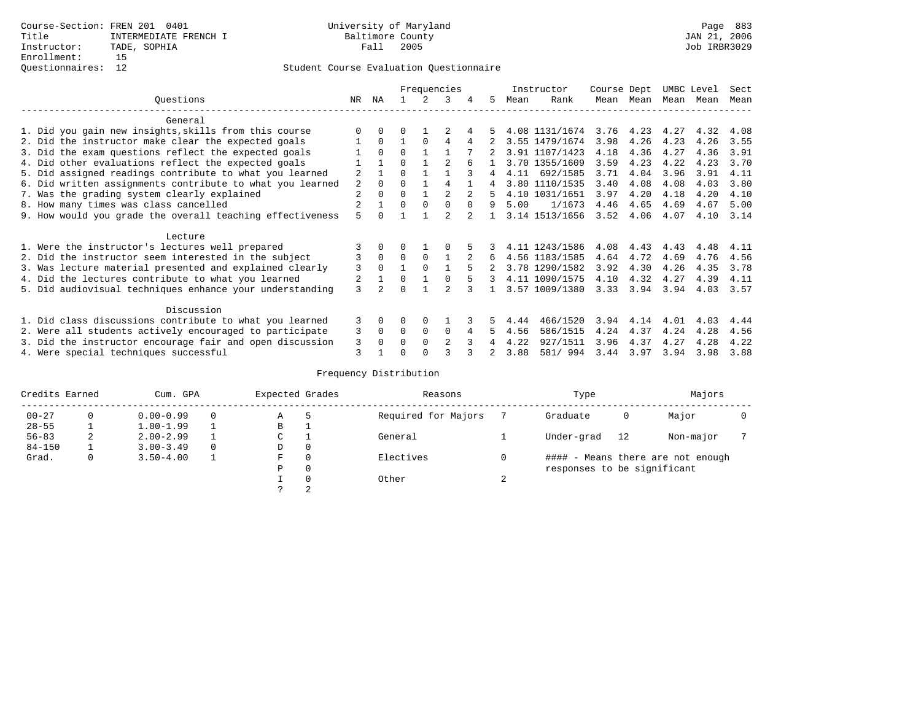Course-Section: FREN 201 0401
Title: INTERMEDIATE FRENCH I
Instructor: TADE, SOPHIA
Enrollment: 15
Questionnaires: 12

University of Maryland
Baltimore County
Fall 2005

JAN 21, 2006
Job IRBR3029

## Student Course Evaluation Questionnaire

| Questions | NR | NA | 1 | 2 | 3 | 4 | 5 | Instructor Mean | Instructor Rank | Course Mean | Dept Mean | UMBC Mean | Level Mean | Sect Mean |
|---|---|---|---|---|---|---|---|---|---|---|---|---|---|---|
| **General** | | | | | | | | | | | | | | |
| 1. Did you gain new insights,skills from this course | 0 | 0 | 0 | 1 | 2 | 4 | 5 | 4.08 | 1131/1674 | 3.76 | 4.23 | 4.27 | 4.32 | 4.08 |
| 2. Did the instructor make clear the expected goals | 1 | 0 | 1 | 0 | 4 | 4 | 2 | 3.55 | 1479/1674 | 3.98 | 4.26 | 4.23 | 4.26 | 3.55 |
| 3. Did the exam questions reflect the expected goals | 1 | 0 | 0 | 1 | 1 | 7 | 2 | 3.91 | 1107/1423 | 4.18 | 4.36 | 4.27 | 4.36 | 3.91 |
| 4. Did other evaluations reflect the expected goals | 1 | 1 | 0 | 1 | 2 | 6 | 1 | 3.70 | 1355/1609 | 3.59 | 4.23 | 4.22 | 4.23 | 3.70 |
| 5. Did assigned readings contribute to what you learned | 2 | 1 | 0 | 1 | 1 | 3 | 4 | 4.11 | 692/1585 | 3.71 | 4.04 | 3.96 | 3.91 | 4.11 |
| 6. Did written assignments contribute to what you learned | 2 | 0 | 0 | 1 | 4 | 1 | 4 | 3.80 | 1110/1535 | 3.40 | 4.08 | 4.08 | 4.03 | 3.80 |
| 7. Was the grading system clearly explained | 2 | 0 | 0 | 1 | 2 | 2 | 5 | 4.10 | 1031/1651 | 3.97 | 4.20 | 4.18 | 4.20 | 4.10 |
| 8. How many times was class cancelled | 2 | 1 | 0 | 0 | 0 | 0 | 9 | 5.00 | 1/1673 | 4.46 | 4.65 | 4.69 | 4.67 | 5.00 |
| 9. How would you grade the overall teaching effectiveness | 5 | 0 | 1 | 1 | 2 | 2 | 1 | 3.14 | 1513/1656 | 3.52 | 4.06 | 4.07 | 4.10 | 3.14 |
| **Lecture** | | | | | | | | | | | | | | |
| 1. Were the instructor's lectures well prepared | 3 | 0 | 0 | 1 | 0 | 5 | 3 | 4.11 | 1243/1586 | 4.08 | 4.43 | 4.43 | 4.48 | 4.11 |
| 2. Did the instructor seem interested in the subject | 3 | 0 | 0 | 0 | 1 | 2 | 6 | 4.56 | 1183/1585 | 4.64 | 4.72 | 4.69 | 4.76 | 4.56 |
| 3. Was lecture material presented and explained clearly | 3 | 0 | 1 | 0 | 1 | 5 | 2 | 3.78 | 1290/1582 | 3.92 | 4.30 | 4.26 | 4.35 | 3.78 |
| 4. Did the lectures contribute to what you learned | 2 | 1 | 0 | 1 | 0 | 5 | 3 | 4.11 | 1090/1575 | 4.10 | 4.32 | 4.27 | 4.39 | 4.11 |
| 5. Did audiovisual techniques enhance your understanding | 3 | 2 | 0 | 1 | 2 | 3 | 1 | 3.57 | 1009/1380 | 3.33 | 3.94 | 3.94 | 4.03 | 3.57 |
| **Discussion** | | | | | | | | | | | | | | |
| 1. Did class discussions contribute to what you learned | 3 | 0 | 0 | 0 | 1 | 3 | 5 | 4.44 | 466/1520 | 3.94 | 4.14 | 4.01 | 4.03 | 4.44 |
| 2. Were all students actively encouraged to participate | 3 | 0 | 0 | 0 | 0 | 4 | 5 | 4.56 | 586/1515 | 4.24 | 4.37 | 4.24 | 4.28 | 4.56 |
| 3. Did the instructor encourage fair and open discussion | 3 | 0 | 0 | 0 | 2 | 3 | 4 | 4.22 | 927/1511 | 3.96 | 4.37 | 4.27 | 4.28 | 4.22 |
| 4. Were special techniques successful | 3 | 1 | 0 | 0 | 3 | 3 | 2 | 3.88 | 581/ 994 | 3.44 | 3.97 | 3.94 | 3.98 | 3.88 |

## Frequency Distribution

| Credits Earned | | Cum. GPA | | Expected Grades | | Reasons | | Type | | Majors | |
|---|---|---|---|---|---|---|---|---|---|---|---|
| 00-27 | 0 | 0.00-0.99 | 0 | A | 5 | Required for Majors | 7 | Graduate | 0 | Major | 0 |
| 28-55 | 1 | 1.00-1.99 | 1 | B | 1 | | | | | | |
| 56-83 | 2 | 2.00-2.99 | 1 | C | 1 | General | 1 | Under-grad | 12 | Non-major | 7 |
| 84-150 | 1 | 3.00-3.49 | 0 | D | 0 | | | | | | |
| Grad. | 0 | 3.50-4.00 | 1 | F | 0 | Electives | 0 | | | | |
| | | | | P | 0 | | | | | | |
| | | | | I | 0 | Other | 2 | | | | |
| | | | | ? | 2 | | | | | | |

#### - Means there are not enough responses to be significant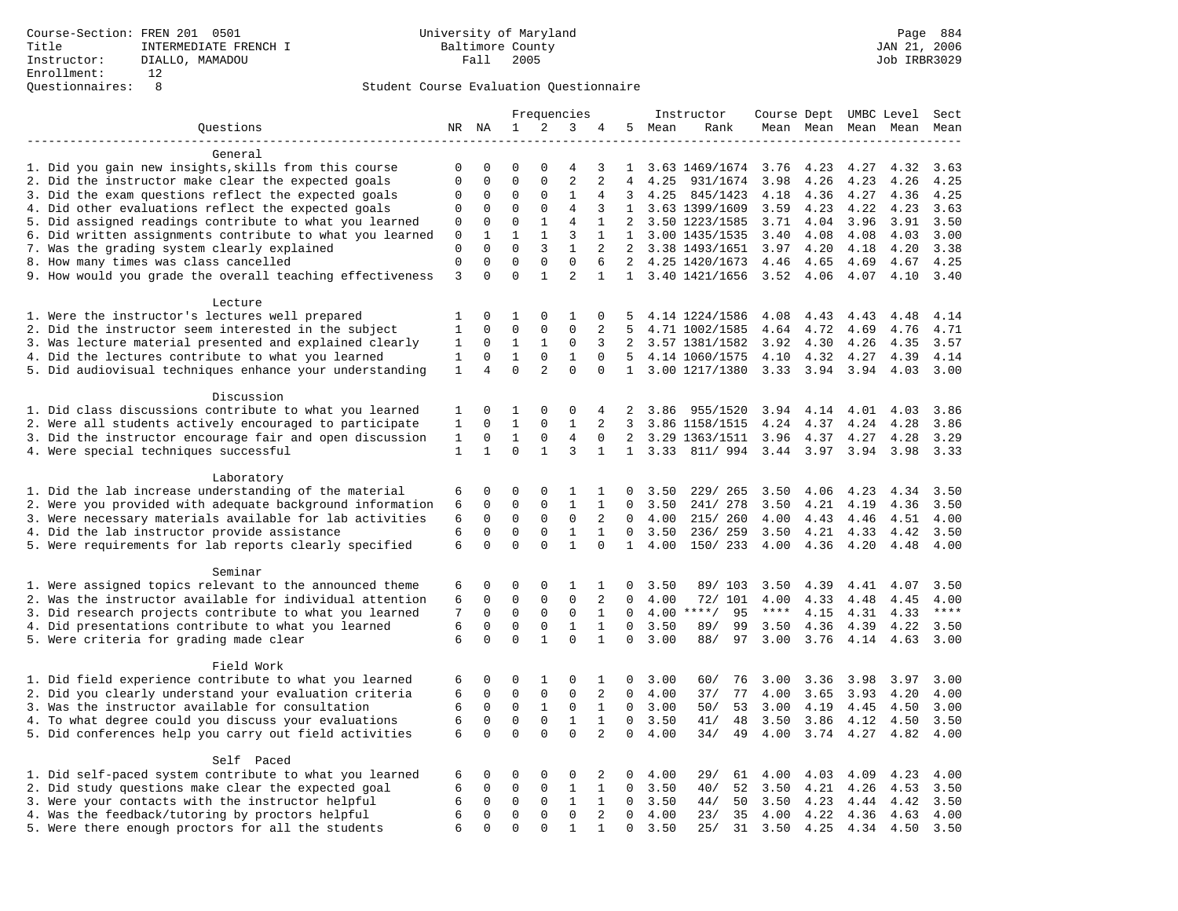Course-Section: FREN 201 0501
Title: INTERMEDIATE FRENCH I
Instructor: DIALLO, MAMADOU
Enrollment: 12
Questionnaires: 8

University of Maryland
Baltimore County
Fall 2005

Student Course Evaluation Questionnaire

| Questions | NR | NA | 1 | 2 | 3 | 4 | 5 | Instructor Mean | Rank | Course Mean | Dept Mean | UMBC Mean | Level Mean | Sect Mean |
|---|---|---|---|---|---|---|---|---|---|---|---|---|---|---|
| **General** | | | | | | | | | | | | | | |
| 1. Did you gain new insights,skills from this course | 0 | 0 | 0 | 0 | 4 | 3 | 1 | 3.63 | 1469/1674 | 3.76 | 4.23 | 4.27 | 4.32 | 3.63 |
| 2. Did the instructor make clear the expected goals | 0 | 0 | 0 | 0 | 2 | 2 | 4 | 4.25 | 931/1674 | 3.98 | 4.26 | 4.23 | 4.26 | 4.25 |
| 3. Did the exam questions reflect the expected goals | 0 | 0 | 0 | 0 | 1 | 4 | 3 | 4.25 | 845/1423 | 4.18 | 4.36 | 4.27 | 4.36 | 4.25 |
| 4. Did other evaluations reflect the expected goals | 0 | 0 | 0 | 0 | 4 | 3 | 1 | 3.63 | 1399/1609 | 3.59 | 4.23 | 4.22 | 4.23 | 3.63 |
| 5. Did assigned readings contribute to what you learned | 0 | 0 | 0 | 1 | 4 | 1 | 2 | 3.50 | 1223/1585 | 3.71 | 4.04 | 3.96 | 3.91 | 3.50 |
| 6. Did written assignments contribute to what you learned | 0 | 1 | 1 | 1 | 3 | 1 | 1 | 3.00 | 1435/1535 | 3.40 | 4.08 | 4.08 | 4.03 | 3.00 |
| 7. Was the grading system clearly explained | 0 | 0 | 0 | 3 | 1 | 2 | 2 | 3.38 | 1493/1651 | 3.97 | 4.20 | 4.18 | 4.20 | 3.38 |
| 8. How many times was class cancelled | 0 | 0 | 0 | 0 | 0 | 6 | 2 | 4.25 | 1420/1673 | 4.46 | 4.65 | 4.69 | 4.67 | 4.25 |
| 9. How would you grade the overall teaching effectiveness | 3 | 0 | 0 | 1 | 2 | 1 | 1 | 3.40 | 1421/1656 | 3.52 | 4.06 | 4.07 | 4.10 | 3.40 |
| **Lecture** | | | | | | | | | | | | | | |
| 1. Were the instructor's lectures well prepared | 1 | 0 | 1 | 0 | 1 | 0 | 5 | 4.14 | 1224/1586 | 4.08 | 4.43 | 4.43 | 4.48 | 4.14 |
| 2. Did the instructor seem interested in the subject | 1 | 0 | 0 | 0 | 0 | 2 | 5 | 4.71 | 1002/1585 | 4.64 | 4.72 | 4.69 | 4.76 | 4.71 |
| 3. Was lecture material presented and explained clearly | 1 | 0 | 1 | 1 | 0 | 3 | 2 | 3.57 | 1381/1582 | 3.92 | 4.30 | 4.26 | 4.35 | 3.57 |
| 4. Did the lectures contribute to what you learned | 1 | 0 | 1 | 0 | 1 | 0 | 5 | 4.14 | 1060/1575 | 4.10 | 4.32 | 4.27 | 4.39 | 4.14 |
| 5. Did audiovisual techniques enhance your understanding | 1 | 4 | 0 | 2 | 0 | 0 | 1 | 3.00 | 1217/1380 | 3.33 | 3.94 | 3.94 | 4.03 | 3.00 |
| **Discussion** | | | | | | | | | | | | | | |
| 1. Did class discussions contribute to what you learned | 1 | 0 | 1 | 0 | 0 | 4 | 2 | 3.86 | 955/1520 | 3.94 | 4.14 | 4.01 | 4.03 | 3.86 |
| 2. Were all students actively encouraged to participate | 1 | 0 | 1 | 0 | 1 | 2 | 3 | 3.86 | 1158/1515 | 4.24 | 4.37 | 4.24 | 4.28 | 3.86 |
| 3. Did the instructor encourage fair and open discussion | 1 | 0 | 1 | 0 | 4 | 0 | 2 | 3.29 | 1363/1511 | 3.96 | 4.37 | 4.27 | 4.28 | 3.29 |
| 4. Were special techniques successful | 1 | 1 | 0 | 1 | 3 | 1 | 1 | 3.33 | 811/ 994 | 3.44 | 3.97 | 3.94 | 3.98 | 3.33 |
| **Laboratory** | | | | | | | | | | | | | | |
| 1. Did the lab increase understanding of the material | 6 | 0 | 0 | 0 | 1 | 1 | 0 | 3.50 | 229/ 265 | 3.50 | 4.06 | 4.23 | 4.34 | 3.50 |
| 2. Were you provided with adequate background information | 6 | 0 | 0 | 0 | 1 | 1 | 0 | 3.50 | 241/ 278 | 3.50 | 4.21 | 4.19 | 4.36 | 3.50 |
| 3. Were necessary materials available for lab activities | 6 | 0 | 0 | 0 | 0 | 2 | 0 | 4.00 | 215/ 260 | 4.00 | 4.43 | 4.46 | 4.51 | 4.00 |
| 4. Did the lab instructor provide assistance | 6 | 0 | 0 | 0 | 1 | 1 | 0 | 3.50 | 236/ 259 | 3.50 | 4.21 | 4.33 | 4.42 | 3.50 |
| 5. Were requirements for lab reports clearly specified | 6 | 0 | 0 | 0 | 1 | 0 | 1 | 4.00 | 150/ 233 | 4.00 | 4.36 | 4.20 | 4.48 | 4.00 |
| **Seminar** | | | | | | | | | | | | | | |
| 1. Were assigned topics relevant to the announced theme | 6 | 0 | 0 | 0 | 1 | 1 | 0 | 3.50 | 89/ 103 | 3.50 | 4.39 | 4.41 | 4.07 | 3.50 |
| 2. Was the instructor available for individual attention | 6 | 0 | 0 | 0 | 0 | 2 | 0 | 4.00 | 72/ 101 | 4.00 | 4.33 | 4.48 | 4.45 | 4.00 |
| 3. Did research projects contribute to what you learned | 7 | 0 | 0 | 0 | 0 | 1 | 0 | 4.00 | ****/ 95 | **** | 4.15 | 4.31 | 4.33 | **** |
| 4. Did presentations contribute to what you learned | 6 | 0 | 0 | 0 | 1 | 1 | 0 | 3.50 | 89/ 99 | 3.50 | 4.36 | 4.39 | 4.22 | 3.50 |
| 5. Were criteria for grading made clear | 6 | 0 | 0 | 1 | 0 | 1 | 0 | 3.00 | 88/ 97 | 3.00 | 3.76 | 4.14 | 4.63 | 3.00 |
| **Field Work** | | | | | | | | | | | | | | |
| 1. Did field experience contribute to what you learned | 6 | 0 | 0 | 1 | 0 | 1 | 0 | 3.00 | 60/ 76 | 3.00 | 3.36 | 3.98 | 3.97 | 3.00 |
| 2. Did you clearly understand your evaluation criteria | 6 | 0 | 0 | 0 | 0 | 2 | 0 | 4.00 | 37/ 77 | 4.00 | 3.65 | 3.93 | 4.20 | 4.00 |
| 3. Was the instructor available for consultation | 6 | 0 | 0 | 1 | 0 | 1 | 0 | 3.00 | 50/ 53 | 3.00 | 4.19 | 4.45 | 4.50 | 3.00 |
| 4. To what degree could you discuss your evaluations | 6 | 0 | 0 | 0 | 1 | 1 | 0 | 3.50 | 41/ 48 | 3.50 | 3.86 | 4.12 | 4.50 | 3.50 |
| 5. Did conferences help you carry out field activities | 6 | 0 | 0 | 0 | 0 | 2 | 0 | 4.00 | 34/ 49 | 4.00 | 3.74 | 4.27 | 4.82 | 4.00 |
| **Self Paced** | | | | | | | | | | | | | | |
| 1. Did self-paced system contribute to what you learned | 6 | 0 | 0 | 0 | 0 | 2 | 0 | 4.00 | 29/ 61 | 4.00 | 4.03 | 4.09 | 4.23 | 4.00 |
| 2. Did study questions make clear the expected goal | 6 | 0 | 0 | 0 | 1 | 1 | 0 | 3.50 | 40/ 52 | 3.50 | 4.21 | 4.26 | 4.53 | 3.50 |
| 3. Were your contacts with the instructor helpful | 6 | 0 | 0 | 0 | 1 | 1 | 0 | 3.50 | 44/ 50 | 3.50 | 4.23 | 4.44 | 4.42 | 3.50 |
| 4. Was the feedback/tutoring by proctors helpful | 6 | 0 | 0 | 0 | 0 | 2 | 0 | 4.00 | 23/ 35 | 4.00 | 4.22 | 4.36 | 4.63 | 4.00 |
| 5. Were there enough proctors for all the students | 6 | 0 | 0 | 0 | 1 | 1 | 0 | 3.50 | 25/ 31 | 3.50 | 4.25 | 4.34 | 4.50 | 3.50 |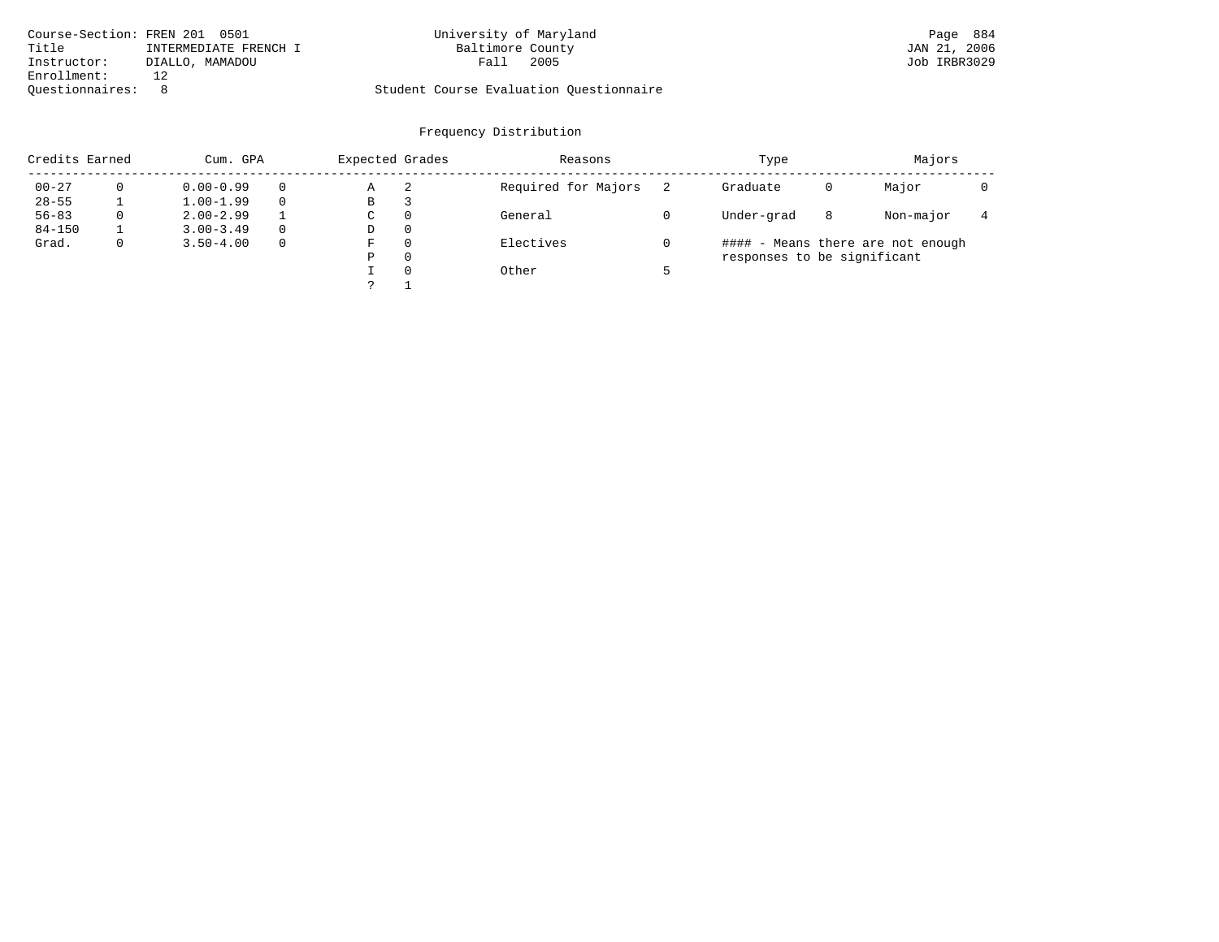Course-Section: FREN 201 0501
Title: INTERMEDIATE FRENCH I
Instructor: DIALLO, MAMADOU
Enrollment: 12
Questionnaires: 8

University of Maryland
Baltimore County
Fall 2005

Student Course Evaluation Questionnaire

JAN 21, 2006
Job IRBR3029

## Frequency Distribution

| Credits Earned | | Cum. GPA | | Expected Grades | | Reasons | | Type | | Majors | |
|---|---|---|---|---|---|---|---|---|---|---|---|
| 00-27 | 0 | 0.00-0.99 | 0 | A | 2 | Required for Majors | 2 | Graduate | 0 | Major | 0 |
| 28-55 | 1 | 1.00-1.99 | 0 | B | 3 | | | | | | |
| 56-83 | 0 | 2.00-2.99 | 1 | C | 0 | General | 0 | Under-grad | 8 | Non-major | 4 |
| 84-150 | 1 | 3.00-3.49 | 0 | D | 0 | | | | | | |
| Grad. | 0 | 3.50-4.00 | 0 | F | 0 | Electives | 0 | | | | |
| | | | | P | 0 | | | | | | |
| | | | | I | 0 | Other | 5 | | | | |
| | | | | ? | 1 | | | | | | |

#### - Means there are not enough responses to be significant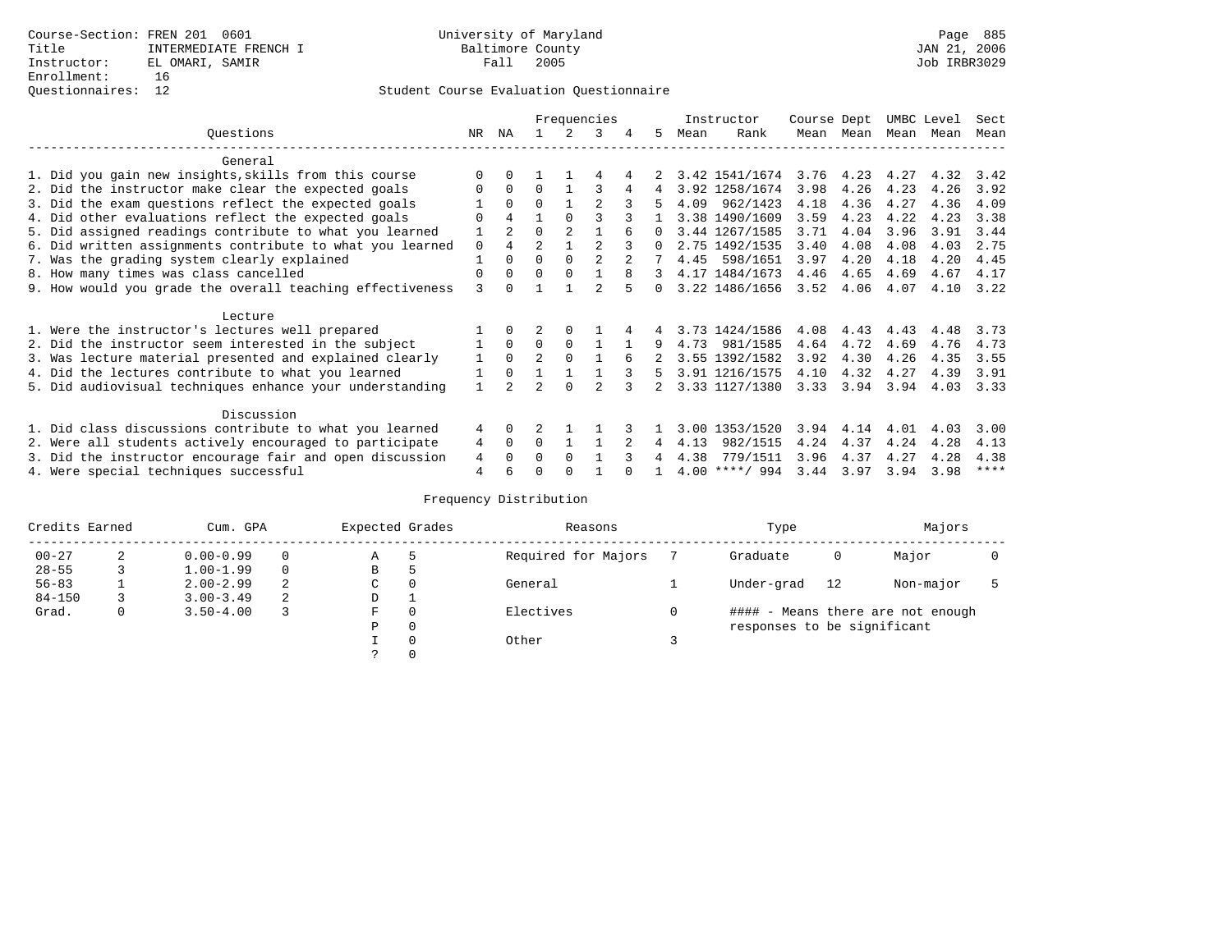Course-Section: FREN 201 0601
Title: INTERMEDIATE FRENCH I
Instructor: EL OMARI, SAMIR
Enrollment: 16
Questionnaires: 12

University of Maryland
Baltimore County
Fall 2005

JAN 21, 2006
Job IRBR3029

Student Course Evaluation Questionnaire

| Questions | NR | NA | 1 | 2 | 3 | 4 | 5 | Instructor Mean | Instructor Rank | Course Dept Mean | Dept Mean | UMBC Mean | Level Mean | Sect Mean |
|---|---|---|---|---|---|---|---|---|---|---|---|---|---|---|
| **General** | | | | | | | | | | | | | | |
| 1. Did you gain new insights,skills from this course | 0 | 0 | 1 | 1 | 4 | 4 | 2 | 3.42 | 1541/1674 | 3.76 | 4.23 | 4.27 | 4.32 | 3.42 |
| 2. Did the instructor make clear the expected goals | 0 | 0 | 0 | 1 | 3 | 4 | 4 | 3.92 | 1258/1674 | 3.98 | 4.26 | 4.23 | 4.26 | 3.92 |
| 3. Did the exam questions reflect the expected goals | 1 | 0 | 0 | 1 | 2 | 3 | 5 | 4.09 | 962/1423 | 4.18 | 4.36 | 4.27 | 4.36 | 4.09 |
| 4. Did other evaluations reflect the expected goals | 0 | 4 | 1 | 0 | 3 | 3 | 1 | 3.38 | 1490/1609 | 3.59 | 4.23 | 4.22 | 4.23 | 3.38 |
| 5. Did assigned readings contribute to what you learned | 1 | 2 | 0 | 2 | 1 | 6 | 0 | 3.44 | 1267/1585 | 3.71 | 4.04 | 3.96 | 3.91 | 3.44 |
| 6. Did written assignments contribute to what you learned | 0 | 4 | 2 | 1 | 2 | 3 | 0 | 2.75 | 1492/1535 | 3.40 | 4.08 | 4.08 | 4.03 | 2.75 |
| 7. Was the grading system clearly explained | 1 | 0 | 0 | 0 | 2 | 2 | 7 | 4.45 | 598/1651 | 3.97 | 4.20 | 4.18 | 4.20 | 4.45 |
| 8. How many times was class cancelled | 0 | 0 | 0 | 0 | 1 | 8 | 3 | 4.17 | 1484/1673 | 4.46 | 4.65 | 4.69 | 4.67 | 4.17 |
| 9. How would you grade the overall teaching effectiveness | 3 | 0 | 1 | 1 | 2 | 5 | 0 | 3.22 | 1486/1656 | 3.52 | 4.06 | 4.07 | 4.10 | 3.22 |
| **Lecture** | | | | | | | | | | | | | | |
| 1. Were the instructor's lectures well prepared | 1 | 0 | 2 | 0 | 1 | 4 | 4 | 3.73 | 1424/1586 | 4.08 | 4.43 | 4.43 | 4.48 | 3.73 |
| 2. Did the instructor seem interested in the subject | 1 | 0 | 0 | 0 | 1 | 1 | 9 | 4.73 | 981/1585 | 4.64 | 4.72 | 4.69 | 4.76 | 4.73 |
| 3. Was lecture material presented and explained clearly | 1 | 0 | 2 | 0 | 1 | 6 | 2 | 3.55 | 1392/1582 | 3.92 | 4.30 | 4.26 | 4.35 | 3.55 |
| 4. Did the lectures contribute to what you learned | 1 | 0 | 1 | 1 | 1 | 3 | 5 | 3.91 | 1216/1575 | 4.10 | 4.32 | 4.27 | 4.39 | 3.91 |
| 5. Did audiovisual techniques enhance your understanding | 1 | 2 | 2 | 0 | 2 | 3 | 2 | 3.33 | 1127/1380 | 3.33 | 3.94 | 3.94 | 4.03 | 3.33 |
| **Discussion** | | | | | | | | | | | | | | |
| 1. Did class discussions contribute to what you learned | 4 | 0 | 2 | 1 | 1 | 3 | 1 | 3.00 | 1353/1520 | 3.94 | 4.14 | 4.01 | 4.03 | 3.00 |
| 2. Were all students actively encouraged to participate | 4 | 0 | 0 | 1 | 1 | 2 | 4 | 4.13 | 982/1515 | 4.24 | 4.37 | 4.24 | 4.28 | 4.13 |
| 3. Did the instructor encourage fair and open discussion | 4 | 0 | 0 | 0 | 1 | 3 | 4 | 4.38 | 779/1511 | 3.96 | 4.37 | 4.27 | 4.28 | 4.38 |
| 4. Were special techniques successful | 4 | 6 | 0 | 0 | 1 | 0 | 1 | 4.00 | ****/ 994 | 3.44 | 3.97 | 3.94 | 3.98 | **** |

Frequency Distribution

| Credits Earned | | Cum. GPA | | Expected Grades | | Reasons | | Type | | Majors | |
|---|---|---|---|---|---|---|---|---|---|---|---|
| 00-27 | 2 | 0.00-0.99 | 0 | A | 5 | Required for Majors | 7 | Graduate | 0 | Major | 0 |
| 28-55 | 3 | 1.00-1.99 | 0 | B | 5 | | | | | | |
| 56-83 | 1 | 2.00-2.99 | 2 | C | 0 | General | 1 | Under-grad | 12 | Non-major | 5 |
| 84-150 | 3 | 3.00-3.49 | 2 | D | 1 | | | | | | |
| Grad. | 0 | 3.50-4.00 | 3 | F | 0 | Electives | 0 | #### - Means there are not enough responses to be significant | | | |
| | | | | P | 0 | | | | | | |
| | | | | I | 0 | Other | 3 | | | | |
| | | | | ? | 0 | | | | | | |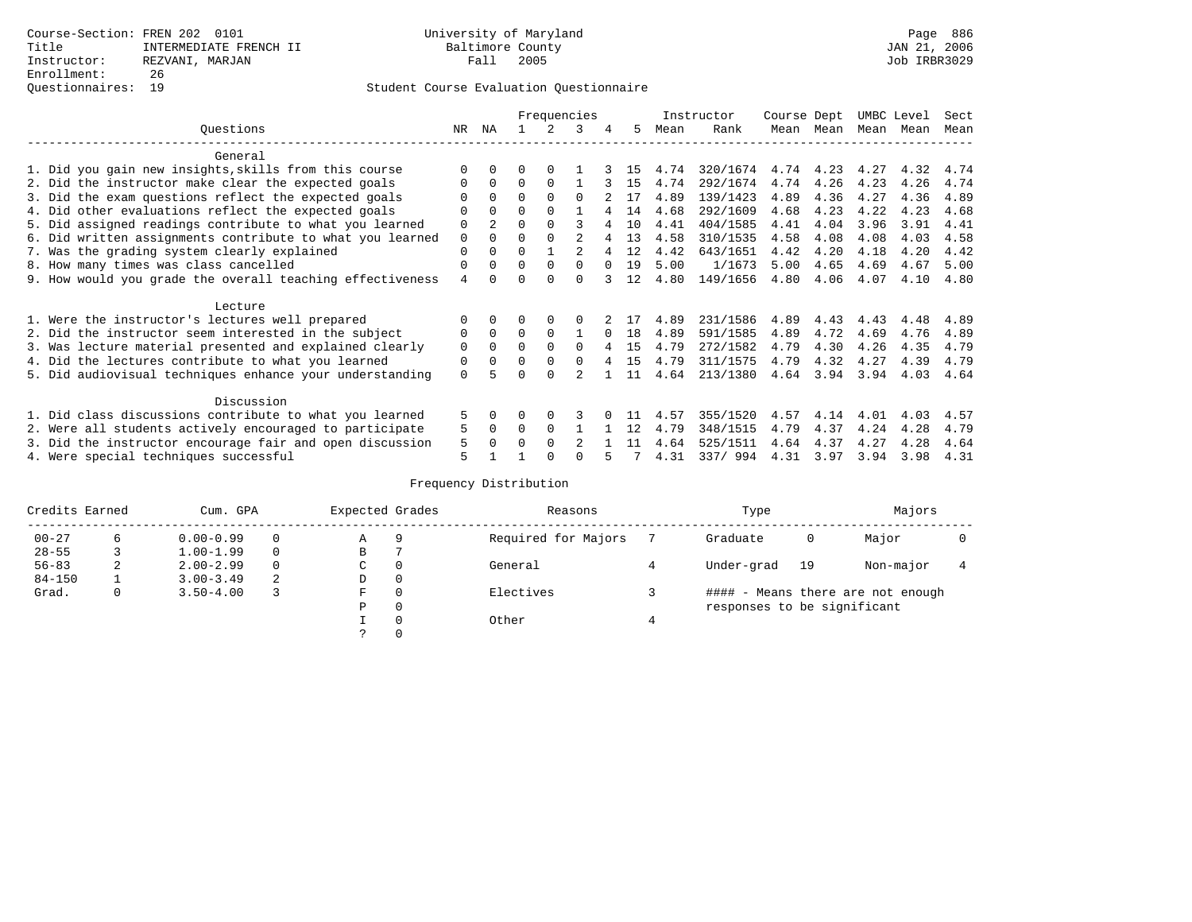Course-Section: FREN 202 0101
Title: INTERMEDIATE FRENCH II
Instructor: REZVANI, MARJAN
Enrollment: 26
Questionnaires: 19

University of Maryland
Baltimore County
Fall 2005

JAN 21, 2006
Job IRBR3029

Student Course Evaluation Questionnaire

| Questions | NR | NA | 1 | 2 | 3 | 4 | 5 | Instructor Mean | Rank | Course Mean | Dept Mean | UMBC Mean | Level Mean | Sect Mean |
|---|---|---|---|---|---|---|---|---|---|---|---|---|---|---|
| **General** | | | | | | | | | | | | | | |
| 1. Did you gain new insights,skills from this course | 0 | 0 | 0 | 0 | 1 | 3 | 15 | 4.74 | 320/1674 | 4.74 | 4.23 | 4.27 | 4.32 | 4.74 |
| 2. Did the instructor make clear the expected goals | 0 | 0 | 0 | 0 | 1 | 3 | 15 | 4.74 | 292/1674 | 4.74 | 4.26 | 4.23 | 4.26 | 4.74 |
| 3. Did the exam questions reflect the expected goals | 0 | 0 | 0 | 0 | 0 | 2 | 17 | 4.89 | 139/1423 | 4.89 | 4.36 | 4.27 | 4.36 | 4.89 |
| 4. Did other evaluations reflect the expected goals | 0 | 0 | 0 | 0 | 1 | 4 | 14 | 4.68 | 292/1609 | 4.68 | 4.23 | 4.22 | 4.23 | 4.68 |
| 5. Did assigned readings contribute to what you learned | 0 | 2 | 0 | 0 | 3 | 4 | 10 | 4.41 | 404/1585 | 4.41 | 4.04 | 3.96 | 3.91 | 4.41 |
| 6. Did written assignments contribute to what you learned | 0 | 0 | 0 | 0 | 2 | 4 | 13 | 4.58 | 310/1535 | 4.58 | 4.08 | 4.08 | 4.03 | 4.58 |
| 7. Was the grading system clearly explained | 0 | 0 | 0 | 1 | 2 | 4 | 12 | 4.42 | 643/1651 | 4.42 | 4.20 | 4.18 | 4.20 | 4.42 |
| 8. How many times was class cancelled | 0 | 0 | 0 | 0 | 0 | 0 | 19 | 5.00 | 1/1673 | 5.00 | 4.65 | 4.69 | 4.67 | 5.00 |
| 9. How would you grade the overall teaching effectiveness | 4 | 0 | 0 | 0 | 0 | 3 | 12 | 4.80 | 149/1656 | 4.80 | 4.06 | 4.07 | 4.10 | 4.80 |
| **Lecture** | | | | | | | | | | | | | | |
| 1. Were the instructor's lectures well prepared | 0 | 0 | 0 | 0 | 0 | 2 | 17 | 4.89 | 231/1586 | 4.89 | 4.43 | 4.43 | 4.48 | 4.89 |
| 2. Did the instructor seem interested in the subject | 0 | 0 | 0 | 0 | 1 | 0 | 18 | 4.89 | 591/1585 | 4.89 | 4.72 | 4.69 | 4.76 | 4.89 |
| 3. Was lecture material presented and explained clearly | 0 | 0 | 0 | 0 | 0 | 4 | 15 | 4.79 | 272/1582 | 4.79 | 4.30 | 4.26 | 4.35 | 4.79 |
| 4. Did the lectures contribute to what you learned | 0 | 0 | 0 | 0 | 0 | 4 | 15 | 4.79 | 311/1575 | 4.79 | 4.32 | 4.27 | 4.39 | 4.79 |
| 5. Did audiovisual techniques enhance your understanding | 0 | 5 | 0 | 0 | 2 | 1 | 11 | 4.64 | 213/1380 | 4.64 | 3.94 | 3.94 | 4.03 | 4.64 |
| **Discussion** | | | | | | | | | | | | | | |
| 1. Did class discussions contribute to what you learned | 5 | 0 | 0 | 0 | 3 | 0 | 11 | 4.57 | 355/1520 | 4.57 | 4.14 | 4.01 | 4.03 | 4.57 |
| 2. Were all students actively encouraged to participate | 5 | 0 | 0 | 0 | 1 | 1 | 12 | 4.79 | 348/1515 | 4.79 | 4.37 | 4.24 | 4.28 | 4.79 |
| 3. Did the instructor encourage fair and open discussion | 5 | 0 | 0 | 0 | 2 | 1 | 11 | 4.64 | 525/1511 | 4.64 | 4.37 | 4.27 | 4.28 | 4.64 |
| 4. Were special techniques successful | 5 | 1 | 1 | 0 | 0 | 5 | 7 | 4.31 | 337/ 994 | 4.31 | 3.97 | 3.94 | 3.98 | 4.31 |

Frequency Distribution

| Credits Earned | | Cum. GPA | | Expected Grades | | Reasons | | Type | | Majors | |
|---|---|---|---|---|---|---|---|---|---|---|---|
| 00-27 | 6 | 0.00-0.99 | 0 | A | 9 | Required for Majors | 7 | Graduate | 0 | Major | 0 |
| 28-55 | 3 | 1.00-1.99 | 0 | B | 7 | | | | | | |
| 56-83 | 2 | 2.00-2.99 | 0 | C | 0 | General | 4 | Under-grad | 19 | Non-major | 4 |
| 84-150 | 1 | 3.00-3.49 | 2 | D | 0 | | | | | | |
| Grad. | 0 | 3.50-4.00 | 3 | F | 0 | Electives | 3 | | | | |
| | | | | P | 0 | | | | | | |
| | | | | I | 0 | Other | 4 | | | | |
| | | | | ? | 0 | | | | | | |

#### - Means there are not enough responses to be significant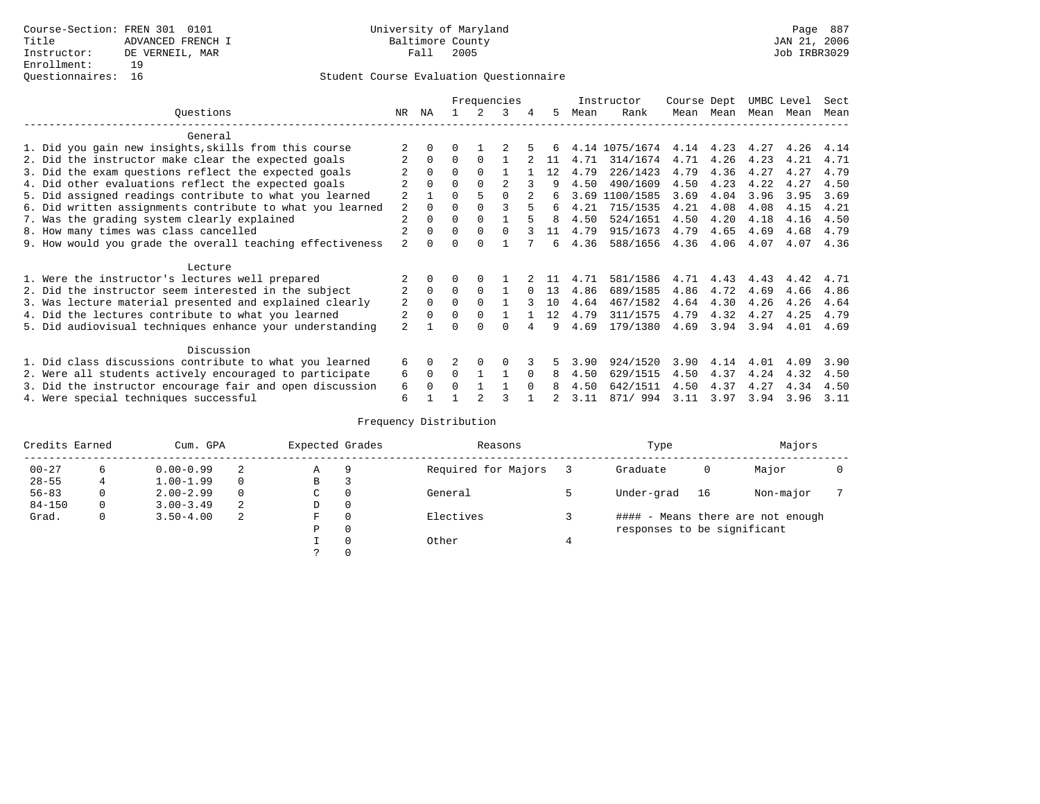Course-Section: FREN 301 0101
Title: ADVANCED FRENCH I
Instructor: DE VERNEIL, MAR
Enrollment: 19
Questionnaires: 16

University of Maryland
Baltimore County
Fall 2005

JAN 21, 2006
Job IRBR3029

## Student Course Evaluation Questionnaire

| Questions | NR | NA | 1 | 2 | 3 | 4 | 5 | Instructor Mean | Instructor Rank | Course Mean | Dept Mean | UMBC Mean | Level Mean | Sect Mean |
|---|---|---|---|---|---|---|---|---|---|---|---|---|---|---|
| **General** | | | | | | | | | | | | | | |
| 1. Did you gain new insights,skills from this course | 2 | 0 | 0 | 1 | 2 | 5 | 6 | 4.14 | 1075/1674 | 4.14 | 4.23 | 4.27 | 4.26 | 4.14 |
| 2. Did the instructor make clear the expected goals | 2 | 0 | 0 | 0 | 1 | 2 | 11 | 4.71 | 314/1674 | 4.71 | 4.26 | 4.23 | 4.21 | 4.71 |
| 3. Did the exam questions reflect the expected goals | 2 | 0 | 0 | 0 | 1 | 1 | 12 | 4.79 | 226/1423 | 4.79 | 4.36 | 4.27 | 4.27 | 4.79 |
| 4. Did other evaluations reflect the expected goals | 2 | 0 | 0 | 0 | 2 | 3 | 9 | 4.50 | 490/1609 | 4.50 | 4.23 | 4.22 | 4.27 | 4.50 |
| 5. Did assigned readings contribute to what you learned | 2 | 1 | 0 | 5 | 0 | 2 | 6 | 3.69 | 1100/1585 | 3.69 | 4.04 | 3.96 | 3.95 | 3.69 |
| 6. Did written assignments contribute to what you learned | 2 | 0 | 0 | 0 | 3 | 5 | 6 | 4.21 | 715/1535 | 4.21 | 4.08 | 4.08 | 4.15 | 4.21 |
| 7. Was the grading system clearly explained | 2 | 0 | 0 | 0 | 1 | 5 | 8 | 4.50 | 524/1651 | 4.50 | 4.20 | 4.18 | 4.16 | 4.50 |
| 8. How many times was class cancelled | 2 | 0 | 0 | 0 | 0 | 3 | 11 | 4.79 | 915/1673 | 4.79 | 4.65 | 4.69 | 4.68 | 4.79 |
| 9. How would you grade the overall teaching effectiveness | 2 | 0 | 0 | 0 | 1 | 7 | 6 | 4.36 | 588/1656 | 4.36 | 4.06 | 4.07 | 4.07 | 4.36 |
| **Lecture** | | | | | | | | | | | | | | |
| 1. Were the instructor's lectures well prepared | 2 | 0 | 0 | 0 | 1 | 2 | 11 | 4.71 | 581/1586 | 4.71 | 4.43 | 4.43 | 4.42 | 4.71 |
| 2. Did the instructor seem interested in the subject | 2 | 0 | 0 | 0 | 1 | 0 | 13 | 4.86 | 689/1585 | 4.86 | 4.72 | 4.69 | 4.66 | 4.86 |
| 3. Was lecture material presented and explained clearly | 2 | 0 | 0 | 0 | 1 | 3 | 10 | 4.64 | 467/1582 | 4.64 | 4.30 | 4.26 | 4.26 | 4.64 |
| 4. Did the lectures contribute to what you learned | 2 | 0 | 0 | 0 | 1 | 1 | 12 | 4.79 | 311/1575 | 4.79 | 4.32 | 4.27 | 4.25 | 4.79 |
| 5. Did audiovisual techniques enhance your understanding | 2 | 1 | 0 | 0 | 0 | 4 | 9 | 4.69 | 179/1380 | 4.69 | 3.94 | 3.94 | 4.01 | 4.69 |
| **Discussion** | | | | | | | | | | | | | | |
| 1. Did class discussions contribute to what you learned | 6 | 0 | 2 | 0 | 0 | 3 | 5 | 3.90 | 924/1520 | 3.90 | 4.14 | 4.01 | 4.09 | 3.90 |
| 2. Were all students actively encouraged to participate | 6 | 0 | 0 | 1 | 1 | 0 | 8 | 4.50 | 629/1515 | 4.50 | 4.37 | 4.24 | 4.32 | 4.50 |
| 3. Did the instructor encourage fair and open discussion | 6 | 0 | 0 | 1 | 1 | 0 | 8 | 4.50 | 642/1511 | 4.50 | 4.37 | 4.27 | 4.34 | 4.50 |
| 4. Were special techniques successful | 6 | 1 | 1 | 2 | 3 | 1 | 2 | 3.11 | 871/ 994 | 3.11 | 3.97 | 3.94 | 3.96 | 3.11 |

### Frequency Distribution

| Credits Earned | | Cum. GPA | | Expected Grades | | Reasons | | Type | | Majors | |
|---|---|---|---|---|---|---|---|---|---|---|---|
| 00-27 | 6 | 0.00-0.99 | 2 | A | 9 | Required for Majors | 3 | Graduate | 0 | Major | 0 |
| 28-55 | 4 | 1.00-1.99 | 0 | B | 3 | | | | | | |
| 56-83 | 0 | 2.00-2.99 | 0 | C | 0 | General | 5 | Under-grad | 16 | Non-major | 7 |
| 84-150 | 0 | 3.00-3.49 | 2 | D | 0 | | | | | | |
| Grad. | 0 | 3.50-4.00 | 2 | F | 0 | Electives | 3 | #### - Means there are not enough responses to be significant | | | |
| | | | | P | 0 | | | | | | |
| | | | | I | 0 | Other | 4 | | | | |
| | | | | ? | 0 | | | | | | |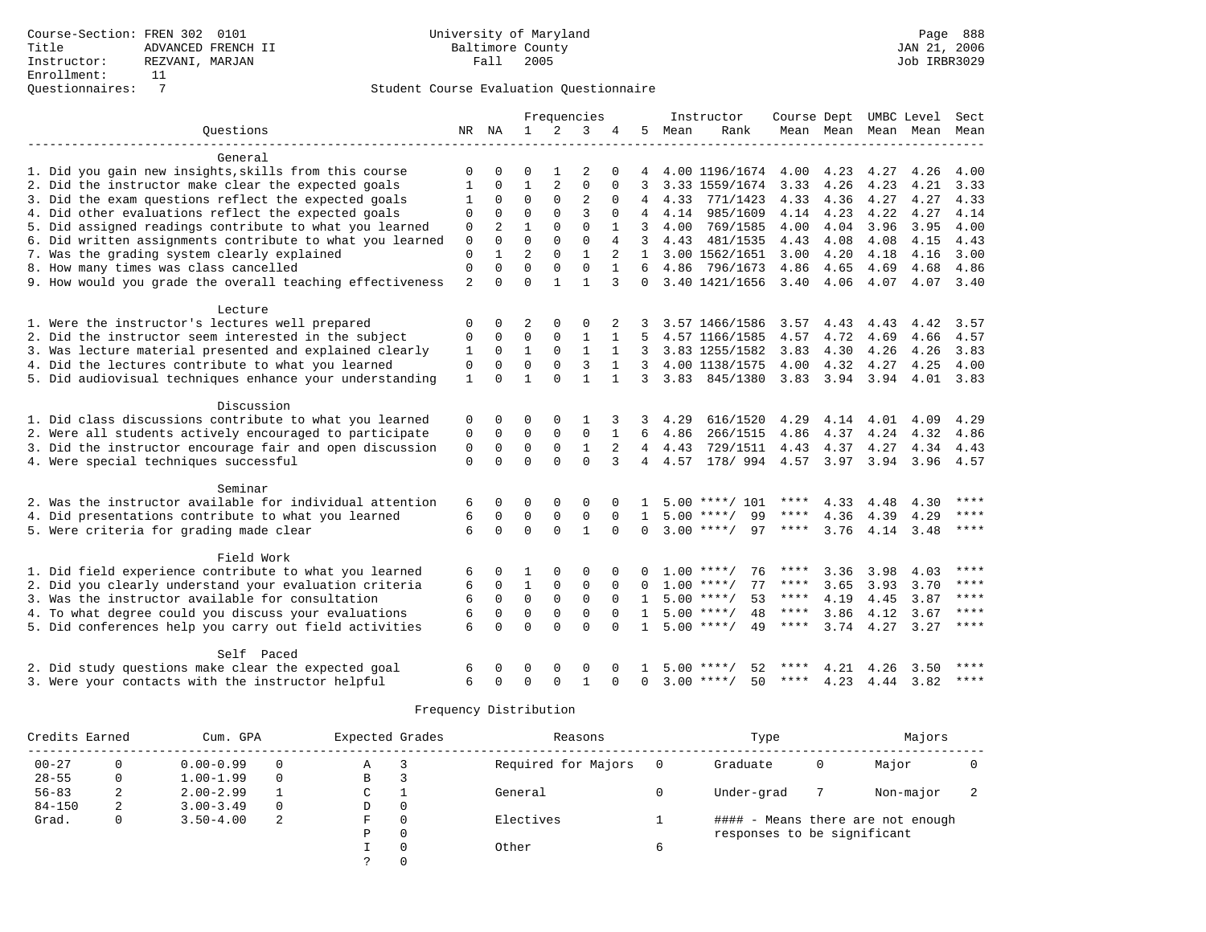Course-Section: FREN 302 0101
Title: ADVANCED FRENCH II
Instructor: REZVANI, MARJAN
Enrollment: 11
Questionnaires: 7

University of Maryland
Baltimore County
Fall 2005

JAN 21, 2006
Job IRBR3029

## Student Course Evaluation Questionnaire

| Questions | NR | NA | 1 | 2 | 3 | 4 | 5 | Instructor Mean | Rank | Course Mean | Dept Mean | UMBC Mean | Level Mean | Sect Mean |
|---|---|---|---|---|---|---|---|---|---|---|---|---|---|---|
| **General** | | | | | | | | | | | | | | |
| 1. Did you gain new insights,skills from this course | 0 | 0 | 0 | 1 | 2 | 0 | 4 | 4.00 | 1196/1674 | 4.00 | 4.23 | 4.27 | 4.26 | 4.00 |
| 2. Did the instructor make clear the expected goals | 1 | 0 | 1 | 2 | 0 | 0 | 3 | 3.33 | 1559/1674 | 3.33 | 4.26 | 4.23 | 4.21 | 3.33 |
| 3. Did the exam questions reflect the expected goals | 1 | 0 | 0 | 0 | 2 | 0 | 4 | 4.33 | 771/1423 | 4.33 | 4.36 | 4.27 | 4.27 | 4.33 |
| 4. Did other evaluations reflect the expected goals | 0 | 0 | 0 | 0 | 3 | 0 | 4 | 4.14 | 985/1609 | 4.14 | 4.23 | 4.22 | 4.27 | 4.14 |
| 5. Did assigned readings contribute to what you learned | 0 | 2 | 1 | 0 | 0 | 1 | 3 | 4.00 | 769/1585 | 4.00 | 4.04 | 3.96 | 3.95 | 4.00 |
| 6. Did written assignments contribute to what you learned | 0 | 0 | 0 | 0 | 0 | 4 | 3 | 4.43 | 481/1535 | 4.43 | 4.08 | 4.08 | 4.15 | 4.43 |
| 7. Was the grading system clearly explained | 0 | 1 | 2 | 0 | 1 | 2 | 1 | 3.00 | 1562/1651 | 3.00 | 4.20 | 4.18 | 4.16 | 3.00 |
| 8. How many times was class cancelled | 0 | 0 | 0 | 0 | 0 | 1 | 6 | 4.86 | 796/1673 | 4.86 | 4.65 | 4.69 | 4.68 | 4.86 |
| 9. How would you grade the overall teaching effectiveness | 2 | 0 | 0 | 1 | 1 | 3 | 0 | 3.40 | 1421/1656 | 3.40 | 4.06 | 4.07 | 4.07 | 3.40 |
| **Lecture** | | | | | | | | | | | | | | |
| 1. Were the instructor's lectures well prepared | 0 | 0 | 2 | 0 | 0 | 2 | 3 | 3.57 | 1466/1586 | 3.57 | 4.43 | 4.43 | 4.42 | 3.57 |
| 2. Did the instructor seem interested in the subject | 0 | 0 | 0 | 0 | 1 | 1 | 5 | 4.57 | 1166/1585 | 4.57 | 4.72 | 4.69 | 4.66 | 4.57 |
| 3. Was lecture material presented and explained clearly | 1 | 0 | 1 | 0 | 1 | 1 | 3 | 3.83 | 1255/1582 | 3.83 | 4.30 | 4.26 | 4.26 | 3.83 |
| 4. Did the lectures contribute to what you learned | 0 | 0 | 0 | 0 | 3 | 1 | 3 | 4.00 | 1138/1575 | 4.00 | 4.32 | 4.27 | 4.25 | 4.00 |
| 5. Did audiovisual techniques enhance your understanding | 1 | 0 | 1 | 0 | 1 | 1 | 3 | 3.83 | 845/1380 | 3.83 | 3.94 | 3.94 | 4.01 | 3.83 |
| **Discussion** | | | | | | | | | | | | | | |
| 1. Did class discussions contribute to what you learned | 0 | 0 | 0 | 0 | 1 | 3 | 3 | 4.29 | 616/1520 | 4.29 | 4.14 | 4.01 | 4.09 | 4.29 |
| 2. Were all students actively encouraged to participate | 0 | 0 | 0 | 0 | 0 | 1 | 6 | 4.86 | 266/1515 | 4.86 | 4.37 | 4.24 | 4.32 | 4.86 |
| 3. Did the instructor encourage fair and open discussion | 0 | 0 | 0 | 0 | 1 | 2 | 4 | 4.43 | 729/1511 | 4.43 | 4.37 | 4.27 | 4.34 | 4.43 |
| 4. Were special techniques successful | 0 | 0 | 0 | 0 | 0 | 3 | 4 | 4.57 | 178/ 994 | 4.57 | 3.97 | 3.94 | 3.96 | 4.57 |
| **Seminar** | | | | | | | | | | | | | | |
| 2. Was the instructor available for individual attention | 6 | 0 | 0 | 0 | 0 | 0 | 1 | 5.00 | ****/ 101 | **** | 4.33 | 4.48 | 4.30 | **** |
| 4. Did presentations contribute to what you learned | 6 | 0 | 0 | 0 | 0 | 0 | 1 | 5.00 | ****/ 99 | **** | 4.36 | 4.39 | 4.29 | **** |
| 5. Were criteria for grading made clear | 6 | 0 | 0 | 0 | 1 | 0 | 0 | 3.00 | ****/ 97 | **** | 3.76 | 4.14 | 3.48 | **** |
| **Field Work** | | | | | | | | | | | | | | |
| 1. Did field experience contribute to what you learned | 6 | 0 | 1 | 0 | 0 | 0 | 0 | 1.00 | ****/ 76 | **** | 3.36 | 3.98 | 4.03 | **** |
| 2. Did you clearly understand your evaluation criteria | 6 | 0 | 1 | 0 | 0 | 0 | 0 | 1.00 | ****/ 77 | **** | 3.65 | 3.93 | 3.70 | **** |
| 3. Was the instructor available for consultation | 6 | 0 | 0 | 0 | 0 | 0 | 1 | 5.00 | ****/ 53 | **** | 4.19 | 4.45 | 3.87 | **** |
| 4. To what degree could you discuss your evaluations | 6 | 0 | 0 | 0 | 0 | 0 | 1 | 5.00 | ****/ 48 | **** | 3.86 | 4.12 | 3.67 | **** |
| 5. Did conferences help you carry out field activities | 6 | 0 | 0 | 0 | 0 | 0 | 1 | 5.00 | ****/ 49 | **** | 3.74 | 4.27 | 3.27 | **** |
| **Self Paced** | | | | | | | | | | | | | | |
| 2. Did study questions make clear the expected goal | 6 | 0 | 0 | 0 | 0 | 0 | 1 | 5.00 | ****/ 52 | **** | 4.21 | 4.26 | 3.50 | **** |
| 3. Were your contacts with the instructor helpful | 6 | 0 | 0 | 0 | 1 | 0 | 0 | 3.00 | ****/ 50 | **** | 4.23 | 4.44 | 3.82 | **** |

## Frequency Distribution

| Credits Earned | | Cum. GPA | | Expected Grades | | Reasons | | Type | | Majors | |
|---|---|---|---|---|---|---|---|---|---|---|---|
| 00-27 | 0 | 0.00-0.99 | 0 | A | 3 | Required for Majors | 0 | Graduate | 0 | Major | 0 |
| 28-55 | 0 | 1.00-1.99 | 0 | B | 3 | | | | | | |
| 56-83 | 2 | 2.00-2.99 | 1 | C | 1 | General | 0 | Under-grad | 7 | Non-major | 2 |
| 84-150 | 2 | 3.00-3.49 | 0 | D | 0 | | | | | | |
| Grad. | 0 | 3.50-4.00 | 2 | F | 0 | Electives | 1 | #### - Means there are not enough responses to be significant | | | |
| | | | | P | 0 | | | | | | |
| | | | | I | 0 | Other | 6 | | | | |
| | | | | ? | 0 | | | | | | |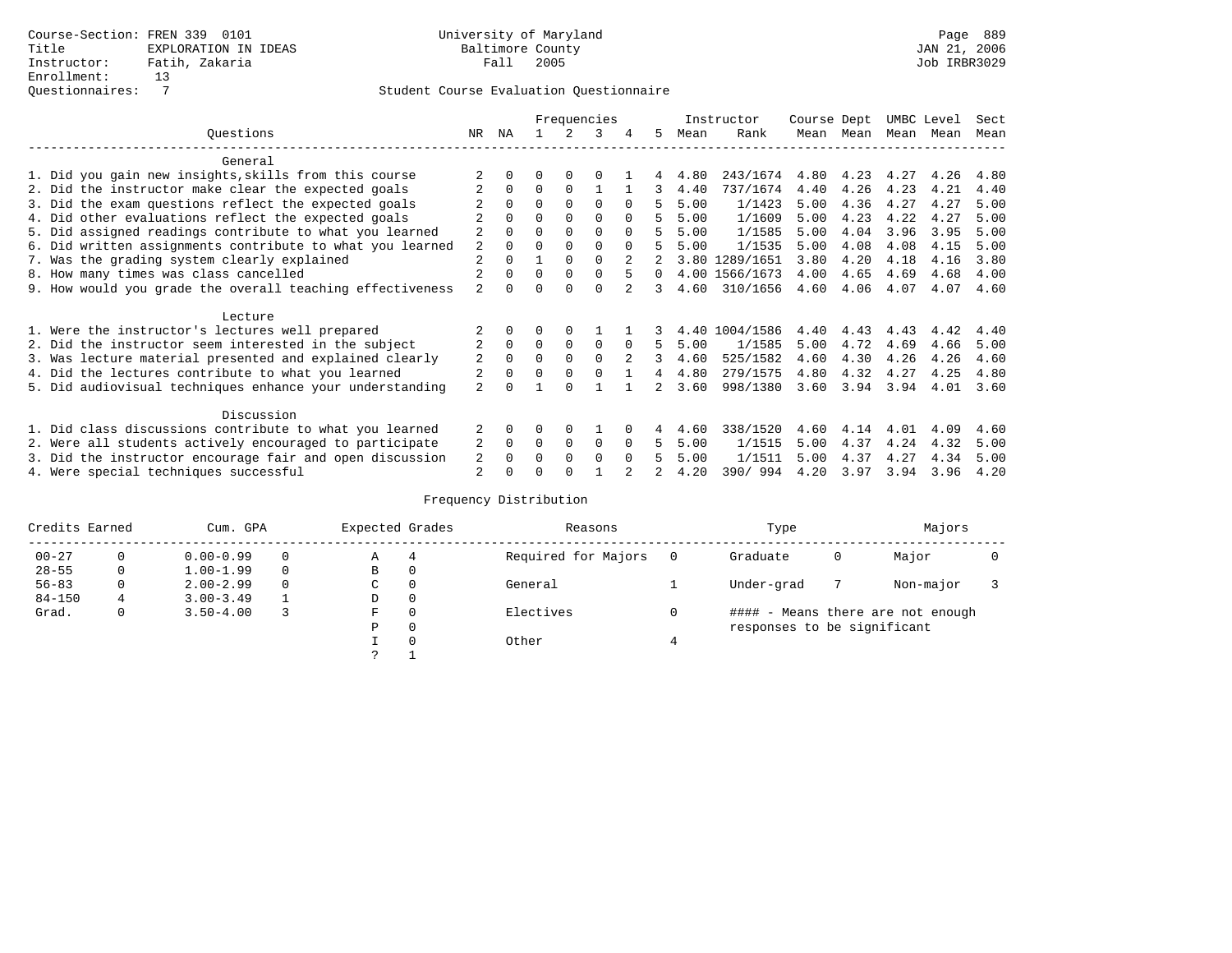Course-Section: FREN 339 0101
Title: EXPLORATION IN IDEAS
Instructor: Fatih, Zakaria
Enrollment: 13
Questionnaires: 7

University of Maryland
Baltimore County
Fall 2005

Page 889
JAN 21, 2006
Job IRBR3029

Student Course Evaluation Questionnaire

| Questions | NR | NA | 1 | 2 | 3 | 4 | 5 | Instructor Mean | Rank | Course Mean | Dept Mean | UMBC Mean | Level Mean | Sect Mean |
|---|---|---|---|---|---|---|---|---|---|---|---|---|---|---|
| **General** | | | | | | | | | | | | | | |
| 1. Did you gain new insights,skills from this course | 2 | 0 | 0 | 0 | 0 | 1 | 4 | 4.80 | 243/1674 | 4.80 | 4.23 | 4.27 | 4.26 | 4.80 |
| 2. Did the instructor make clear the expected goals | 2 | 0 | 0 | 0 | 1 | 1 | 3 | 4.40 | 737/1674 | 4.40 | 4.26 | 4.23 | 4.21 | 4.40 |
| 3. Did the exam questions reflect the expected goals | 2 | 0 | 0 | 0 | 0 | 0 | 5 | 5.00 | 1/1423 | 5.00 | 4.36 | 4.27 | 4.27 | 5.00 |
| 4. Did other evaluations reflect the expected goals | 2 | 0 | 0 | 0 | 0 | 0 | 5 | 5.00 | 1/1609 | 5.00 | 4.23 | 4.22 | 4.27 | 5.00 |
| 5. Did assigned readings contribute to what you learned | 2 | 0 | 0 | 0 | 0 | 0 | 5 | 5.00 | 1/1585 | 5.00 | 4.04 | 3.96 | 3.95 | 5.00 |
| 6. Did written assignments contribute to what you learned | 2 | 0 | 0 | 0 | 0 | 0 | 5 | 5.00 | 1/1535 | 5.00 | 4.08 | 4.08 | 4.15 | 5.00 |
| 7. Was the grading system clearly explained | 2 | 0 | 1 | 0 | 0 | 2 | 2 | 3.80 | 1289/1651 | 3.80 | 4.20 | 4.18 | 4.16 | 3.80 |
| 8. How many times was class cancelled | 2 | 0 | 0 | 0 | 0 | 5 | 0 | 4.00 | 1566/1673 | 4.00 | 4.65 | 4.69 | 4.68 | 4.00 |
| 9. How would you grade the overall teaching effectiveness | 2 | 0 | 0 | 0 | 0 | 2 | 3 | 4.60 | 310/1656 | 4.60 | 4.06 | 4.07 | 4.07 | 4.60 |
| **Lecture** | | | | | | | | | | | | | | |
| 1. Were the instructor's lectures well prepared | 2 | 0 | 0 | 0 | 1 | 1 | 3 | 4.40 | 1004/1586 | 4.40 | 4.43 | 4.43 | 4.42 | 4.40 |
| 2. Did the instructor seem interested in the subject | 2 | 0 | 0 | 0 | 0 | 0 | 5 | 5.00 | 1/1585 | 5.00 | 4.72 | 4.69 | 4.66 | 5.00 |
| 3. Was lecture material presented and explained clearly | 2 | 0 | 0 | 0 | 0 | 2 | 3 | 4.60 | 525/1582 | 4.60 | 4.30 | 4.26 | 4.26 | 4.60 |
| 4. Did the lectures contribute to what you learned | 2 | 0 | 0 | 0 | 0 | 1 | 4 | 4.80 | 279/1575 | 4.80 | 4.32 | 4.27 | 4.25 | 4.80 |
| 5. Did audiovisual techniques enhance your understanding | 2 | 0 | 1 | 0 | 1 | 1 | 2 | 3.60 | 998/1380 | 3.60 | 3.94 | 3.94 | 4.01 | 3.60 |
| **Discussion** | | | | | | | | | | | | | | |
| 1. Did class discussions contribute to what you learned | 2 | 0 | 0 | 0 | 1 | 0 | 4 | 4.60 | 338/1520 | 4.60 | 4.14 | 4.01 | 4.09 | 4.60 |
| 2. Were all students actively encouraged to participate | 2 | 0 | 0 | 0 | 0 | 0 | 5 | 5.00 | 1/1515 | 5.00 | 4.37 | 4.24 | 4.32 | 5.00 |
| 3. Did the instructor encourage fair and open discussion | 2 | 0 | 0 | 0 | 0 | 0 | 5 | 5.00 | 1/1511 | 5.00 | 4.37 | 4.27 | 4.34 | 5.00 |
| 4. Were special techniques successful | 2 | 0 | 0 | 0 | 1 | 2 | 2 | 4.20 | 390/ 994 | 4.20 | 3.97 | 3.94 | 3.96 | 4.20 |

Frequency Distribution

| Credits Earned | | Cum. GPA | | Expected Grades | | Reasons | | Type | | Majors | |
|---|---|---|---|---|---|---|---|---|---|---|---|
| 00-27 | 0 | 0.00-0.99 | 0 | A | 4 | Required for Majors | 0 | Graduate | 0 | Major | 0 |
| 28-55 | 0 | 1.00-1.99 | 0 | B | 0 | | | | | | |
| 56-83 | 0 | 2.00-2.99 | 0 | C | 0 | General | 1 | Under-grad | 7 | Non-major | 3 |
| 84-150 | 4 | 3.00-3.49 | 1 | D | 0 | | | | | | |
| Grad. | 0 | 3.50-4.00 | 3 | F | 0 | Electives | 0 | #### - Means there are not enough responses to be significant | | | |
| | | | | P | 0 | | | | | | |
| | | | | I | 0 | Other | 4 | | | | |
| | | | | ? | 1 | | | | | | |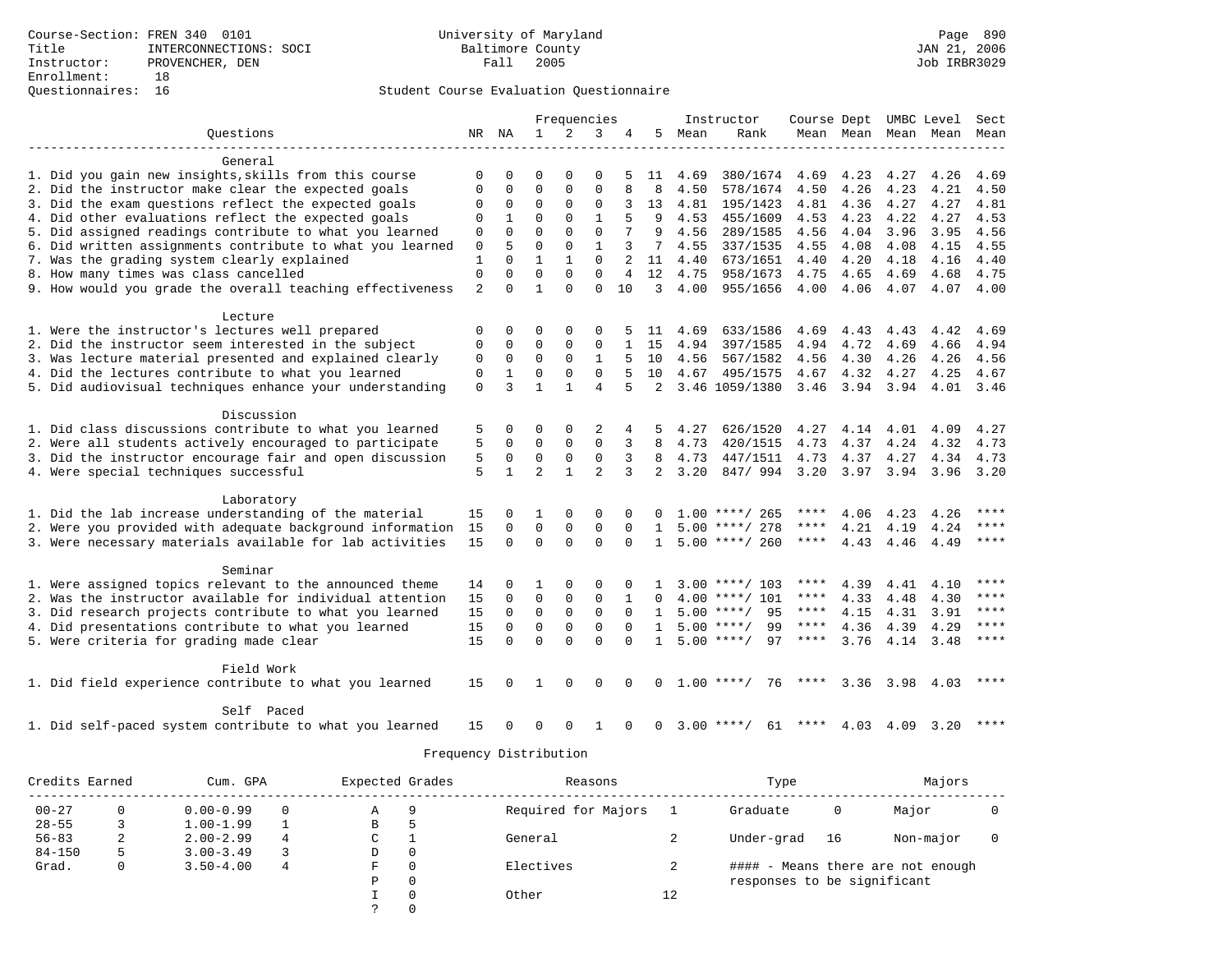Course-Section: FREN 340 0101
Title: INTERCONNECTIONS: SOCI
Instructor: PROVENCHER, DEN
Enrollment: 18
Questionnaires: 16

University of Maryland
Baltimore County
Fall 2005

JAN 21, 2006
Job IRBR3029

## Student Course Evaluation Questionnaire

| Questions | NR | NA | 1 | 2 | 3 | 4 | 5 | Instructor Mean | Rank | Course Mean | Dept Mean | UMBC Mean | Level Mean | Sect Mean |
|---|---|---|---|---|---|---|---|---|---|---|---|---|---|---|
| **General** | | | | | | | | | | | | | | |
| 1. Did you gain new insights,skills from this course | 0 | 0 | 0 | 0 | 0 | 5 | 11 | 4.69 | 380/1674 | 4.69 | 4.23 | 4.27 | 4.26 | 4.69 |
| 2. Did the instructor make clear the expected goals | 0 | 0 | 0 | 0 | 0 | 8 | 8 | 4.50 | 578/1674 | 4.50 | 4.26 | 4.23 | 4.21 | 4.50 |
| 3. Did the exam questions reflect the expected goals | 0 | 0 | 0 | 0 | 0 | 3 | 13 | 4.81 | 195/1423 | 4.81 | 4.36 | 4.27 | 4.27 | 4.81 |
| 4. Did other evaluations reflect the expected goals | 0 | 1 | 0 | 0 | 1 | 5 | 9 | 4.53 | 455/1609 | 4.53 | 4.23 | 4.22 | 4.27 | 4.53 |
| 5. Did assigned readings contribute to what you learned | 0 | 0 | 0 | 0 | 0 | 7 | 9 | 4.56 | 289/1585 | 4.56 | 4.04 | 3.96 | 3.95 | 4.56 |
| 6. Did written assignments contribute to what you learned | 0 | 5 | 0 | 0 | 1 | 3 | 7 | 4.55 | 337/1535 | 4.55 | 4.08 | 4.08 | 4.15 | 4.55 |
| 7. Was the grading system clearly explained | 1 | 0 | 1 | 1 | 0 | 2 | 11 | 4.40 | 673/1651 | 4.40 | 4.20 | 4.18 | 4.16 | 4.40 |
| 8. How many times was class cancelled | 0 | 0 | 0 | 0 | 0 | 4 | 12 | 4.75 | 958/1673 | 4.75 | 4.65 | 4.69 | 4.68 | 4.75 |
| 9. How would you grade the overall teaching effectiveness | 2 | 0 | 1 | 0 | 0 | 10 | 3 | 4.00 | 955/1656 | 4.00 | 4.06 | 4.07 | 4.07 | 4.00 |
| **Lecture** | | | | | | | | | | | | | | |
| 1. Were the instructor's lectures well prepared | 0 | 0 | 0 | 0 | 0 | 5 | 11 | 4.69 | 633/1586 | 4.69 | 4.43 | 4.43 | 4.42 | 4.69 |
| 2. Did the instructor seem interested in the subject | 0 | 0 | 0 | 0 | 0 | 1 | 15 | 4.94 | 397/1585 | 4.94 | 4.72 | 4.69 | 4.66 | 4.94 |
| 3. Was lecture material presented and explained clearly | 0 | 0 | 0 | 0 | 1 | 5 | 10 | 4.56 | 567/1582 | 4.56 | 4.30 | 4.26 | 4.26 | 4.56 |
| 4. Did the lectures contribute to what you learned | 0 | 1 | 0 | 0 | 0 | 5 | 10 | 4.67 | 495/1575 | 4.67 | 4.32 | 4.27 | 4.25 | 4.67 |
| 5. Did audiovisual techniques enhance your understanding | 0 | 3 | 1 | 1 | 4 | 5 | 2 | 3.46 | 1059/1380 | 3.46 | 3.94 | 3.94 | 4.01 | 3.46 |
| **Discussion** | | | | | | | | | | | | | | |
| 1. Did class discussions contribute to what you learned | 5 | 0 | 0 | 0 | 2 | 4 | 5 | 4.27 | 626/1520 | 4.27 | 4.14 | 4.01 | 4.09 | 4.27 |
| 2. Were all students actively encouraged to participate | 5 | 0 | 0 | 0 | 0 | 3 | 8 | 4.73 | 420/1515 | 4.73 | 4.37 | 4.24 | 4.32 | 4.73 |
| 3. Did the instructor encourage fair and open discussion | 5 | 0 | 0 | 0 | 0 | 3 | 8 | 4.73 | 447/1511 | 4.73 | 4.37 | 4.27 | 4.34 | 4.73 |
| 4. Were special techniques successful | 5 | 1 | 2 | 1 | 2 | 3 | 2 | 3.20 | 847/ 994 | 3.20 | 3.97 | 3.94 | 3.96 | 3.20 |
| **Laboratory** | | | | | | | | | | | | | | |
| 1. Did the lab increase understanding of the material | 15 | 0 | 1 | 0 | 0 | 0 | 0 | 1.00 | ****/ 265 | **** | 4.06 | 4.23 | 4.26 | **** |
| 2. Were you provided with adequate background information | 15 | 0 | 0 | 0 | 0 | 0 | 1 | 5.00 | ****/ 278 | **** | 4.21 | 4.19 | 4.24 | **** |
| 3. Were necessary materials available for lab activities | 15 | 0 | 0 | 0 | 0 | 0 | 1 | 5.00 | ****/ 260 | **** | 4.43 | 4.46 | 4.49 | **** |
| **Seminar** | | | | | | | | | | | | | | |
| 1. Were assigned topics relevant to the announced theme | 14 | 0 | 1 | 0 | 0 | 0 | 1 | 3.00 | ****/ 103 | **** | 4.39 | 4.41 | 4.10 | **** |
| 2. Was the instructor available for individual attention | 15 | 0 | 0 | 0 | 0 | 1 | 0 | 4.00 | ****/ 101 | **** | 4.33 | 4.48 | 4.30 | **** |
| 3. Did research projects contribute to what you learned | 15 | 0 | 0 | 0 | 0 | 0 | 1 | 5.00 | ****/ 95 | **** | 4.15 | 4.31 | 3.91 | **** |
| 4. Did presentations contribute to what you learned | 15 | 0 | 0 | 0 | 0 | 0 | 1 | 5.00 | ****/ 99 | **** | 4.36 | 4.39 | 4.29 | **** |
| 5. Were criteria for grading made clear | 15 | 0 | 0 | 0 | 0 | 0 | 1 | 5.00 | ****/ 97 | **** | 3.76 | 4.14 | 3.48 | **** |
| **Field Work** | | | | | | | | | | | | | | |
| 1. Did field experience contribute to what you learned | 15 | 0 | 1 | 0 | 0 | 0 | 0 | 1.00 | ****/ 76 | **** | 3.36 | 3.98 | 4.03 | **** |
| **Self Paced** | | | | | | | | | | | | | | |
| 1. Did self-paced system contribute to what you learned | 15 | 0 | 0 | 0 | 1 | 0 | 0 | 3.00 | ****/ 61 | **** | 4.03 | 4.09 | 3.20 | **** |

## Frequency Distribution

| Credits Earned | | Cum. GPA | | Expected Grades | | Reasons | | Type | | Majors | |
|---|---|---|---|---|---|---|---|---|---|---|---|
| 00-27 | 0 | 0.00-0.99 | 0 | A | 9 | Required for Majors | 1 | Graduate | 0 | Major | 0 |
| 28-55 | 3 | 1.00-1.99 | 1 | B | 5 | | | | | | |
| 56-83 | 2 | 2.00-2.99 | 4 | C | 1 | General | 2 | Under-grad | 16 | Non-major | 0 |
| 84-150 | 5 | 3.00-3.49 | 3 | D | 0 | | | | | | |
| Grad. | 0 | 3.50-4.00 | 4 | F | 0 | Electives | 2 | #### - Means there are not enough responses to be significant | | | |
| | | | | P | 0 | | | | | | |
| | | | | I | 0 | Other | 12 | | | | |
| | | | | ? | 0 | | | | | | |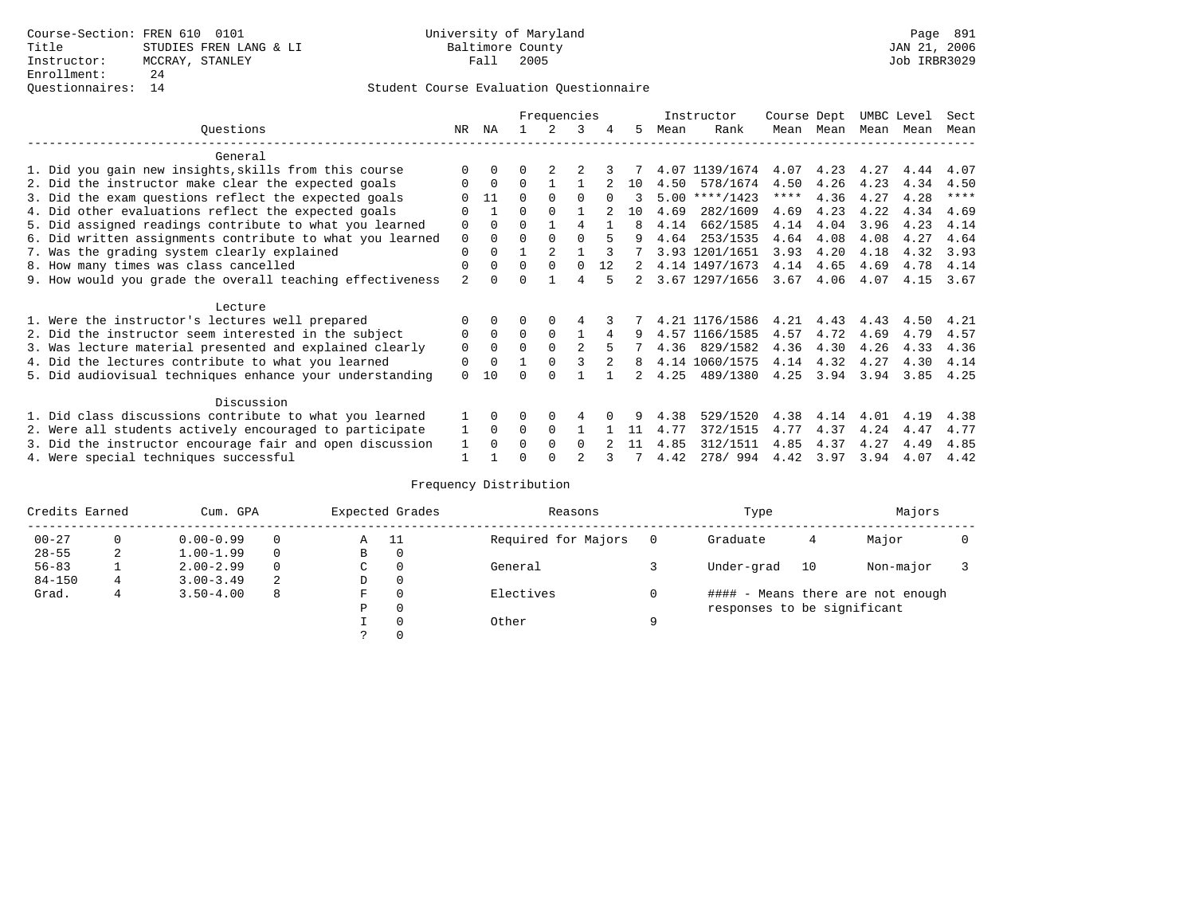Course-Section: FREN 610 0101
Title: STUDIES FREN LANG & LI
Instructor: MCCRAY, STANLEY
Enrollment: 24
Questionnaires: 14

University of Maryland
Baltimore County
Fall 2005

JAN 21, 2006
Job IRBR3029

## Student Course Evaluation Questionnaire

| Questions | NR | NA | 1 | 2 | 3 | 4 | 5 | Instructor Mean | Instructor Rank | Course Mean | Dept Mean | UMBC Mean | Level Mean | Sect Mean |
|---|---|---|---|---|---|---|---|---|---|---|---|---|---|---|
| **General** | | | | | | | | | | | | | | |
| 1. Did you gain new insights,skills from this course | 0 | 0 | 0 | 2 | 2 | 3 | 7 | 4.07 | 1139/1674 | 4.07 | 4.23 | 4.27 | 4.44 | 4.07 |
| 2. Did the instructor make clear the expected goals | 0 | 0 | 0 | 1 | 1 | 2 | 10 | 4.50 | 578/1674 | 4.50 | 4.26 | 4.23 | 4.34 | 4.50 |
| 3. Did the exam questions reflect the expected goals | 0 | 11 | 0 | 0 | 0 | 0 | 3 | 5.00 | ****/1423 | **** | 4.36 | 4.27 | 4.28 | **** |
| 4. Did other evaluations reflect the expected goals | 0 | 1 | 0 | 0 | 1 | 2 | 10 | 4.69 | 282/1609 | 4.69 | 4.23 | 4.22 | 4.34 | 4.69 |
| 5. Did assigned readings contribute to what you learned | 0 | 0 | 0 | 1 | 4 | 1 | 8 | 4.14 | 662/1585 | 4.14 | 4.04 | 3.96 | 4.23 | 4.14 |
| 6. Did written assignments contribute to what you learned | 0 | 0 | 0 | 0 | 0 | 5 | 9 | 4.64 | 253/1535 | 4.64 | 4.08 | 4.08 | 4.27 | 4.64 |
| 7. Was the grading system clearly explained | 0 | 0 | 1 | 2 | 1 | 3 | 7 | 3.93 | 1201/1651 | 3.93 | 4.20 | 4.18 | 4.32 | 3.93 |
| 8. How many times was class cancelled | 0 | 0 | 0 | 0 | 0 | 12 | 2 | 4.14 | 1497/1673 | 4.14 | 4.65 | 4.69 | 4.78 | 4.14 |
| 9. How would you grade the overall teaching effectiveness | 2 | 0 | 0 | 1 | 4 | 5 | 2 | 3.67 | 1297/1656 | 3.67 | 4.06 | 4.07 | 4.15 | 3.67 |
| **Lecture** | | | | | | | | | | | | | | |
| 1. Were the instructor's lectures well prepared | 0 | 0 | 0 | 0 | 4 | 3 | 7 | 4.21 | 1176/1586 | 4.21 | 4.43 | 4.43 | 4.50 | 4.21 |
| 2. Did the instructor seem interested in the subject | 0 | 0 | 0 | 0 | 1 | 4 | 9 | 4.57 | 1166/1585 | 4.57 | 4.72 | 4.69 | 4.79 | 4.57 |
| 3. Was lecture material presented and explained clearly | 0 | 0 | 0 | 0 | 2 | 5 | 7 | 4.36 | 829/1582 | 4.36 | 4.30 | 4.26 | 4.33 | 4.36 |
| 4. Did the lectures contribute to what you learned | 0 | 0 | 1 | 0 | 3 | 2 | 8 | 4.14 | 1060/1575 | 4.14 | 4.32 | 4.27 | 4.30 | 4.14 |
| 5. Did audiovisual techniques enhance your understanding | 0 | 10 | 0 | 0 | 1 | 1 | 2 | 4.25 | 489/1380 | 4.25 | 3.94 | 3.94 | 3.85 | 4.25 |
| **Discussion** | | | | | | | | | | | | | | |
| 1. Did class discussions contribute to what you learned | 1 | 0 | 0 | 0 | 4 | 0 | 9 | 4.38 | 529/1520 | 4.38 | 4.14 | 4.01 | 4.19 | 4.38 |
| 2. Were all students actively encouraged to participate | 1 | 0 | 0 | 0 | 1 | 1 | 11 | 4.77 | 372/1515 | 4.77 | 4.37 | 4.24 | 4.47 | 4.77 |
| 3. Did the instructor encourage fair and open discussion | 1 | 0 | 0 | 0 | 0 | 2 | 11 | 4.85 | 312/1511 | 4.85 | 4.37 | 4.27 | 4.49 | 4.85 |
| 4. Were special techniques successful | 1 | 1 | 0 | 0 | 2 | 3 | 7 | 4.42 | 278/ 994 | 4.42 | 3.97 | 3.94 | 4.07 | 4.42 |

## Frequency Distribution

| Credits Earned | | Cum. GPA | | Expected Grades | | Reasons | | Type | | Majors | |
|---|---|---|---|---|---|---|---|---|---|---|---|
| 00-27 | 0 | 0.00-0.99 | 0 | A | 11 | Required for Majors | 0 | Graduate | 4 | Major | 0 |
| 28-55 | 2 | 1.00-1.99 | 0 | B | 0 | | | | | | |
| 56-83 | 1 | 2.00-2.99 | 0 | C | 0 | General | 3 | Under-grad | 10 | Non-major | 3 |
| 84-150 | 4 | 3.00-3.49 | 2 | D | 0 | | | | | | |
| Grad. | 4 | 3.50-4.00 | 8 | F | 0 | Electives | 0 | | | | |
| | | | | P | 0 | | | | | | |
| | | | | I | 0 | Other | 9 | | | | |
| | | | | ? | 0 | | | | | | |

#### - Means there are not enough responses to be significant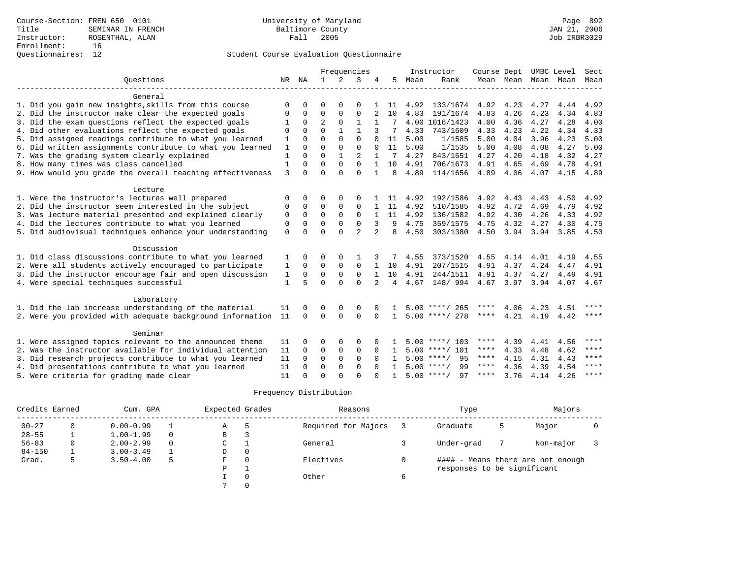Course-Section: FREN 650 0101
Title: SEMINAR IN FRENCH
Instructor: ROSENTHAL, ALAN
Enrollment: 16
Questionnaires: 12

University of Maryland
Baltimore County
Fall 2005

Page 892
JAN 21, 2006
Job IRBR3029

## Student Course Evaluation Questionnaire

| Questions | NR | NA | 1 | 2 | 3 | 4 | 5 | Instructor Mean | Instructor Rank | Course Mean | Dept Mean | UMBC Mean | Level Mean | Sect Mean |
|---|---|---|---|---|---|---|---|---|---|---|---|---|---|---|
| **General** | | | | | | | | | | | | | | |
| 1. Did you gain new insights,skills from this course | 0 | 0 | 0 | 0 | 0 | 1 | 11 | 4.92 | 133/1674 | 4.92 | 4.23 | 4.27 | 4.44 | 4.92 |
| 2. Did the instructor make clear the expected goals | 0 | 0 | 0 | 0 | 0 | 2 | 10 | 4.83 | 191/1674 | 4.83 | 4.26 | 4.23 | 4.34 | 4.83 |
| 3. Did the exam questions reflect the expected goals | 1 | 0 | 2 | 0 | 1 | 1 | 7 | 4.00 | 1016/1423 | 4.00 | 4.36 | 4.27 | 4.28 | 4.00 |
| 4. Did other evaluations reflect the expected goals | 0 | 0 | 0 | 1 | 1 | 3 | 7 | 4.33 | 743/1609 | 4.33 | 4.23 | 4.22 | 4.34 | 4.33 |
| 5. Did assigned readings contribute to what you learned | 1 | 0 | 0 | 0 | 0 | 0 | 11 | 5.00 | 1/1585 | 5.00 | 4.04 | 3.96 | 4.23 | 5.00 |
| 6. Did written assignments contribute to what you learned | 1 | 0 | 0 | 0 | 0 | 0 | 11 | 5.00 | 1/1535 | 5.00 | 4.08 | 4.08 | 4.27 | 5.00 |
| 7. Was the grading system clearly explained | 1 | 0 | 0 | 1 | 2 | 1 | 7 | 4.27 | 843/1651 | 4.27 | 4.20 | 4.18 | 4.32 | 4.27 |
| 8. How many times was class cancelled | 1 | 0 | 0 | 0 | 0 | 1 | 10 | 4.91 | 706/1673 | 4.91 | 4.65 | 4.69 | 4.78 | 4.91 |
| 9. How would you grade the overall teaching effectiveness | 3 | 0 | 0 | 0 | 0 | 1 | 8 | 4.89 | 114/1656 | 4.89 | 4.06 | 4.07 | 4.15 | 4.89 |
| **Lecture** | | | | | | | | | | | | | | |
| 1. Were the instructor's lectures well prepared | 0 | 0 | 0 | 0 | 0 | 1 | 11 | 4.92 | 192/1586 | 4.92 | 4.43 | 4.43 | 4.50 | 4.92 |
| 2. Did the instructor seem interested in the subject | 0 | 0 | 0 | 0 | 0 | 1 | 11 | 4.92 | 510/1585 | 4.92 | 4.72 | 4.69 | 4.79 | 4.92 |
| 3. Was lecture material presented and explained clearly | 0 | 0 | 0 | 0 | 0 | 1 | 11 | 4.92 | 136/1582 | 4.92 | 4.30 | 4.26 | 4.33 | 4.92 |
| 4. Did the lectures contribute to what you learned | 0 | 0 | 0 | 0 | 0 | 3 | 9 | 4.75 | 359/1575 | 4.75 | 4.32 | 4.27 | 4.30 | 4.75 |
| 5. Did audiovisual techniques enhance your understanding | 0 | 0 | 0 | 0 | 2 | 2 | 8 | 4.50 | 303/1380 | 4.50 | 3.94 | 3.94 | 3.85 | 4.50 |
| **Discussion** | | | | | | | | | | | | | | |
| 1. Did class discussions contribute to what you learned | 1 | 0 | 0 | 0 | 1 | 3 | 7 | 4.55 | 373/1520 | 4.55 | 4.14 | 4.01 | 4.19 | 4.55 |
| 2. Were all students actively encouraged to participate | 1 | 0 | 0 | 0 | 0 | 1 | 10 | 4.91 | 207/1515 | 4.91 | 4.37 | 4.24 | 4.47 | 4.91 |
| 3. Did the instructor encourage fair and open discussion | 1 | 0 | 0 | 0 | 0 | 1 | 10 | 4.91 | 244/1511 | 4.91 | 4.37 | 4.27 | 4.49 | 4.91 |
| 4. Were special techniques successful | 1 | 5 | 0 | 0 | 0 | 2 | 4 | 4.67 | 148/ 994 | 4.67 | 3.97 | 3.94 | 4.07 | 4.67 |
| **Laboratory** | | | | | | | | | | | | | | |
| 1. Did the lab increase understanding of the material | 11 | 0 | 0 | 0 | 0 | 0 | 1 | 5.00 | ****/ 265 | **** | 4.06 | 4.23 | 4.51 | **** |
| 2. Were you provided with adequate background information | 11 | 0 | 0 | 0 | 0 | 0 | 1 | 5.00 | ****/ 278 | **** | 4.21 | 4.19 | 4.42 | **** |
| **Seminar** | | | | | | | | | | | | | | |
| 1. Were assigned topics relevant to the announced theme | 11 | 0 | 0 | 0 | 0 | 0 | 1 | 5.00 | ****/ 103 | **** | 4.39 | 4.41 | 4.56 | **** |
| 2. Was the instructor available for individual attention | 11 | 0 | 0 | 0 | 0 | 0 | 1 | 5.00 | ****/ 101 | **** | 4.33 | 4.48 | 4.62 | **** |
| 3. Did research projects contribute to what you learned | 11 | 0 | 0 | 0 | 0 | 0 | 1 | 5.00 | ****/ 95 | **** | 4.15 | 4.31 | 4.43 | **** |
| 4. Did presentations contribute to what you learned | 11 | 0 | 0 | 0 | 0 | 0 | 1 | 5.00 | ****/ 99 | **** | 4.36 | 4.39 | 4.54 | **** |
| 5. Were criteria for grading made clear | 11 | 0 | 0 | 0 | 0 | 0 | 1 | 5.00 | ****/ 97 | **** | 3.76 | 4.14 | 4.26 | **** |

## Frequency Distribution

| Credits Earned | | Cum. GPA | | Expected Grades | | Reasons | | Type | | Majors | |
|---|---|---|---|---|---|---|---|---|---|---|---|
| 00-27 | 0 | 0.00-0.99 | 1 | A | 5 | Required for Majors | 3 | Graduate | 5 | Major | 0 |
| 28-55 | 1 | 1.00-1.99 | 0 | B | 3 | | | | | | |
| 56-83 | 0 | 2.00-2.99 | 0 | C | 1 | General | 3 | Under-grad | 7 | Non-major | 3 |
| 84-150 | 1 | 3.00-3.49 | 1 | D | 0 | | | | | | |
| Grad. | 5 | 3.50-4.00 | 5 | F | 0 | Electives | 0 | | | | |
| | | | | P | 1 | | | | | | |
| | | | | I | 0 | Other | 6 | | | | |
| | | | | ? | 0 | | | | | | |

#### - Means there are not enough responses to be significant